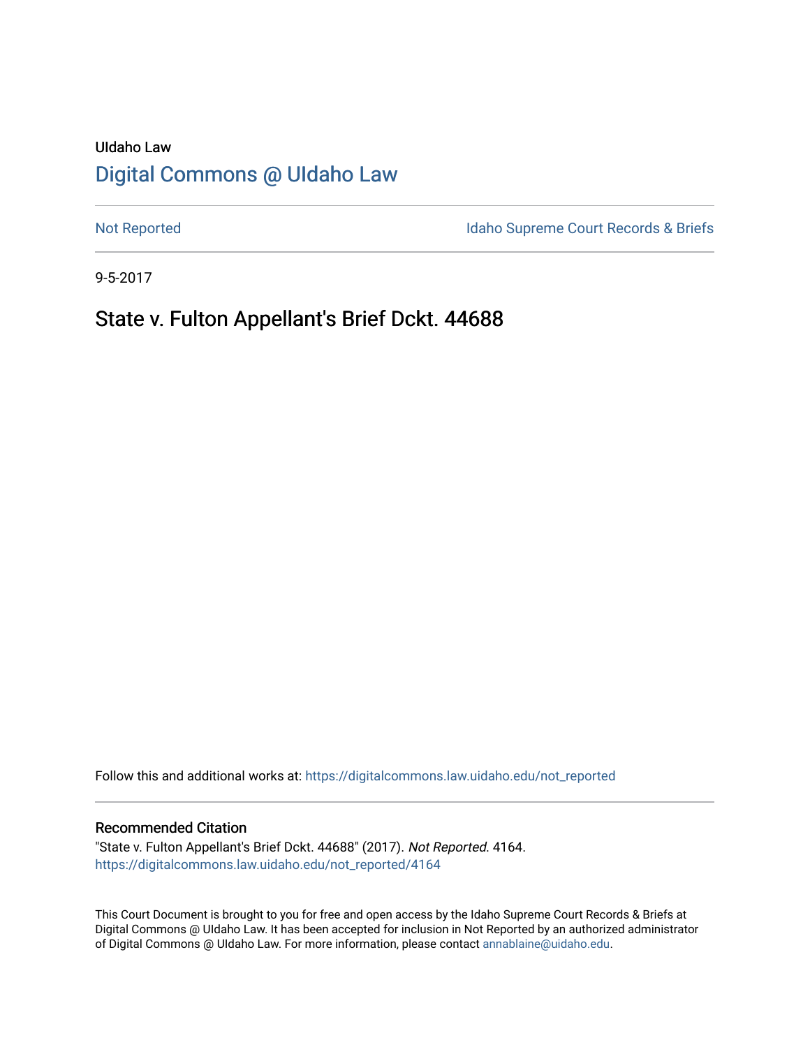UIdaho Law

# Digital Commons @ UIdaho Law

Not Reported

Idaho Supreme Court Records & Briefs

9-5-2017

## State v. Fulton Appellant's Brief Dckt. 44688

Follow this and additional works at: https://digitalcommons.law.uidaho.edu/not_reported

### Recommended Citation

"State v. Fulton Appellant's Brief Dckt. 44688" (2017). *Not Reported*. 4164.
https://digitalcommons.law.uidaho.edu/not_reported/4164

This Court Document is brought to you for free and open access by the Idaho Supreme Court Records & Briefs at Digital Commons @ UIdaho Law. It has been accepted for inclusion in Not Reported by an authorized administrator of Digital Commons @ UIdaho Law. For more information, please contact annablaine@uidaho.edu.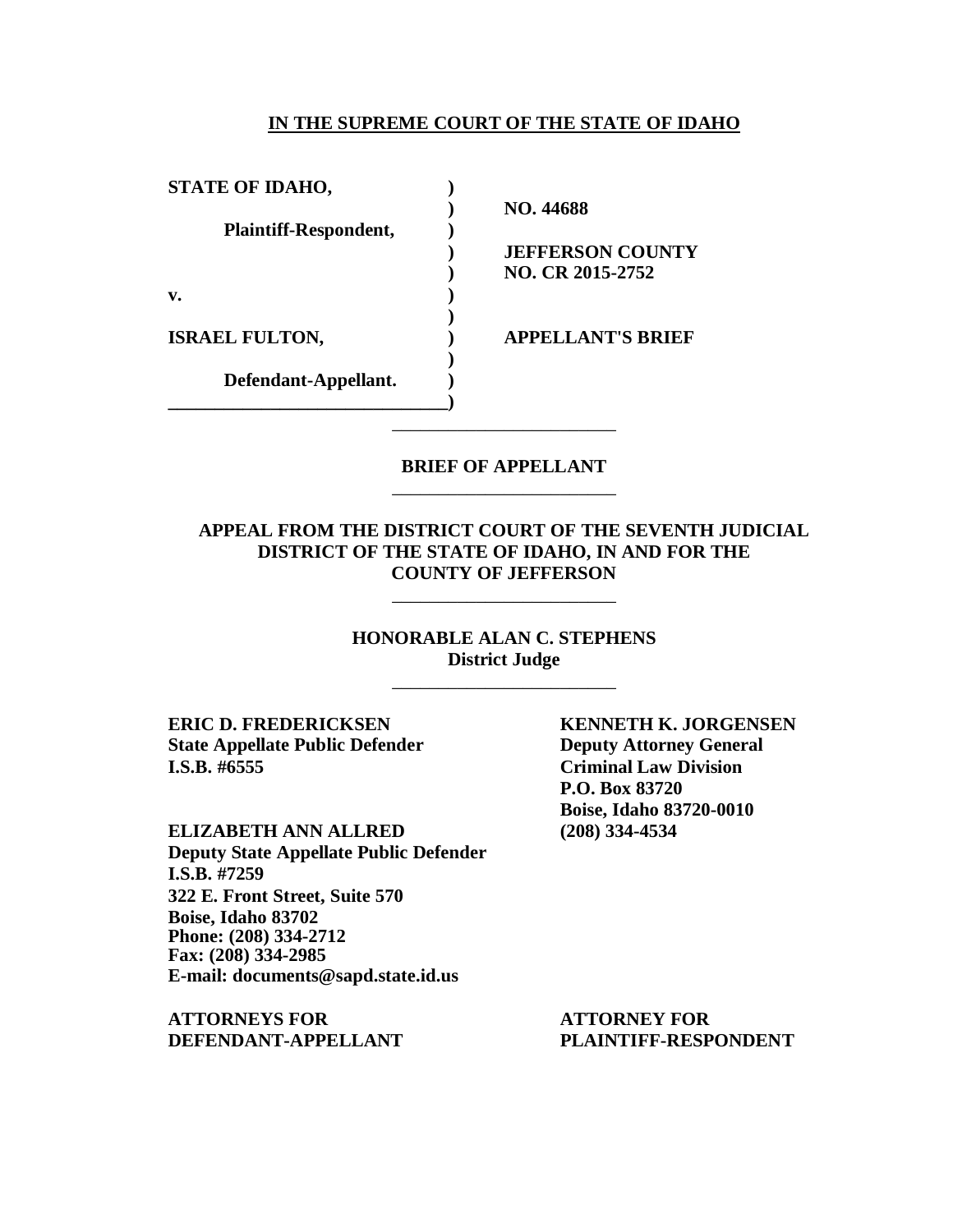**IN THE SUPREME COURT OF THE STATE OF IDAHO**

| | | |
|---|---|---|
| **STATE OF IDAHO,** | ) | |
| | ) | **NO. 44688** |
| **Plaintiff-Respondent,** | ) | |
| | ) | **JEFFERSON COUNTY** |
| | ) | **NO. CR 2015-2752** |
| **v.** | ) | |
| | ) | |
| **ISRAEL FULTON,** | ) | **APPELLANT'S BRIEF** |
| | ) | |
| **Defendant-Appellant.** | ) | |
| | ) | |

---

**BRIEF OF APPELLANT**

---

**APPEAL FROM THE DISTRICT COURT OF THE SEVENTH JUDICIAL DISTRICT OF THE STATE OF IDAHO, IN AND FOR THE COUNTY OF JEFFERSON**

---

**HONORABLE ALAN C. STEPHENS**
**District Judge**

---

**ERIC D. FREDERICKSEN**
**State Appellate Public Defender**
**I.S.B. #6555**

**ELIZABETH ANN ALLRED**
**Deputy State Appellate Public Defender**
**I.S.B. #7259**
**322 E. Front Street, Suite 570**
**Boise, Idaho 83702**
**Phone: (208) 334-2712**
**Fax: (208) 334-2985**
**E-mail: documents@sapd.state.id.us**

**ATTORNEYS FOR DEFENDANT-APPELLANT**

**KENNETH K. JORGENSEN**
**Deputy Attorney General**
**Criminal Law Division**
**P.O. Box 83720**
**Boise, Idaho 83720-0010**
**(208) 334-4534**

**ATTORNEY FOR PLAINTIFF-RESPONDENT**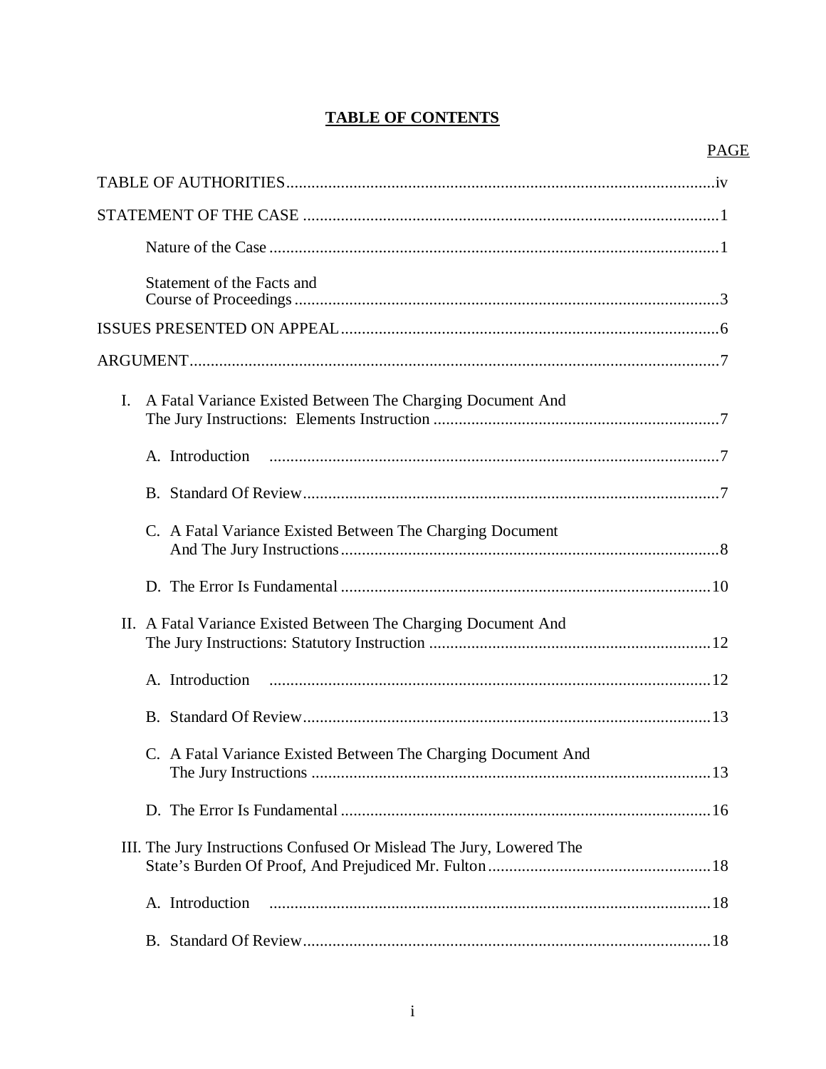# TABLE OF CONTENTS

PAGE

TABLE OF AUTHORITIES .......... iv

STATEMENT OF THE CASE .......... 1

Nature of the Case .......... 1

Statement of the Facts and Course of Proceedings .......... 3

ISSUES PRESENTED ON APPEAL .......... 6

ARGUMENT .......... 7

I. A Fatal Variance Existed Between The Charging Document And The Jury Instructions: Elements Instruction .......... 7

A. Introduction .......... 7

B. Standard Of Review .......... 7

C. A Fatal Variance Existed Between The Charging Document And The Jury Instructions .......... 8

D. The Error Is Fundamental .......... 10

II. A Fatal Variance Existed Between The Charging Document And The Jury Instructions: Statutory Instruction .......... 12

A. Introduction .......... 12

B. Standard Of Review .......... 13

C. A Fatal Variance Existed Between The Charging Document And The Jury Instructions .......... 13

D. The Error Is Fundamental .......... 16

III. The Jury Instructions Confused Or Mislead The Jury, Lowered The State's Burden Of Proof, And Prejudiced Mr. Fulton .......... 18

A. Introduction .......... 18

B. Standard Of Review .......... 18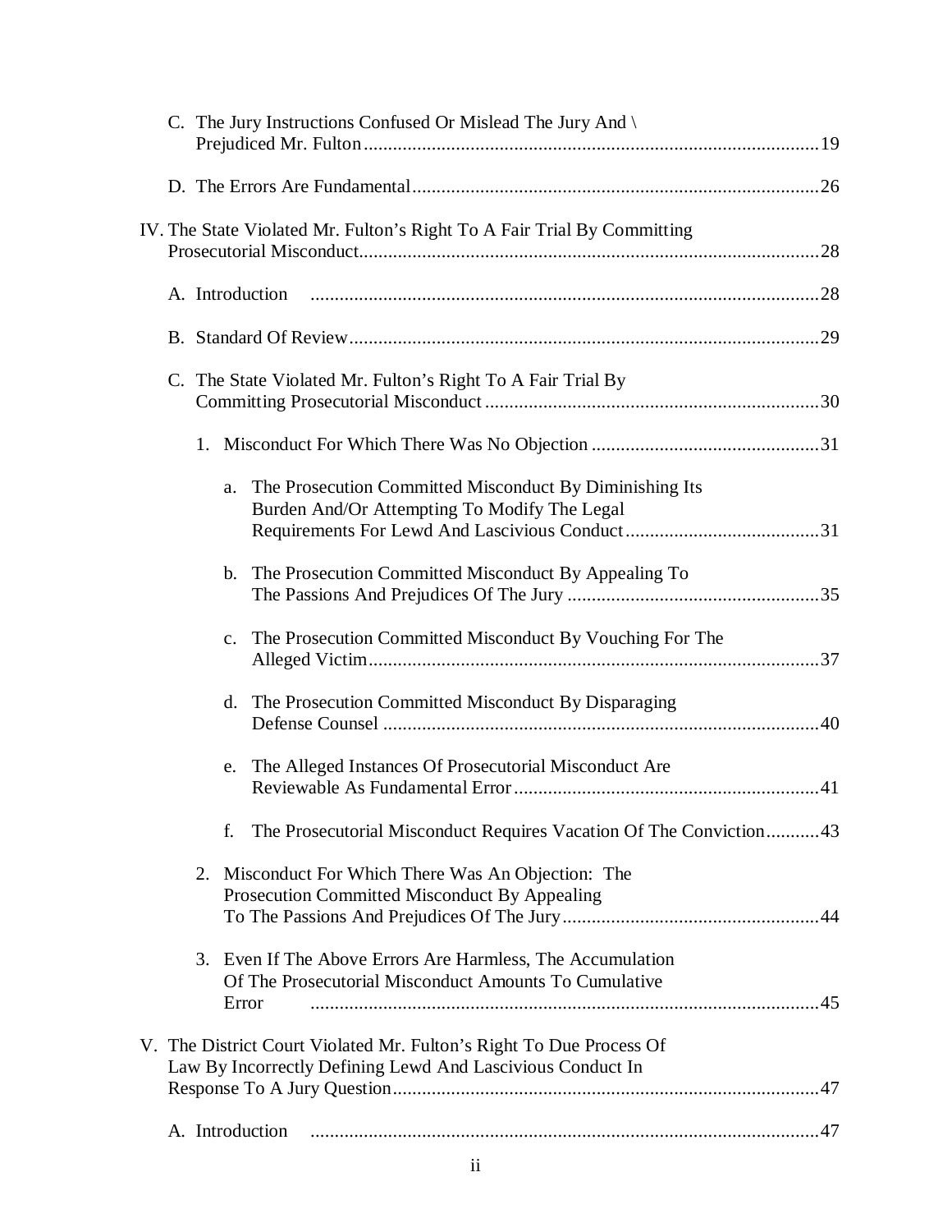C. The Jury Instructions Confused Or Mislead The Jury And \ Prejudiced Mr. Fulton ....................19

D. The Errors Are Fundamental ....................26

IV. The State Violated Mr. Fulton's Right To A Fair Trial By Committing Prosecutorial Misconduct ....................28

A. Introduction ....................28

B. Standard Of Review ....................29

C. The State Violated Mr. Fulton's Right To A Fair Trial By Committing Prosecutorial Misconduct ....................30

1. Misconduct For Which There Was No Objection ....................31

a. The Prosecution Committed Misconduct By Diminishing Its Burden And/Or Attempting To Modify The Legal Requirements For Lewd And Lascivious Conduct ....................31

b. The Prosecution Committed Misconduct By Appealing To The Passions And Prejudices Of The Jury ....................35

c. The Prosecution Committed Misconduct By Vouching For The Alleged Victim ....................37

d. The Prosecution Committed Misconduct By Disparaging Defense Counsel ....................40

e. The Alleged Instances Of Prosecutorial Misconduct Are Reviewable As Fundamental Error ....................41

f. The Prosecutorial Misconduct Requires Vacation Of The Conviction ....................43

2. Misconduct For Which There Was An Objection: The Prosecution Committed Misconduct By Appealing To The Passions And Prejudices Of The Jury ....................44

3. Even If The Above Errors Are Harmless, The Accumulation Of The Prosecutorial Misconduct Amounts To Cumulative Error ....................45

V. The District Court Violated Mr. Fulton's Right To Due Process Of Law By Incorrectly Defining Lewd And Lascivious Conduct In Response To A Jury Question ....................47

A. Introduction ....................47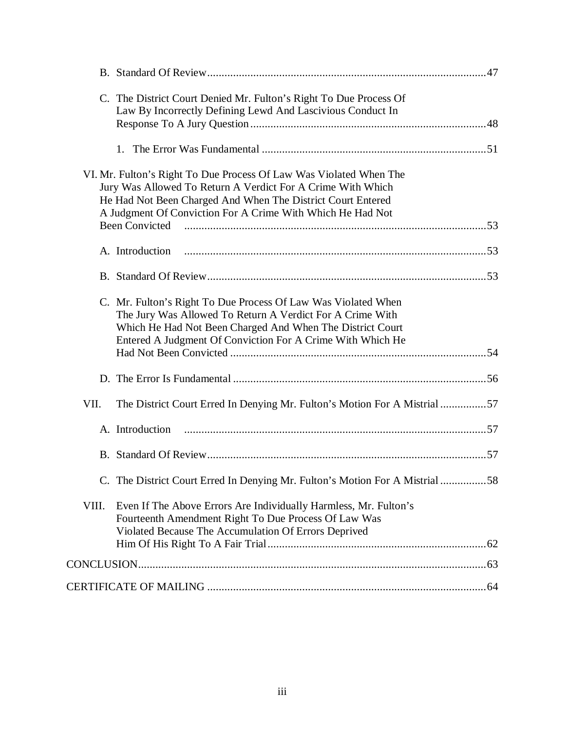B. Standard Of Review ....................................................................................... 47

C. The District Court Denied Mr. Fulton's Right To Due Process Of Law By Incorrectly Defining Lewd And Lascivious Conduct In Response To A Jury Question ................................................................................ 48

1. The Error Was Fundamental ............................................................................ 51

VI. Mr. Fulton's Right To Due Process Of Law Was Violated When The Jury Was Allowed To Return A Verdict For A Crime With Which He Had Not Been Charged And When The District Court Entered A Judgment Of Conviction For A Crime With Which He Had Not Been Convicted ........................................................................................ 53

A. Introduction ........................................................................................ 53

B. Standard Of Review ....................................................................................... 53

C. Mr. Fulton's Right To Due Process Of Law Was Violated When The Jury Was Allowed To Return A Verdict For A Crime With Which He Had Not Been Charged And When The District Court Entered A Judgment Of Conviction For A Crime With Which He Had Not Been Convicted ........................................................................................ 54

D. The Error Is Fundamental ........................................................................................ 56

VII. The District Court Erred In Denying Mr. Fulton's Motion For A Mistrial ................ 57

A. Introduction ........................................................................................ 57

B. Standard Of Review ....................................................................................... 57

C. The District Court Erred In Denying Mr. Fulton's Motion For A Mistrial ................ 58

VIII. Even If The Above Errors Are Individually Harmless, Mr. Fulton's Fourteenth Amendment Right To Due Process Of Law Was Violated Because The Accumulation Of Errors Deprived Him Of His Right To A Fair Trial ............................................................................ 62

CONCLUSION ........................................................................................................... 63

CERTIFICATE OF MAILING ................................................................................... 64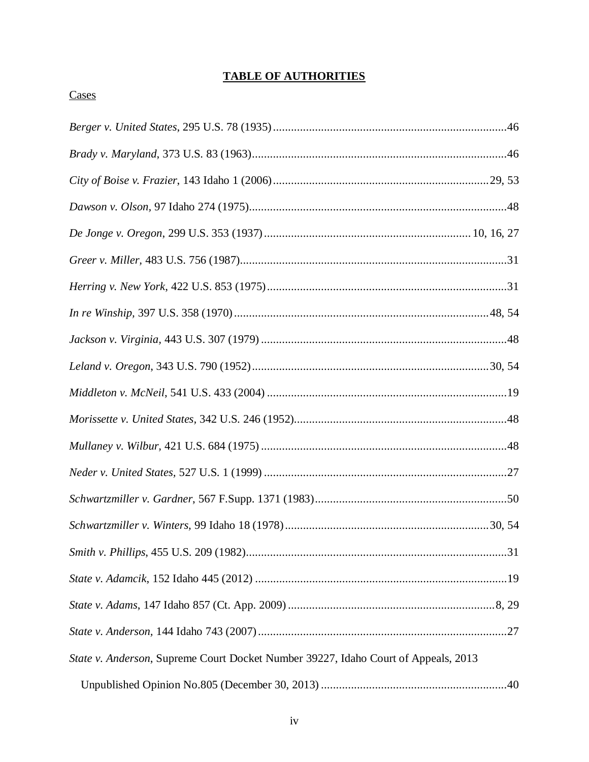## TABLE OF AUTHORITIES

Cases

*Berger v. United States*, 295 U.S. 78 (1935) .......... 46

*Brady v. Maryland*, 373 U.S. 83 (1963) .......... 46

*City of Boise v. Frazier*, 143 Idaho 1 (2006) .......... 29, 53

*Dawson v. Olson*, 97 Idaho 274 (1975) .......... 48

*De Jonge v. Oregon*, 299 U.S. 353 (1937) .......... 10, 16, 27

*Greer v. Miller*, 483 U.S. 756 (1987) .......... 31

*Herring v. New York*, 422 U.S. 853 (1975) .......... 31

*In re Winship*, 397 U.S. 358 (1970) .......... 48, 54

*Jackson v. Virginia*, 443 U.S. 307 (1979) .......... 48

*Leland v. Oregon*, 343 U.S. 790 (1952) .......... 30, 54

*Middleton v. McNeil*, 541 U.S. 433 (2004) .......... 19

*Morissette v. United States*, 342 U.S. 246 (1952) .......... 48

*Mullaney v. Wilbur*, 421 U.S. 684 (1975) .......... 48

*Neder v. United States*, 527 U.S. 1 (1999) .......... 27

*Schwartzmiller v. Gardner*, 567 F.Supp. 1371 (1983) .......... 50

*Schwartzmiller v. Winters*, 99 Idaho 18 (1978) .......... 30, 54

*Smith v. Phillips*, 455 U.S. 209 (1982) .......... 31

*State v. Adamcik*, 152 Idaho 445 (2012) .......... 19

*State v. Adams*, 147 Idaho 857 (Ct. App. 2009) .......... 8, 29

*State v. Anderson*, 144 Idaho 743 (2007) .......... 27

*State v. Anderson*, Supreme Court Docket Number 39227, Idaho Court of Appeals, 2013 Unpublished Opinion No.805 (December 30, 2013) .......... 40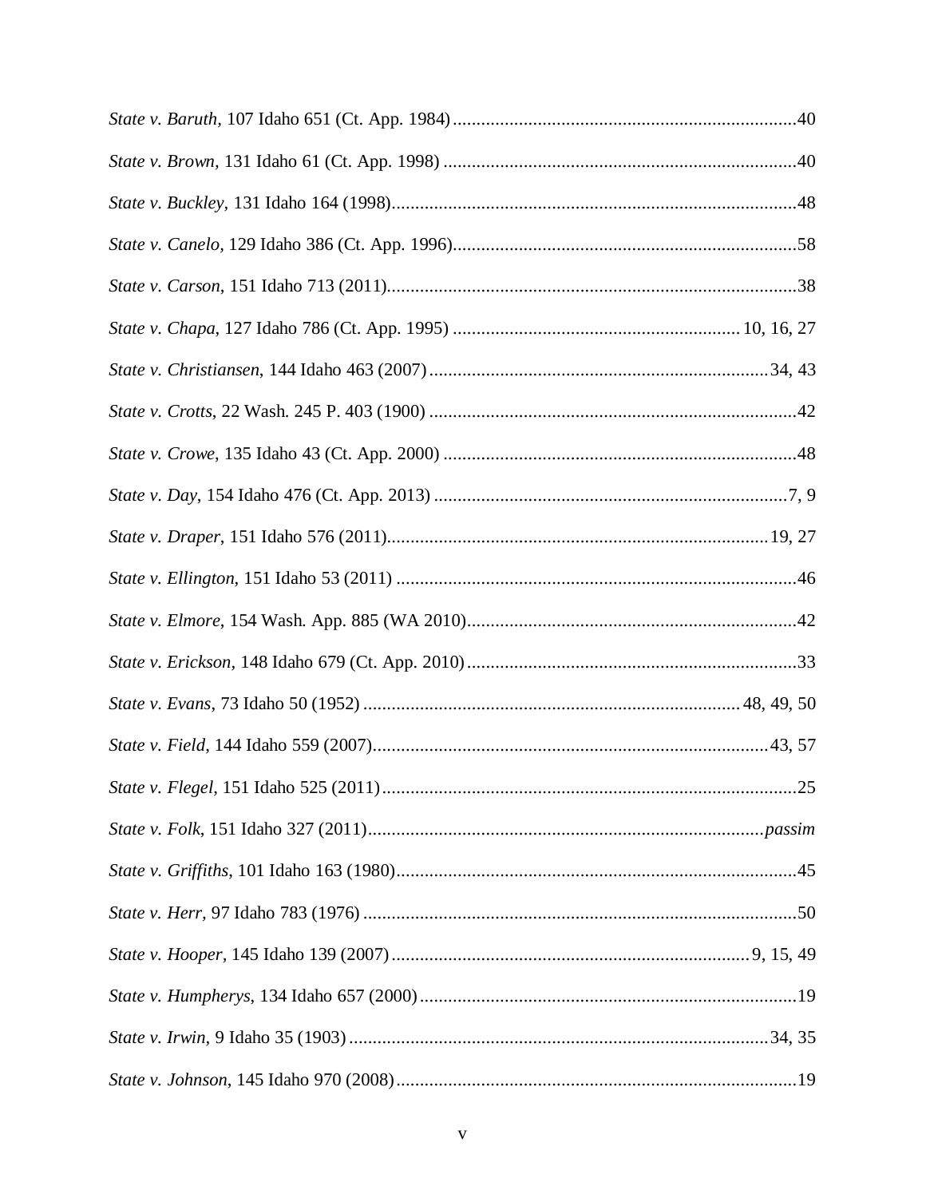*State v. Baruth*, 107 Idaho 651 (Ct. App. 1984) ........................................................................40

*State v. Brown*, 131 Idaho 61 (Ct. App. 1998) ..........................................................................40

*State v. Buckley*, 131 Idaho 164 (1998).....................................................................................48

*State v. Canelo*, 129 Idaho 386 (Ct. App. 1996)........................................................................58

*State v. Carson*, 151 Idaho 713 (2011)......................................................................................38

*State v. Chapa*, 127 Idaho 786 (Ct. App. 1995) ........................................................... 10, 16, 27

*State v. Christiansen*, 144 Idaho 463 (2007).......................................................................34, 43

*State v. Crotts*, 22 Wash. 245 P. 403 (1900) .............................................................................42

*State v. Crowe*, 135 Idaho 43 (Ct. App. 2000) ..........................................................................48

*State v. Day*, 154 Idaho 476 (Ct. App. 2013) ..........................................................................7, 9

*State v. Draper*, 151 Idaho 576 (2011)...............................................................................19, 27

*State v. Ellington*, 151 Idaho 53 (2011) ....................................................................................46

*State v. Elmore*, 154 Wash. App. 885 (WA 2010).....................................................................42

*State v. Erickson*, 148 Idaho 679 (Ct. App. 2010).....................................................................33

*State v. Evans*, 73 Idaho 50 (1952) .............................................................................. 48, 49, 50

*State v. Field*, 144 Idaho 559 (2007)...................................................................................43, 57

*State v. Flegel*, 151 Idaho 525 (2011).......................................................................................25

*State v. Folk*, 151 Idaho 327 (2011)...................................................................................*passim*

*State v. Griffiths*, 101 Idaho 163 (1980)....................................................................................45

*State v. Herr*, 97 Idaho 783 (1976) ............................................................................................50

*State v. Hooper*, 145 Idaho 139 (2007) ........................................................................... 9, 15, 49

*State v. Humpherys*, 134 Idaho 657 (2000)...............................................................................19

*State v. Irwin*, 9 Idaho 35 (1903) .......................................................................................34, 35

*State v. Johnson*, 145 Idaho 970 (2008)....................................................................................19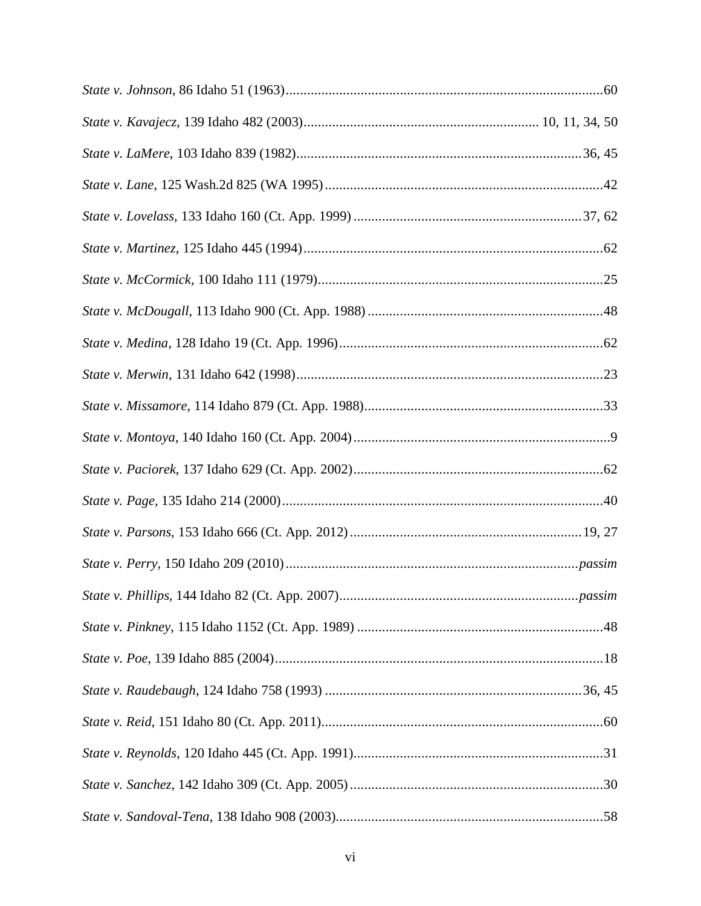*State v. Johnson*, 86 Idaho 51 (1963).........................................................................................60

*State v. Kavajecz*, 139 Idaho 482 (2003)................................................................. 10, 11, 34, 50

*State v. LaMere*, 103 Idaho 839 (1982)...............................................................................36, 45

*State v. Lane*, 125 Wash.2d 825 (WA 1995).............................................................................42

*State v. Lovelass*, 133 Idaho 160 (Ct. App. 1999)................................................................37, 62

*State v. Martinez*, 125 Idaho 445 (1994)...................................................................................62

*State v. McCormick*, 100 Idaho 111 (1979)...............................................................................25

*State v. McDougall*, 113 Idaho 900 (Ct. App. 1988).................................................................48

*State v. Medina*, 128 Idaho 19 (Ct. App. 1996)..........................................................................62

*State v. Merwin*, 131 Idaho 642 (1998).....................................................................................23

*State v. Missamore*, 114 Idaho 879 (Ct. App. 1988)..................................................................33

*State v. Montoya*, 140 Idaho 160 (Ct. App. 2004)........................................................................9

*State v. Paciorek*, 137 Idaho 629 (Ct. App. 2002).....................................................................62

*State v. Page*, 135 Idaho 214 (2000)..........................................................................................40

*State v. Parsons*, 153 Idaho 666 (Ct. App. 2012)................................................................19, 27

*State v. Perry*, 150 Idaho 209 (2010)..................................................................................*passim*

*State v. Phillips*, 144 Idaho 82 (Ct. App. 2007)...................................................................*passim*

*State v. Pinkney*, 115 Idaho 1152 (Ct. App. 1989)....................................................................48

*State v. Poe*, 139 Idaho 885 (2004)............................................................................................18

*State v. Raudebaugh*, 124 Idaho 758 (1993)........................................................................36, 45

*State v. Reid*, 151 Idaho 80 (Ct. App. 2011)..............................................................................60

*State v. Reynolds*, 120 Idaho 445 (Ct. App. 1991).....................................................................31

*State v. Sanchez*, 142 Idaho 309 (Ct. App. 2005)......................................................................30

*State v. Sandoval-Tena*, 138 Idaho 908 (2003)...........................................................................58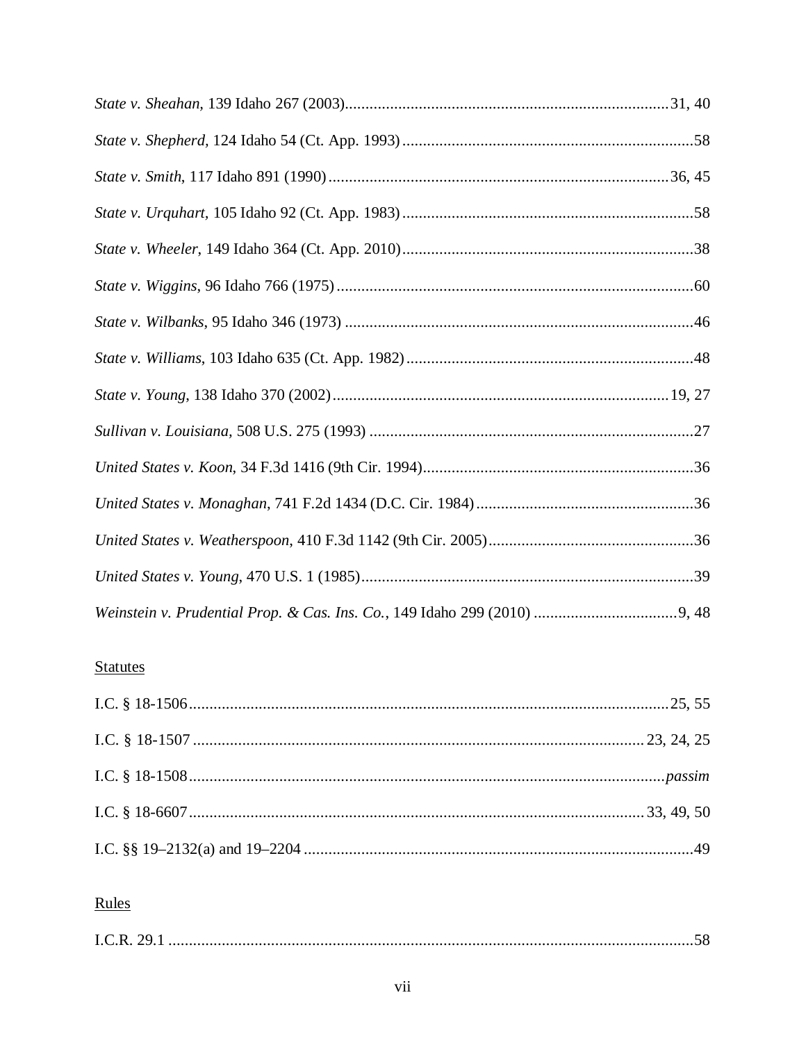*State v. Sheahan,* 139 Idaho 267 (2003)...............................................................................31, 40

*State v. Shepherd,* 124 Idaho 54 (Ct. App. 1993).......................................................................58

*State v. Smith*, 117 Idaho 891 (1990)...................................................................................36, 45

*State v. Urquhart*, 105 Idaho 92 (Ct. App. 1983).......................................................................58

*State v. Wheeler*, 149 Idaho 364 (Ct. App. 2010).......................................................................38

*State v. Wiggins*, 96 Idaho 766 (1975).......................................................................................60

*State v. Wilbanks*, 95 Idaho 346 (1973).....................................................................................46

*State v. Williams*, 103 Idaho 635 (Ct. App. 1982).....................................................................48

*State v. Young*, 138 Idaho 370 (2002)..................................................................................19, 27

*Sullivan v. Louisiana,* 508 U.S. 275 (1993)...............................................................................27

*United States v. Koon*, 34 F.3d 1416 (9th Cir. 1994).................................................................36

*United States v. Monaghan*, 741 F.2d 1434 (D.C. Cir. 1984)....................................................36

*United States v. Weatherspoon*, 410 F.3d 1142 (9th Cir. 2005).................................................36

*United States v. Young*, 470 U.S. 1 (1985).................................................................................39

*Weinstein v. Prudential Prop. & Cas. Ins. Co.*, 149 Idaho 299 (2010)...................................9, 48

Statutes

I.C. § 18-1506.....................................................................................................................25, 55

I.C. § 18-1507...............................................................................................................23, 24, 25

I.C. § 18-1508...................................................................................................................*passim*

I.C. § 18-6607...............................................................................................................33, 49, 50

I.C. §§ 19–2132(a) and 19–2204...............................................................................................49

Rules

I.C.R. 29.1................................................................................................................................58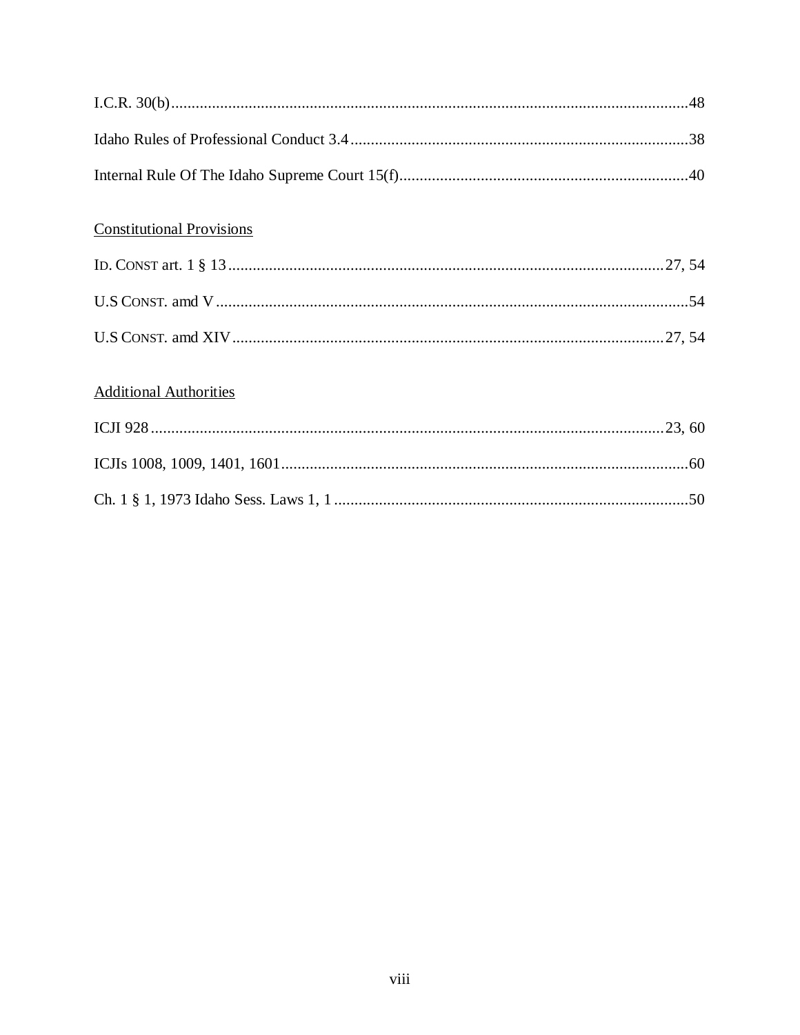I.C.R. 30(b) ....................................................................................................................... 48

Idaho Rules of Professional Conduct 3.4 ........................................................................ 38

Internal Rule Of The Idaho Supreme Court 15(f) ............................................................ 40

<u>Constitutional Provisions</u>

ID. CONST art. 1 § 13 ............................................................................................. 27, 54

U.S CONST. amd V ........................................................................................................ 54

U.S CONST. amd XIV ............................................................................................ 27, 54

<u>Additional Authorities</u>

ICJI 928 ................................................................................................................. 23, 60

ICJIs 1008, 1009, 1401, 1601 ........................................................................................ 60

Ch. 1 § 1, 1973 Idaho Sess. Laws 1, 1 ............................................................................ 50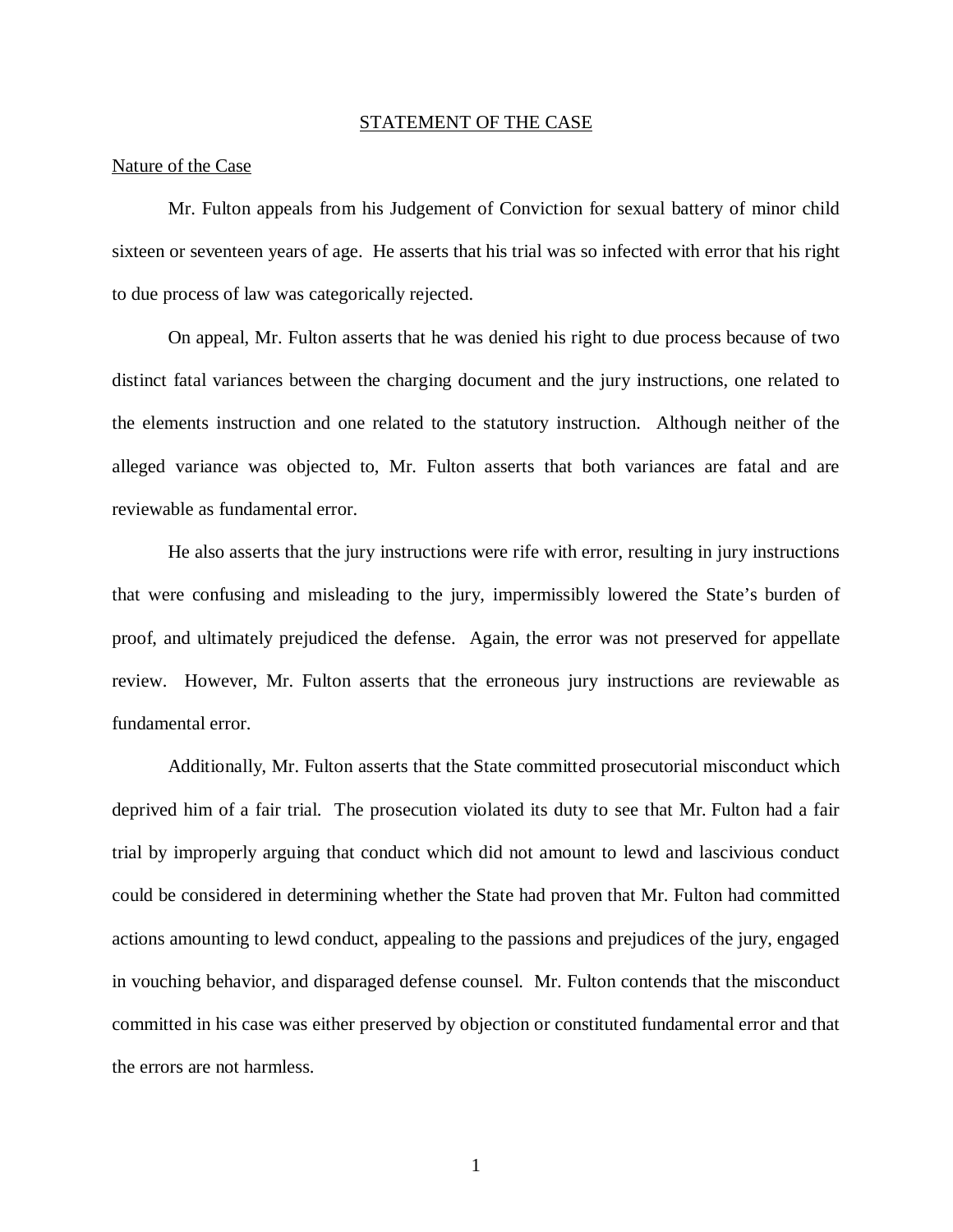## STATEMENT OF THE CASE

### Nature of the Case

Mr. Fulton appeals from his Judgement of Conviction for sexual battery of minor child sixteen or seventeen years of age. He asserts that his trial was so infected with error that his right to due process of law was categorically rejected.

On appeal, Mr. Fulton asserts that he was denied his right to due process because of two distinct fatal variances between the charging document and the jury instructions, one related to the elements instruction and one related to the statutory instruction. Although neither of the alleged variance was objected to, Mr. Fulton asserts that both variances are fatal and are reviewable as fundamental error.

He also asserts that the jury instructions were rife with error, resulting in jury instructions that were confusing and misleading to the jury, impermissibly lowered the State's burden of proof, and ultimately prejudiced the defense. Again, the error was not preserved for appellate review. However, Mr. Fulton asserts that the erroneous jury instructions are reviewable as fundamental error.

Additionally, Mr. Fulton asserts that the State committed prosecutorial misconduct which deprived him of a fair trial. The prosecution violated its duty to see that Mr. Fulton had a fair trial by improperly arguing that conduct which did not amount to lewd and lascivious conduct could be considered in determining whether the State had proven that Mr. Fulton had committed actions amounting to lewd conduct, appealing to the passions and prejudices of the jury, engaged in vouching behavior, and disparaged defense counsel. Mr. Fulton contends that the misconduct committed in his case was either preserved by objection or constituted fundamental error and that the errors are not harmless.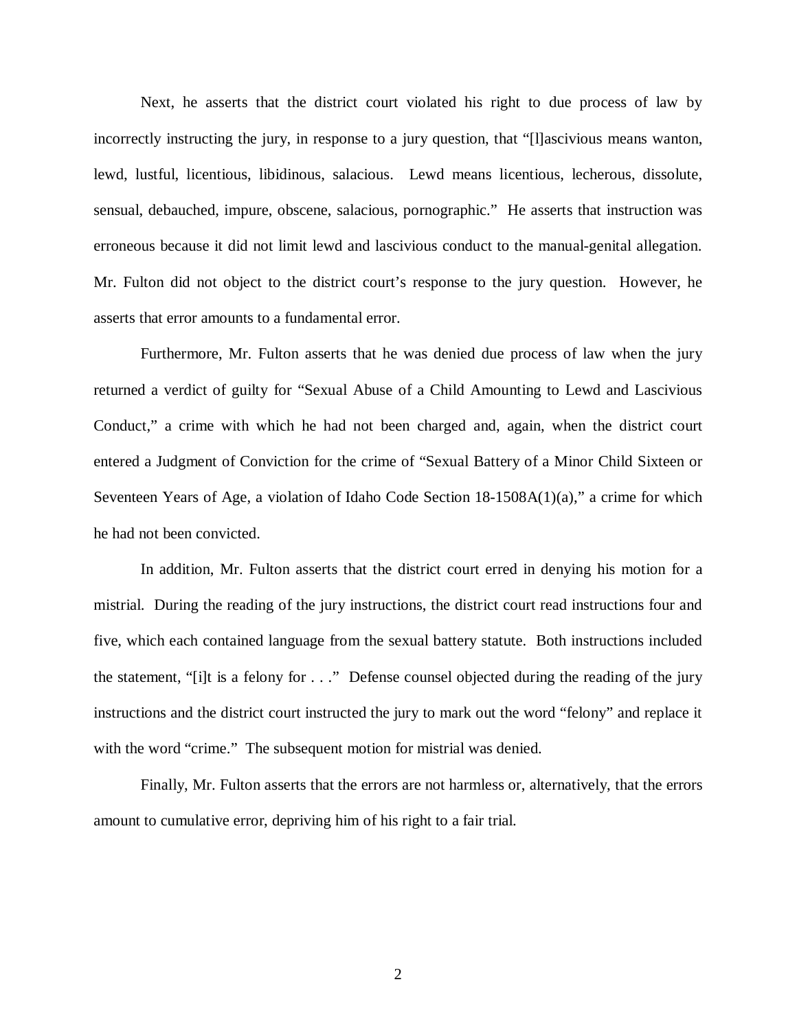Next, he asserts that the district court violated his right to due process of law by incorrectly instructing the jury, in response to a jury question, that "[l]ascivious means wanton, lewd, lustful, licentious, libidinous, salacious. Lewd means licentious, lecherous, dissolute, sensual, debauched, impure, obscene, salacious, pornographic." He asserts that instruction was erroneous because it did not limit lewd and lascivious conduct to the manual-genital allegation. Mr. Fulton did not object to the district court's response to the jury question. However, he asserts that error amounts to a fundamental error.

Furthermore, Mr. Fulton asserts that he was denied due process of law when the jury returned a verdict of guilty for "Sexual Abuse of a Child Amounting to Lewd and Lascivious Conduct," a crime with which he had not been charged and, again, when the district court entered a Judgment of Conviction for the crime of "Sexual Battery of a Minor Child Sixteen or Seventeen Years of Age, a violation of Idaho Code Section 18-1508A(1)(a)," a crime for which he had not been convicted.

In addition, Mr. Fulton asserts that the district court erred in denying his motion for a mistrial. During the reading of the jury instructions, the district court read instructions four and five, which each contained language from the sexual battery statute. Both instructions included the statement, "[i]t is a felony for . . ." Defense counsel objected during the reading of the jury instructions and the district court instructed the jury to mark out the word "felony" and replace it with the word "crime." The subsequent motion for mistrial was denied.

Finally, Mr. Fulton asserts that the errors are not harmless or, alternatively, that the errors amount to cumulative error, depriving him of his right to a fair trial.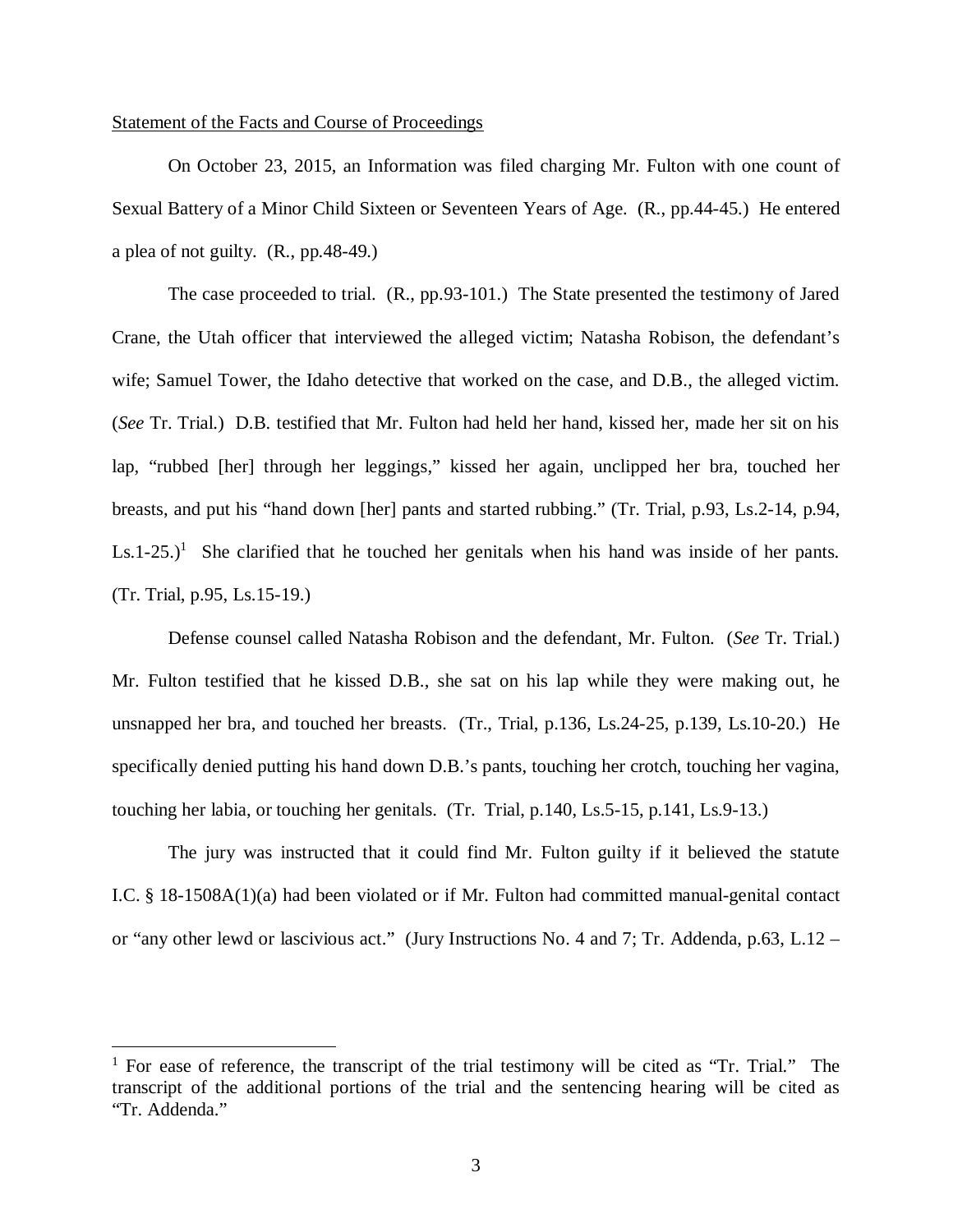Statement of the Facts and Course of Proceedings

On October 23, 2015, an Information was filed charging Mr. Fulton with one count of Sexual Battery of a Minor Child Sixteen or Seventeen Years of Age. (R., pp.44-45.) He entered a plea of not guilty. (R., pp.48-49.)

The case proceeded to trial. (R., pp.93-101.) The State presented the testimony of Jared Crane, the Utah officer that interviewed the alleged victim; Natasha Robison, the defendant's wife; Samuel Tower, the Idaho detective that worked on the case, and D.B., the alleged victim. (*See* Tr. Trial.) D.B. testified that Mr. Fulton had held her hand, kissed her, made her sit on his lap, "rubbed [her] through her leggings," kissed her again, unclipped her bra, touched her breasts, and put his "hand down [her] pants and started rubbing." (Tr. Trial, p.93, Ls.2-14, p.94, Ls.1-25.)[1] She clarified that he touched her genitals when his hand was inside of her pants. (Tr. Trial, p.95, Ls.15-19.)

Defense counsel called Natasha Robison and the defendant, Mr. Fulton. (*See* Tr. Trial.) Mr. Fulton testified that he kissed D.B., she sat on his lap while they were making out, he unsnapped her bra, and touched her breasts. (Tr., Trial, p.136, Ls.24-25, p.139, Ls.10-20.) He specifically denied putting his hand down D.B.'s pants, touching her crotch, touching her vagina, touching her labia, or touching her genitals. (Tr. Trial, p.140, Ls.5-15, p.141, Ls.9-13.)

The jury was instructed that it could find Mr. Fulton guilty if it believed the statute I.C. § 18-1508A(1)(a) had been violated or if Mr. Fulton had committed manual-genital contact or "any other lewd or lascivious act." (Jury Instructions No. 4 and 7; Tr. Addenda, p.63, L.12 –

[1] For ease of reference, the transcript of the trial testimony will be cited as "Tr. Trial." The transcript of the additional portions of the trial and the sentencing hearing will be cited as "Tr. Addenda."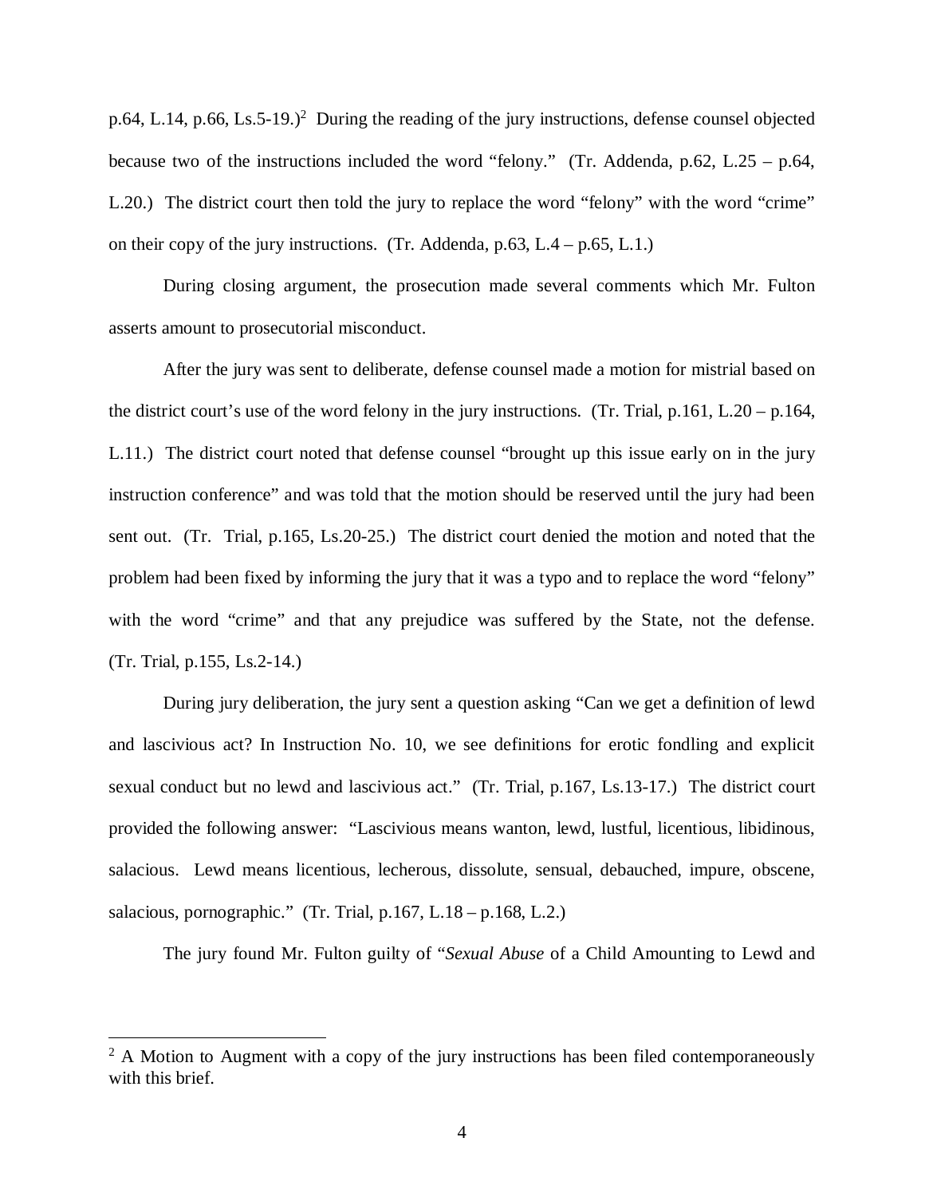p.64, L.14, p.66, Ls.5-19.)[2] During the reading of the jury instructions, defense counsel objected because two of the instructions included the word "felony." (Tr. Addenda, p.62, L.25 – p.64, L.20.) The district court then told the jury to replace the word "felony" with the word "crime" on their copy of the jury instructions. (Tr. Addenda, p.63, L.4 – p.65, L.1.)

During closing argument, the prosecution made several comments which Mr. Fulton asserts amount to prosecutorial misconduct.

After the jury was sent to deliberate, defense counsel made a motion for mistrial based on the district court's use of the word felony in the jury instructions. (Tr. Trial, p.161, L.20 – p.164, L.11.) The district court noted that defense counsel "brought up this issue early on in the jury instruction conference" and was told that the motion should be reserved until the jury had been sent out. (Tr. Trial, p.165, Ls.20-25.) The district court denied the motion and noted that the problem had been fixed by informing the jury that it was a typo and to replace the word "felony" with the word "crime" and that any prejudice was suffered by the State, not the defense. (Tr. Trial, p.155, Ls.2-14.)

During jury deliberation, the jury sent a question asking "Can we get a definition of lewd and lascivious act? In Instruction No. 10, we see definitions for erotic fondling and explicit sexual conduct but no lewd and lascivious act." (Tr. Trial, p.167, Ls.13-17.) The district court provided the following answer: "Lascivious means wanton, lewd, lustful, licentious, libidinous, salacious. Lewd means licentious, lecherous, dissolute, sensual, debauched, impure, obscene, salacious, pornographic." (Tr. Trial, p.167, L.18 – p.168, L.2.)

The jury found Mr. Fulton guilty of "*Sexual Abuse* of a Child Amounting to Lewd and

---

[2] A Motion to Augment with a copy of the jury instructions has been filed contemporaneously with this brief.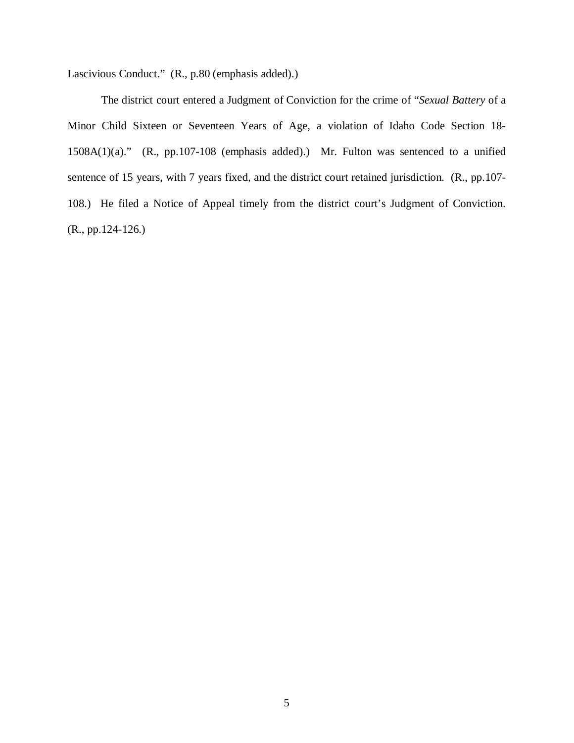Lascivious Conduct." (R., p.80 (emphasis added).)

The district court entered a Judgment of Conviction for the crime of "*Sexual Battery* of a Minor Child Sixteen or Seventeen Years of Age, a violation of Idaho Code Section 18-1508A(1)(a)." (R., pp.107-108 (emphasis added).) Mr. Fulton was sentenced to a unified sentence of 15 years, with 7 years fixed, and the district court retained jurisdiction. (R., pp.107-108.) He filed a Notice of Appeal timely from the district court's Judgment of Conviction. (R., pp.124-126.)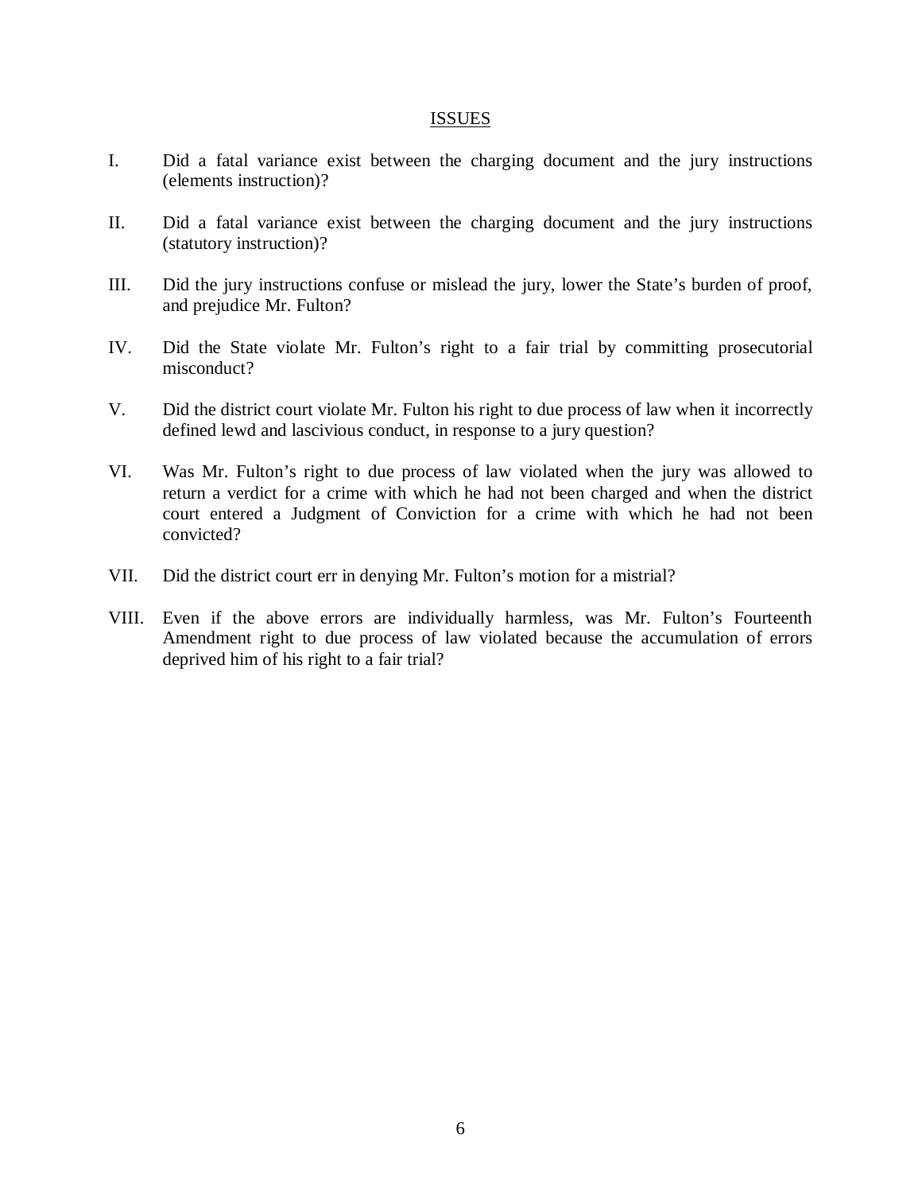## ISSUES

I. Did a fatal variance exist between the charging document and the jury instructions (elements instruction)?

II. Did a fatal variance exist between the charging document and the jury instructions (statutory instruction)?

III. Did the jury instructions confuse or mislead the jury, lower the State's burden of proof, and prejudice Mr. Fulton?

IV. Did the State violate Mr. Fulton's right to a fair trial by committing prosecutorial misconduct?

V. Did the district court violate Mr. Fulton his right to due process of law when it incorrectly defined lewd and lascivious conduct, in response to a jury question?

VI. Was Mr. Fulton's right to due process of law violated when the jury was allowed to return a verdict for a crime with which he had not been charged and when the district court entered a Judgment of Conviction for a crime with which he had not been convicted?

VII. Did the district court err in denying Mr. Fulton's motion for a mistrial?

VIII. Even if the above errors are individually harmless, was Mr. Fulton's Fourteenth Amendment right to due process of law violated because the accumulation of errors deprived him of his right to a fair trial?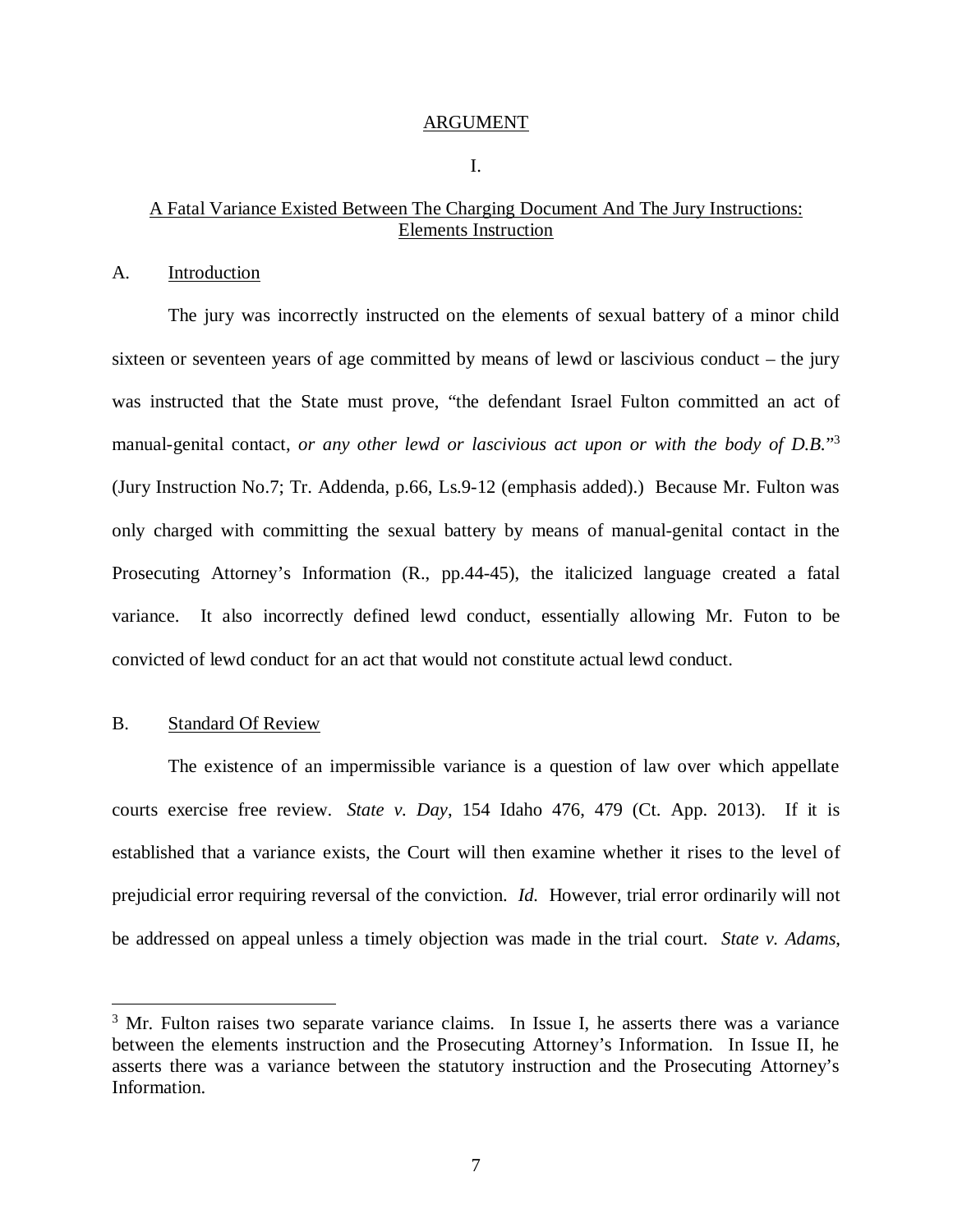## ARGUMENT

### I.

### A Fatal Variance Existed Between The Charging Document And The Jury Instructions: Elements Instruction

#### A. Introduction

The jury was incorrectly instructed on the elements of sexual battery of a minor child sixteen or seventeen years of age committed by means of lewd or lascivious conduct – the jury was instructed that the State must prove, "the defendant Israel Fulton committed an act of manual-genital contact, *or any other lewd or lascivious act upon or with the body of D.B.*"[3] (Jury Instruction No.7; Tr. Addenda, p.66, Ls.9-12 (emphasis added).) Because Mr. Fulton was only charged with committing the sexual battery by means of manual-genital contact in the Prosecuting Attorney's Information (R., pp.44-45), the italicized language created a fatal variance. It also incorrectly defined lewd conduct, essentially allowing Mr. Futon to be convicted of lewd conduct for an act that would not constitute actual lewd conduct.

#### B. Standard Of Review

The existence of an impermissible variance is a question of law over which appellate courts exercise free review. *State v. Day*, 154 Idaho 476, 479 (Ct. App. 2013). If it is established that a variance exists, the Court will then examine whether it rises to the level of prejudicial error requiring reversal of the conviction. *Id.* However, trial error ordinarily will not be addressed on appeal unless a timely objection was made in the trial court. *State v. Adams*,

---

[3] Mr. Fulton raises two separate variance claims. In Issue I, he asserts there was a variance between the elements instruction and the Prosecuting Attorney's Information. In Issue II, he asserts there was a variance between the statutory instruction and the Prosecuting Attorney's Information.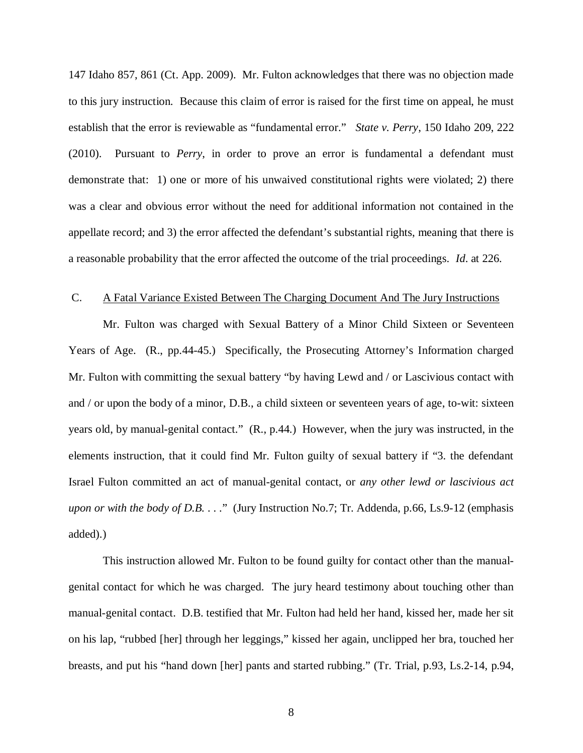147 Idaho 857, 861 (Ct. App. 2009). Mr. Fulton acknowledges that there was no objection made to this jury instruction. Because this claim of error is raised for the first time on appeal, he must establish that the error is reviewable as "fundamental error." *State v. Perry*, 150 Idaho 209, 222 (2010). Pursuant to *Perry*, in order to prove an error is fundamental a defendant must demonstrate that: 1) one or more of his unwaived constitutional rights were violated; 2) there was a clear and obvious error without the need for additional information not contained in the appellate record; and 3) the error affected the defendant's substantial rights, meaning that there is a reasonable probability that the error affected the outcome of the trial proceedings. *Id*. at 226.

### C. A Fatal Variance Existed Between The Charging Document And The Jury Instructions

Mr. Fulton was charged with Sexual Battery of a Minor Child Sixteen or Seventeen Years of Age. (R., pp.44-45.) Specifically, the Prosecuting Attorney's Information charged Mr. Fulton with committing the sexual battery "by having Lewd and / or Lascivious contact with and / or upon the body of a minor, D.B., a child sixteen or seventeen years of age, to-wit: sixteen years old, by manual-genital contact." (R., p.44.) However, when the jury was instructed, in the elements instruction, that it could find Mr. Fulton guilty of sexual battery if "3. the defendant Israel Fulton committed an act of manual-genital contact, or *any other lewd or lascivious act upon or with the body of D.B. . . .*" (Jury Instruction No.7; Tr. Addenda, p.66, Ls.9-12 (emphasis added).)

This instruction allowed Mr. Fulton to be found guilty for contact other than the manual-genital contact for which he was charged. The jury heard testimony about touching other than manual-genital contact. D.B. testified that Mr. Fulton had held her hand, kissed her, made her sit on his lap, "rubbed [her] through her leggings," kissed her again, unclipped her bra, touched her breasts, and put his "hand down [her] pants and started rubbing." (Tr. Trial, p.93, Ls.2-14, p.94,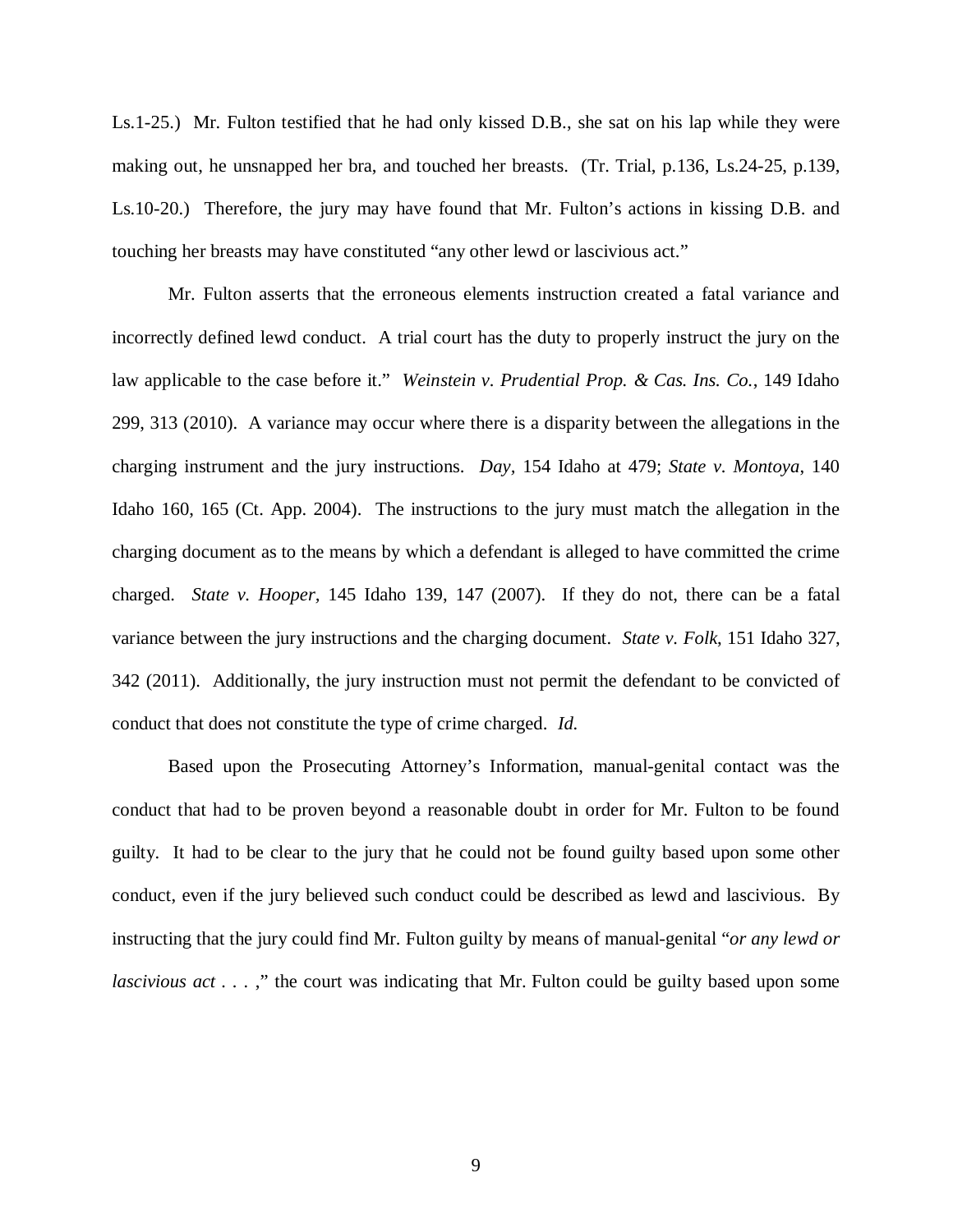Ls.1-25.) Mr. Fulton testified that he had only kissed D.B., she sat on his lap while they were making out, he unsnapped her bra, and touched her breasts. (Tr. Trial, p.136, Ls.24-25, p.139, Ls.10-20.) Therefore, the jury may have found that Mr. Fulton's actions in kissing D.B. and touching her breasts may have constituted "any other lewd or lascivious act."

Mr. Fulton asserts that the erroneous elements instruction created a fatal variance and incorrectly defined lewd conduct. A trial court has the duty to properly instruct the jury on the law applicable to the case before it." *Weinstein v. Prudential Prop. & Cas. Ins. Co.*, 149 Idaho 299, 313 (2010). A variance may occur where there is a disparity between the allegations in the charging instrument and the jury instructions. *Day*, 154 Idaho at 479; *State v. Montoya*, 140 Idaho 160, 165 (Ct. App. 2004). The instructions to the jury must match the allegation in the charging document as to the means by which a defendant is alleged to have committed the crime charged. *State v. Hooper*, 145 Idaho 139, 147 (2007). If they do not, there can be a fatal variance between the jury instructions and the charging document. *State v. Folk*, 151 Idaho 327, 342 (2011). Additionally, the jury instruction must not permit the defendant to be convicted of conduct that does not constitute the type of crime charged. *Id.*

Based upon the Prosecuting Attorney's Information, manual-genital contact was the conduct that had to be proven beyond a reasonable doubt in order for Mr. Fulton to be found guilty. It had to be clear to the jury that he could not be found guilty based upon some other conduct, even if the jury believed such conduct could be described as lewd and lascivious. By instructing that the jury could find Mr. Fulton guilty by means of manual-genital "*or any lewd or lascivious act* . . . ," the court was indicating that Mr. Fulton could be guilty based upon some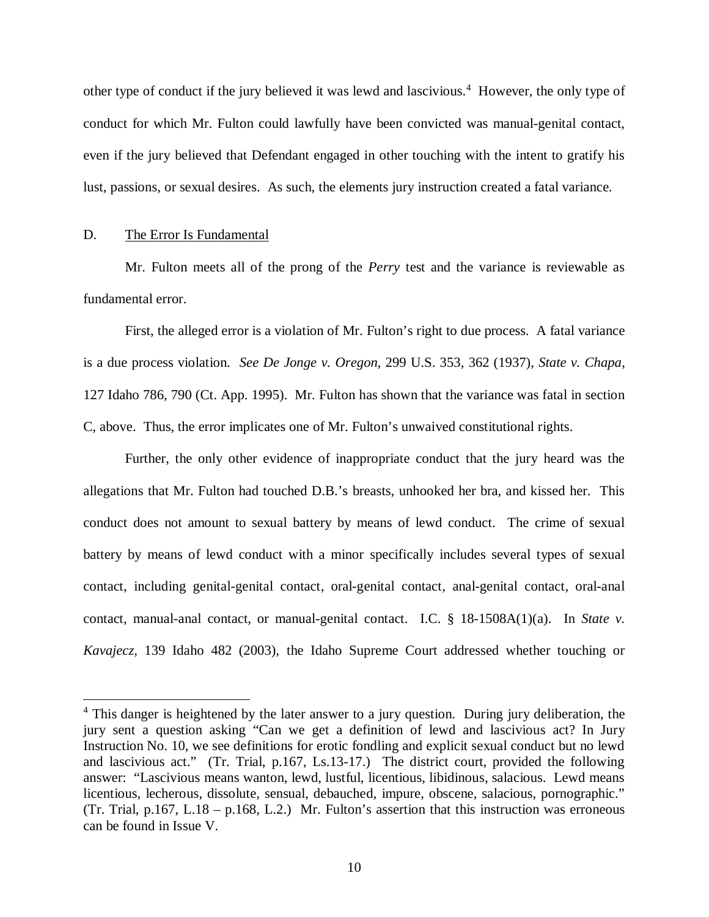other type of conduct if the jury believed it was lewd and lascivious.[4] However, the only type of conduct for which Mr. Fulton could lawfully have been convicted was manual-genital contact, even if the jury believed that Defendant engaged in other touching with the intent to gratify his lust, passions, or sexual desires. As such, the elements jury instruction created a fatal variance.

D. The Error Is Fundamental

Mr. Fulton meets all of the prong of the *Perry* test and the variance is reviewable as fundamental error.

First, the alleged error is a violation of Mr. Fulton's right to due process. A fatal variance is a due process violation. *See De Jonge v. Oregon*, 299 U.S. 353, 362 (1937), *State v. Chapa*, 127 Idaho 786, 790 (Ct. App. 1995). Mr. Fulton has shown that the variance was fatal in section C, above. Thus, the error implicates one of Mr. Fulton's unwaived constitutional rights.

Further, the only other evidence of inappropriate conduct that the jury heard was the allegations that Mr. Fulton had touched D.B.'s breasts, unhooked her bra, and kissed her. This conduct does not amount to sexual battery by means of lewd conduct. The crime of sexual battery by means of lewd conduct with a minor specifically includes several types of sexual contact, including genital-genital contact, oral-genital contact, anal-genital contact, oral-anal contact, manual-anal contact, or manual-genital contact. I.C. § 18-1508A(1)(a). In *State v. Kavajecz*, 139 Idaho 482 (2003), the Idaho Supreme Court addressed whether touching or

[4] This danger is heightened by the later answer to a jury question. During jury deliberation, the jury sent a question asking "Can we get a definition of lewd and lascivious act? In Jury Instruction No. 10, we see definitions for erotic fondling and explicit sexual conduct but no lewd and lascivious act." (Tr. Trial, p.167, Ls.13-17.) The district court, provided the following answer: "Lascivious means wanton, lewd, lustful, licentious, libidinous, salacious. Lewd means licentious, lecherous, dissolute, sensual, debauched, impure, obscene, salacious, pornographic." (Tr. Trial, p.167, L.18 – p.168, L.2.) Mr. Fulton's assertion that this instruction was erroneous can be found in Issue V.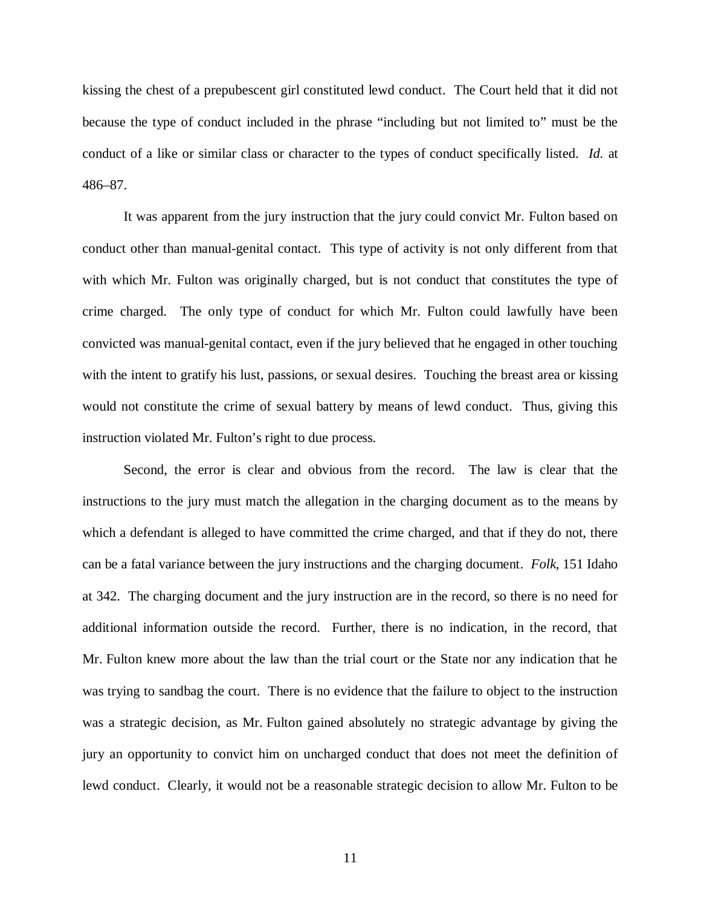kissing the chest of a prepubescent girl constituted lewd conduct. The Court held that it did not because the type of conduct included in the phrase "including but not limited to" must be the conduct of a like or similar class or character to the types of conduct specifically listed. *Id.* at 486–87.

It was apparent from the jury instruction that the jury could convict Mr. Fulton based on conduct other than manual-genital contact. This type of activity is not only different from that with which Mr. Fulton was originally charged, but is not conduct that constitutes the type of crime charged. The only type of conduct for which Mr. Fulton could lawfully have been convicted was manual-genital contact, even if the jury believed that he engaged in other touching with the intent to gratify his lust, passions, or sexual desires. Touching the breast area or kissing would not constitute the crime of sexual battery by means of lewd conduct. Thus, giving this instruction violated Mr. Fulton's right to due process.

Second, the error is clear and obvious from the record. The law is clear that the instructions to the jury must match the allegation in the charging document as to the means by which a defendant is alleged to have committed the crime charged, and that if they do not, there can be a fatal variance between the jury instructions and the charging document. *Folk*, 151 Idaho at 342. The charging document and the jury instruction are in the record, so there is no need for additional information outside the record. Further, there is no indication, in the record, that Mr. Fulton knew more about the law than the trial court or the State nor any indication that he was trying to sandbag the court. There is no evidence that the failure to object to the instruction was a strategic decision, as Mr. Fulton gained absolutely no strategic advantage by giving the jury an opportunity to convict him on uncharged conduct that does not meet the definition of lewd conduct. Clearly, it would not be a reasonable strategic decision to allow Mr. Fulton to be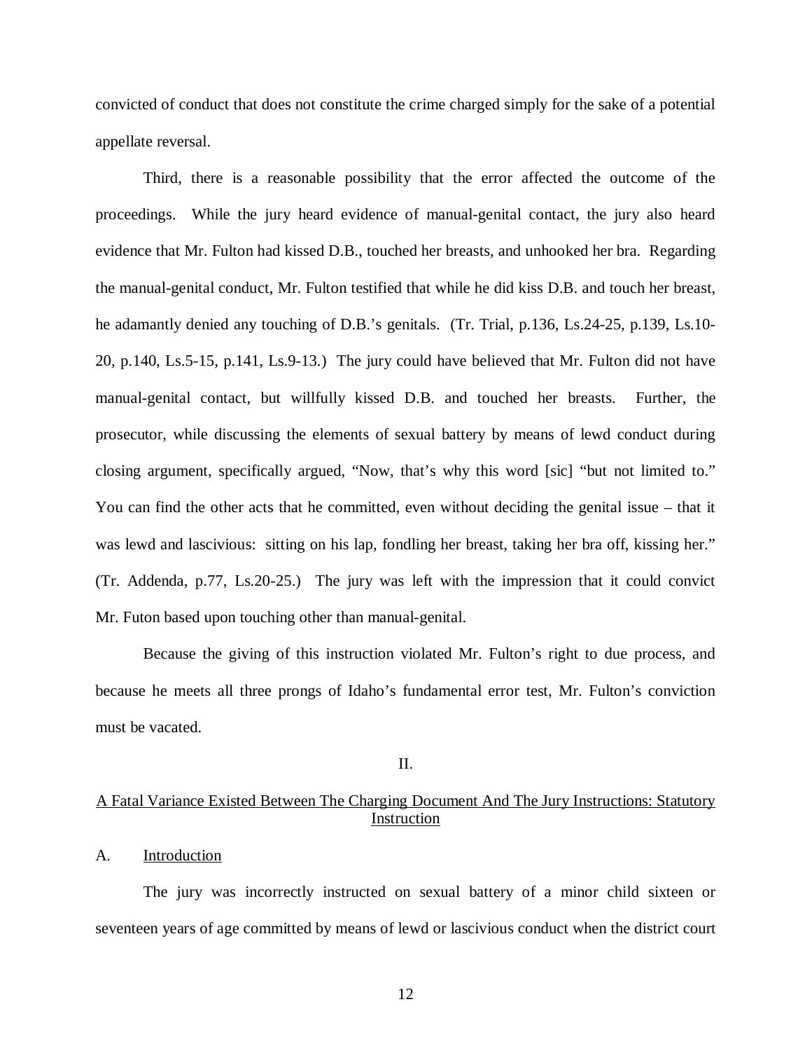convicted of conduct that does not constitute the crime charged simply for the sake of a potential appellate reversal.

Third, there is a reasonable possibility that the error affected the outcome of the proceedings. While the jury heard evidence of manual-genital contact, the jury also heard evidence that Mr. Fulton had kissed D.B., touched her breasts, and unhooked her bra. Regarding the manual-genital conduct, Mr. Fulton testified that while he did kiss D.B. and touch her breast, he adamantly denied any touching of D.B.'s genitals. (Tr. Trial, p.136, Ls.24-25, p.139, Ls.10-20, p.140, Ls.5-15, p.141, Ls.9-13.) The jury could have believed that Mr. Fulton did not have manual-genital contact, but willfully kissed D.B. and touched her breasts. Further, the prosecutor, while discussing the elements of sexual battery by means of lewd conduct during closing argument, specifically argued, "Now, that's why this word [sic] "but not limited to." You can find the other acts that he committed, even without deciding the genital issue – that it was lewd and lascivious: sitting on his lap, fondling her breast, taking her bra off, kissing her." (Tr. Addenda, p.77, Ls.20-25.) The jury was left with the impression that it could convict Mr. Futon based upon touching other than manual-genital.

Because the giving of this instruction violated Mr. Fulton's right to due process, and because he meets all three prongs of Idaho's fundamental error test, Mr. Fulton's conviction must be vacated.

## II.

## A Fatal Variance Existed Between The Charging Document And The Jury Instructions: Statutory Instruction

### A. Introduction

The jury was incorrectly instructed on sexual battery of a minor child sixteen or seventeen years of age committed by means of lewd or lascivious conduct when the district court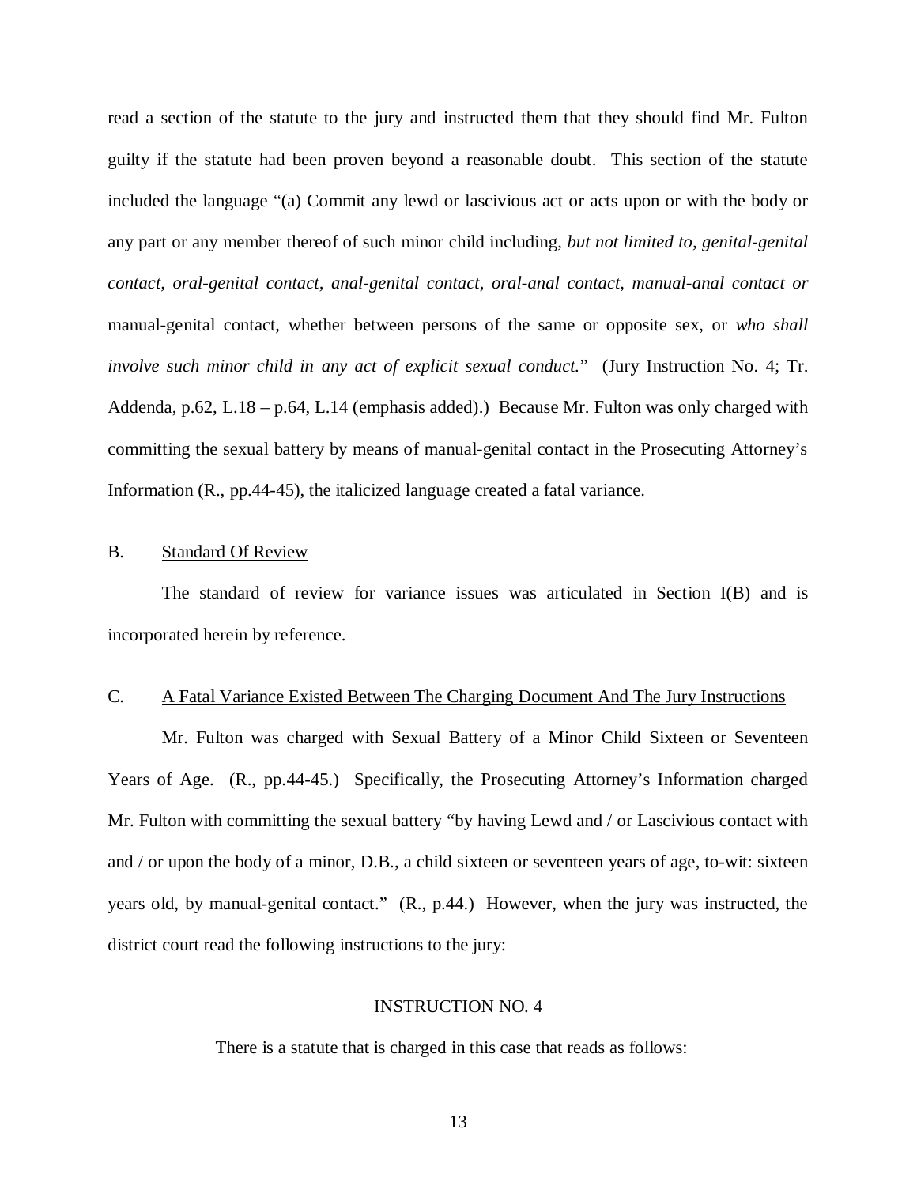read a section of the statute to the jury and instructed them that they should find Mr. Fulton guilty if the statute had been proven beyond a reasonable doubt. This section of the statute included the language "(a) Commit any lewd or lascivious act or acts upon or with the body or any part or any member thereof of such minor child including, *but not limited to, genital-genital contact, oral-genital contact, anal-genital contact, oral-anal contact, manual-anal contact or* manual-genital contact, whether between persons of the same or opposite sex, or *who shall involve such minor child in any act of explicit sexual conduct.*" (Jury Instruction No. 4; Tr. Addenda, p.62, L.18 – p.64, L.14 (emphasis added).) Because Mr. Fulton was only charged with committing the sexual battery by means of manual-genital contact in the Prosecuting Attorney's Information (R., pp.44-45), the italicized language created a fatal variance.

B. Standard Of Review

The standard of review for variance issues was articulated in Section I(B) and is incorporated herein by reference.

C. A Fatal Variance Existed Between The Charging Document And The Jury Instructions

Mr. Fulton was charged with Sexual Battery of a Minor Child Sixteen or Seventeen Years of Age. (R., pp.44-45.) Specifically, the Prosecuting Attorney's Information charged Mr. Fulton with committing the sexual battery "by having Lewd and / or Lascivious contact with and / or upon the body of a minor, D.B., a child sixteen or seventeen years of age, to-wit: sixteen years old, by manual-genital contact." (R., p.44.) However, when the jury was instructed, the district court read the following instructions to the jury:

INSTRUCTION NO. 4

There is a statute that is charged in this case that reads as follows: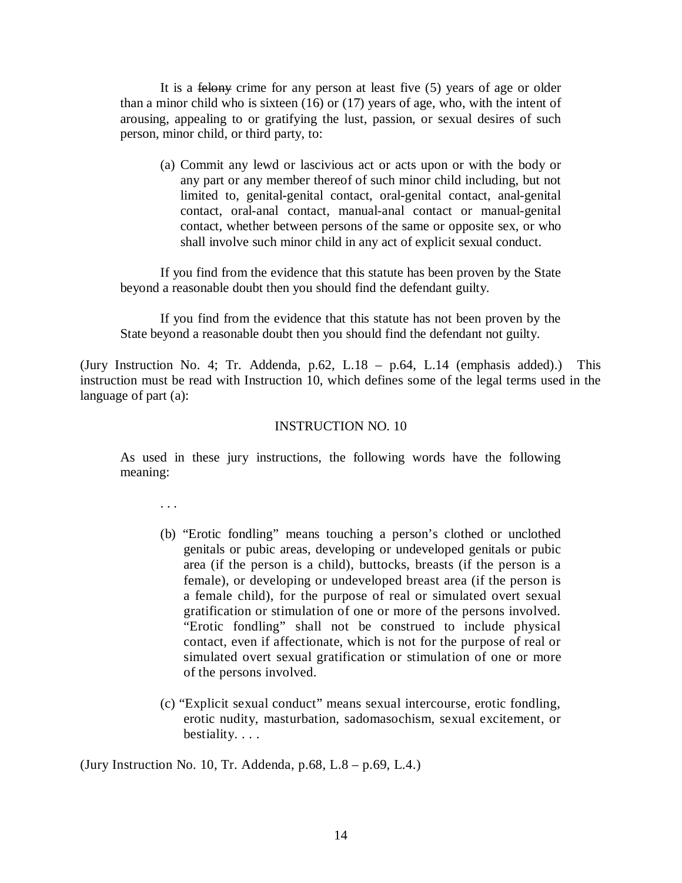> It is a ~~felony~~ crime for any person at least five (5) years of age or older than a minor child who is sixteen (16) or (17) years of age, who, with the intent of arousing, appealing to or gratifying the lust, passion, or sexual desires of such person, minor child, or third party, to:
>
> > (a) Commit any lewd or lascivious act or acts upon or with the body or any part or any member thereof of such minor child including, but not limited to, genital-genital contact, oral-genital contact, anal-genital contact, oral-anal contact, manual-anal contact or manual-genital contact, whether between persons of the same or opposite sex, or who shall involve such minor child in any act of explicit sexual conduct.
>
> If you find from the evidence that this statute has been proven by the State beyond a reasonable doubt then you should find the defendant guilty.
>
> If you find from the evidence that this statute has not been proven by the State beyond a reasonable doubt then you should find the defendant not guilty.

(Jury Instruction No. 4; Tr. Addenda, p.62, L.18 – p.64, L.14 (emphasis added).) This instruction must be read with Instruction 10, which defines some of the legal terms used in the language of part (a):

> INSTRUCTION NO. 10
>
> As used in these jury instructions, the following words have the following meaning:
>
> . . .
>
> > (b) "Erotic fondling" means touching a person's clothed or unclothed genitals or pubic areas, developing or undeveloped genitals or pubic area (if the person is a child), buttocks, breasts (if the person is a female), or developing or undeveloped breast area (if the person is a female child), for the purpose of real or simulated overt sexual gratification or stimulation of one or more of the persons involved. "Erotic fondling" shall not be construed to include physical contact, even if affectionate, which is not for the purpose of real or simulated overt sexual gratification or stimulation of one or more of the persons involved.
> >
> > (c) "Explicit sexual conduct" means sexual intercourse, erotic fondling, erotic nudity, masturbation, sadomasochism, sexual excitement, or bestiality. . . .

(Jury Instruction No. 10, Tr. Addenda, p.68, L.8 – p.69, L.4.)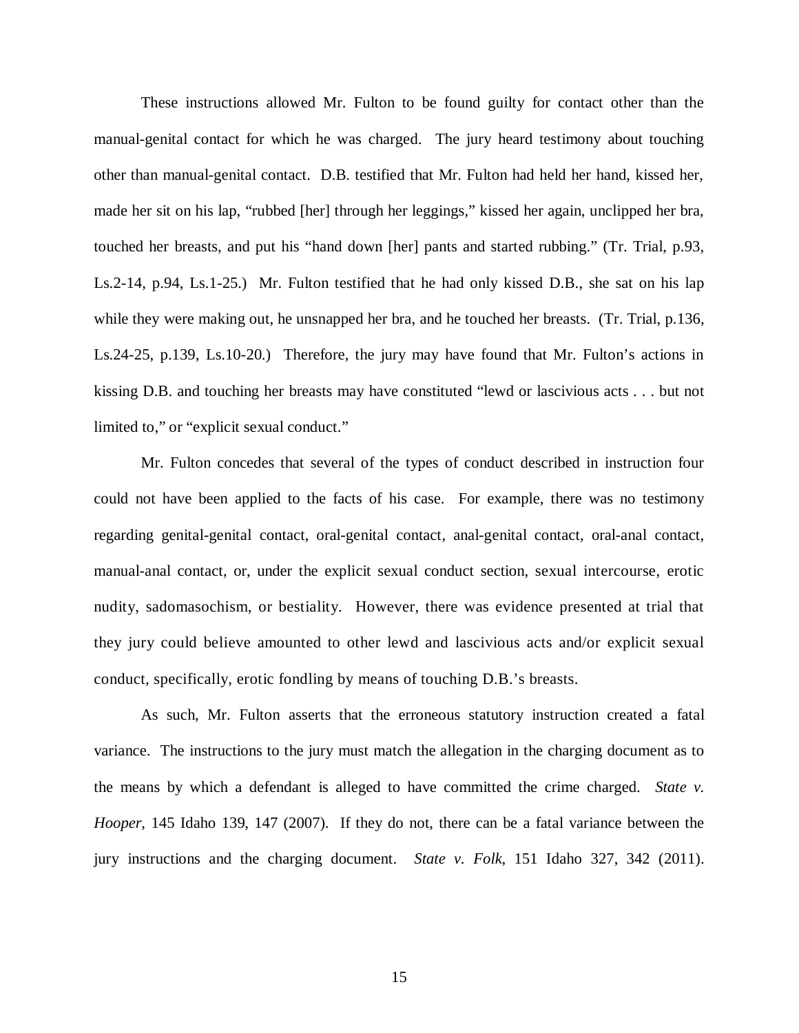These instructions allowed Mr. Fulton to be found guilty for contact other than the manual-genital contact for which he was charged. The jury heard testimony about touching other than manual-genital contact. D.B. testified that Mr. Fulton had held her hand, kissed her, made her sit on his lap, "rubbed [her] through her leggings," kissed her again, unclipped her bra, touched her breasts, and put his "hand down [her] pants and started rubbing." (Tr. Trial, p.93, Ls.2-14, p.94, Ls.1-25.) Mr. Fulton testified that he had only kissed D.B., she sat on his lap while they were making out, he unsnapped her bra, and he touched her breasts. (Tr. Trial, p.136, Ls.24-25, p.139, Ls.10-20.) Therefore, the jury may have found that Mr. Fulton's actions in kissing D.B. and touching her breasts may have constituted "lewd or lascivious acts . . . but not limited to," or "explicit sexual conduct."

Mr. Fulton concedes that several of the types of conduct described in instruction four could not have been applied to the facts of his case. For example, there was no testimony regarding genital-genital contact, oral-genital contact, anal-genital contact, oral-anal contact, manual-anal contact, or, under the explicit sexual conduct section, sexual intercourse, erotic nudity, sadomasochism, or bestiality. However, there was evidence presented at trial that they jury could believe amounted to other lewd and lascivious acts and/or explicit sexual conduct, specifically, erotic fondling by means of touching D.B.'s breasts.

As such, Mr. Fulton asserts that the erroneous statutory instruction created a fatal variance. The instructions to the jury must match the allegation in the charging document as to the means by which a defendant is alleged to have committed the crime charged. *State v. Hooper*, 145 Idaho 139, 147 (2007). If they do not, there can be a fatal variance between the jury instructions and the charging document. *State v. Folk*, 151 Idaho 327, 342 (2011).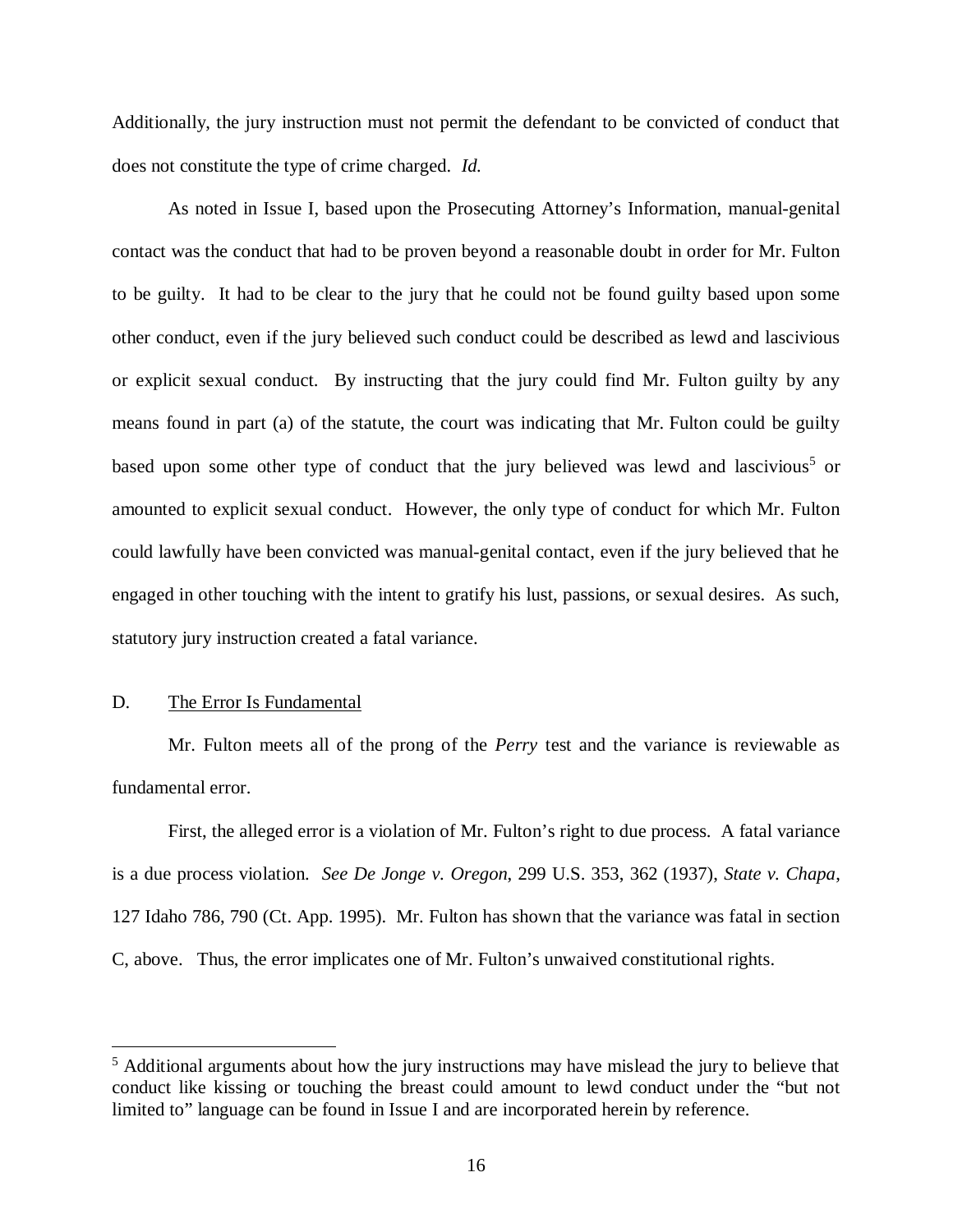Additionally, the jury instruction must not permit the defendant to be convicted of conduct that does not constitute the type of crime charged. *Id.*

As noted in Issue I, based upon the Prosecuting Attorney's Information, manual-genital contact was the conduct that had to be proven beyond a reasonable doubt in order for Mr. Fulton to be guilty. It had to be clear to the jury that he could not be found guilty based upon some other conduct, even if the jury believed such conduct could be described as lewd and lascivious or explicit sexual conduct. By instructing that the jury could find Mr. Fulton guilty by any means found in part (a) of the statute, the court was indicating that Mr. Fulton could be guilty based upon some other type of conduct that the jury believed was lewd and lascivious[5] or amounted to explicit sexual conduct. However, the only type of conduct for which Mr. Fulton could lawfully have been convicted was manual-genital contact, even if the jury believed that he engaged in other touching with the intent to gratify his lust, passions, or sexual desires. As such, statutory jury instruction created a fatal variance.

D. <u>The Error Is Fundamental</u>

Mr. Fulton meets all of the prong of the *Perry* test and the variance is reviewable as fundamental error.

First, the alleged error is a violation of Mr. Fulton's right to due process. A fatal variance is a due process violation. *See De Jonge v. Oregon*, 299 U.S. 353, 362 (1937), *State v. Chapa*, 127 Idaho 786, 790 (Ct. App. 1995). Mr. Fulton has shown that the variance was fatal in section C, above. Thus, the error implicates one of Mr. Fulton's unwaived constitutional rights.

[5] Additional arguments about how the jury instructions may have mislead the jury to believe that conduct like kissing or touching the breast could amount to lewd conduct under the "but not limited to" language can be found in Issue I and are incorporated herein by reference.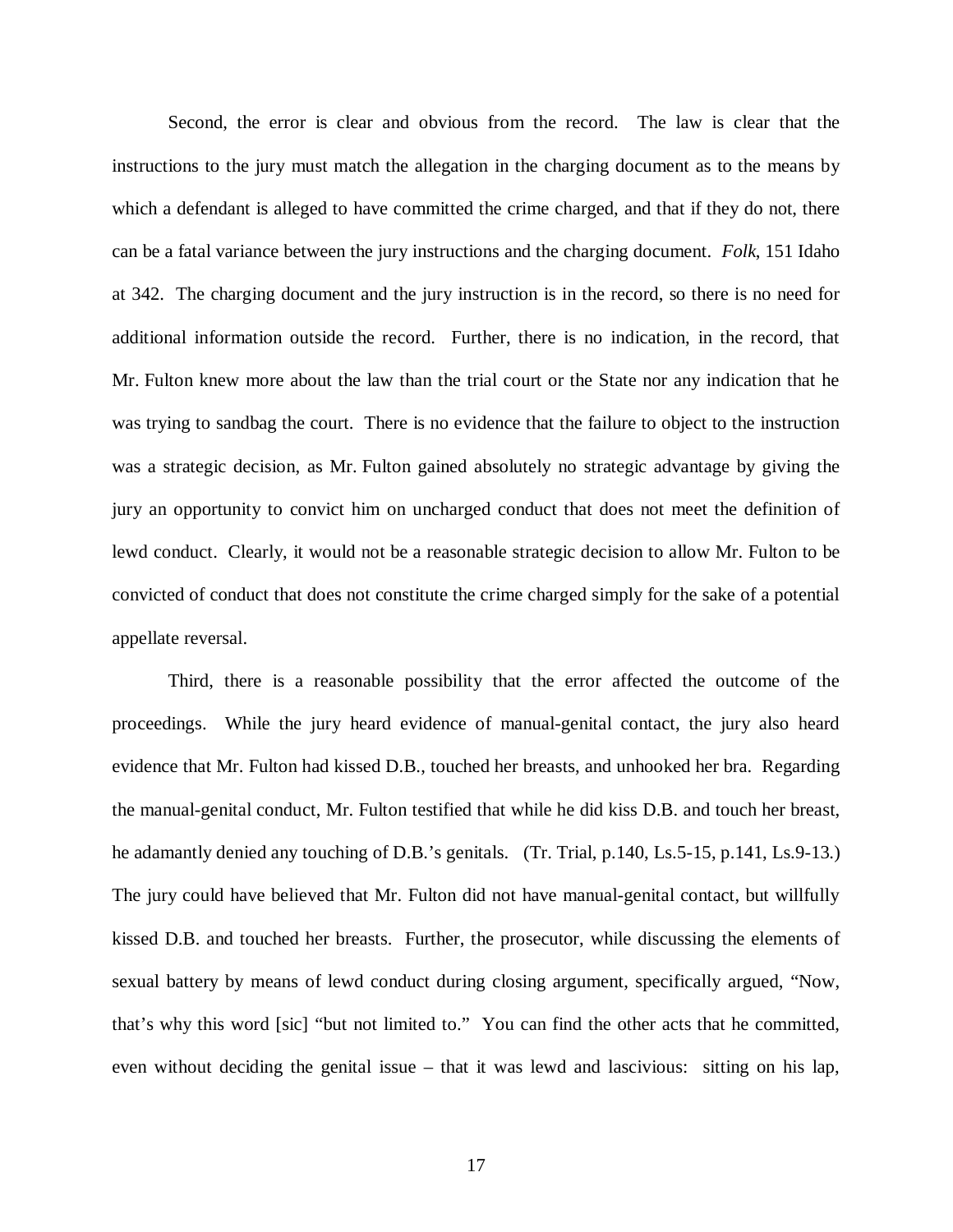Second, the error is clear and obvious from the record. The law is clear that the instructions to the jury must match the allegation in the charging document as to the means by which a defendant is alleged to have committed the crime charged, and that if they do not, there can be a fatal variance between the jury instructions and the charging document. *Folk*, 151 Idaho at 342. The charging document and the jury instruction is in the record, so there is no need for additional information outside the record. Further, there is no indication, in the record, that Mr. Fulton knew more about the law than the trial court or the State nor any indication that he was trying to sandbag the court. There is no evidence that the failure to object to the instruction was a strategic decision, as Mr. Fulton gained absolutely no strategic advantage by giving the jury an opportunity to convict him on uncharged conduct that does not meet the definition of lewd conduct. Clearly, it would not be a reasonable strategic decision to allow Mr. Fulton to be convicted of conduct that does not constitute the crime charged simply for the sake of a potential appellate reversal.

Third, there is a reasonable possibility that the error affected the outcome of the proceedings. While the jury heard evidence of manual-genital contact, the jury also heard evidence that Mr. Fulton had kissed D.B., touched her breasts, and unhooked her bra. Regarding the manual-genital conduct, Mr. Fulton testified that while he did kiss D.B. and touch her breast, he adamantly denied any touching of D.B.'s genitals. (Tr. Trial, p.140, Ls.5-15, p.141, Ls.9-13.) The jury could have believed that Mr. Fulton did not have manual-genital contact, but willfully kissed D.B. and touched her breasts. Further, the prosecutor, while discussing the elements of sexual battery by means of lewd conduct during closing argument, specifically argued, "Now, that's why this word [sic] "but not limited to." You can find the other acts that he committed, even without deciding the genital issue – that it was lewd and lascivious: sitting on his lap,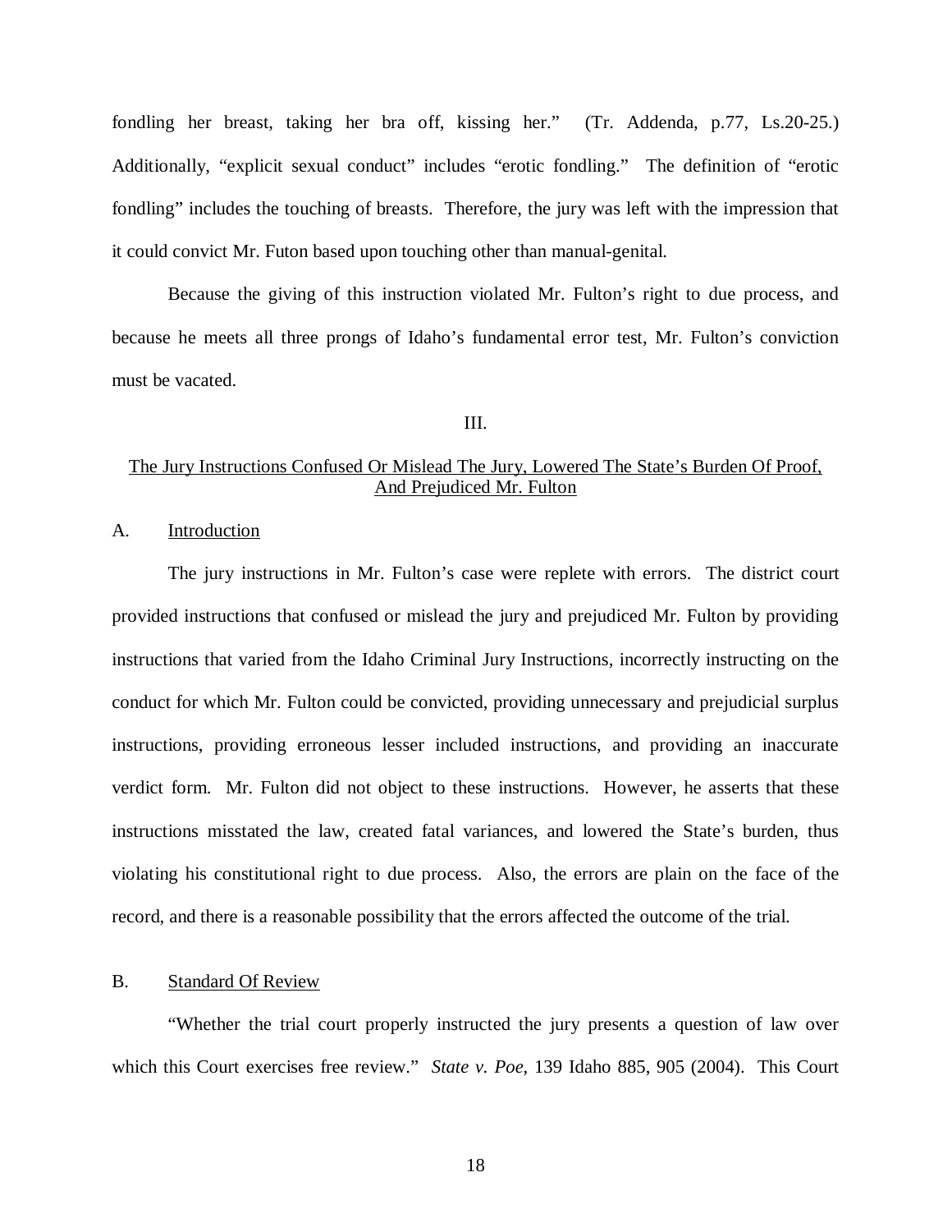fondling her breast, taking her bra off, kissing her." (Tr. Addenda, p.77, Ls.20-25.) Additionally, "explicit sexual conduct" includes "erotic fondling." The definition of "erotic fondling" includes the touching of breasts. Therefore, the jury was left with the impression that it could convict Mr. Futon based upon touching other than manual-genital.

Because the giving of this instruction violated Mr. Fulton's right to due process, and because he meets all three prongs of Idaho's fundamental error test, Mr. Fulton's conviction must be vacated.

III.

The Jury Instructions Confused Or Mislead The Jury, Lowered The State's Burden Of Proof, And Prejudiced Mr. Fulton

A. Introduction

The jury instructions in Mr. Fulton's case were replete with errors. The district court provided instructions that confused or mislead the jury and prejudiced Mr. Fulton by providing instructions that varied from the Idaho Criminal Jury Instructions, incorrectly instructing on the conduct for which Mr. Fulton could be convicted, providing unnecessary and prejudicial surplus instructions, providing erroneous lesser included instructions, and providing an inaccurate verdict form. Mr. Fulton did not object to these instructions. However, he asserts that these instructions misstated the law, created fatal variances, and lowered the State's burden, thus violating his constitutional right to due process. Also, the errors are plain on the face of the record, and there is a reasonable possibility that the errors affected the outcome of the trial.

B. Standard Of Review

"Whether the trial court properly instructed the jury presents a question of law over which this Court exercises free review." *State v. Poe*, 139 Idaho 885, 905 (2004). This Court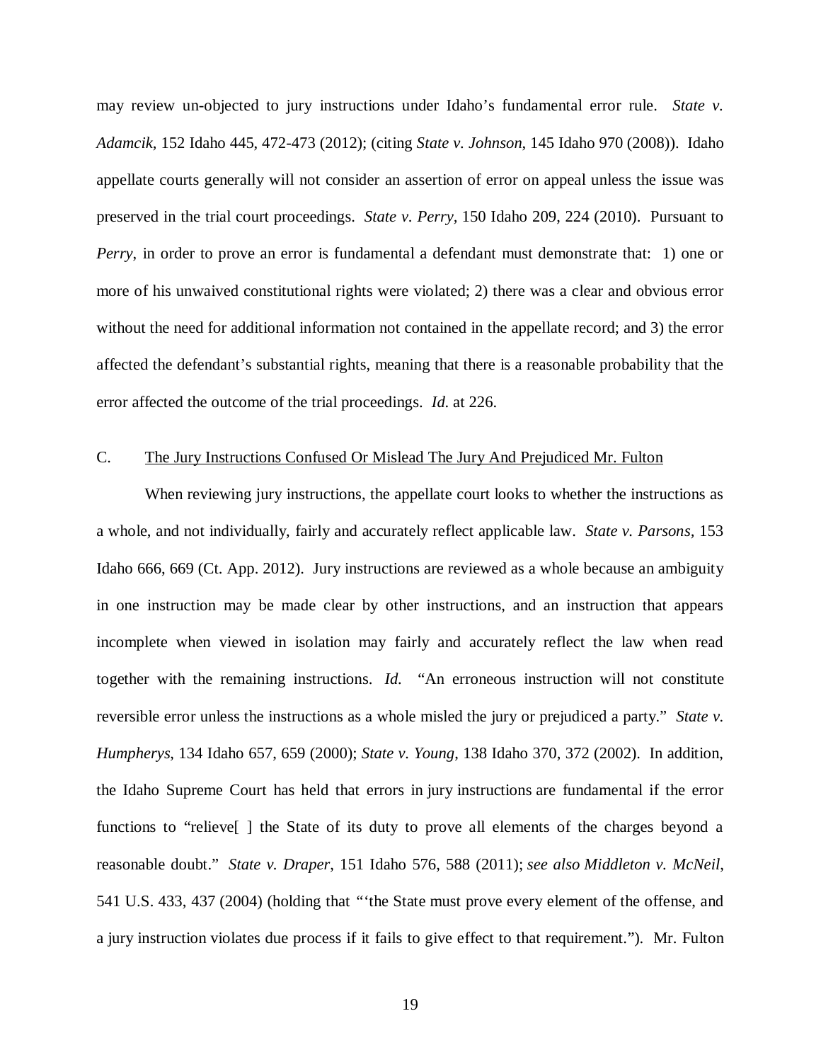may review un-objected to jury instructions under Idaho's fundamental error rule. *State v. Adamcik*, 152 Idaho 445, 472-473 (2012); (citing *State v. Johnson*, 145 Idaho 970 (2008)). Idaho appellate courts generally will not consider an assertion of error on appeal unless the issue was preserved in the trial court proceedings. *State v. Perry*, 150 Idaho 209, 224 (2010). Pursuant to *Perry*, in order to prove an error is fundamental a defendant must demonstrate that: 1) one or more of his unwaived constitutional rights were violated; 2) there was a clear and obvious error without the need for additional information not contained in the appellate record; and 3) the error affected the defendant's substantial rights, meaning that there is a reasonable probability that the error affected the outcome of the trial proceedings. *Id.* at 226.

C. The Jury Instructions Confused Or Mislead The Jury And Prejudiced Mr. Fulton

When reviewing jury instructions, the appellate court looks to whether the instructions as a whole, and not individually, fairly and accurately reflect applicable law. *State v. Parsons*, 153 Idaho 666, 669 (Ct. App. 2012). Jury instructions are reviewed as a whole because an ambiguity in one instruction may be made clear by other instructions, and an instruction that appears incomplete when viewed in isolation may fairly and accurately reflect the law when read together with the remaining instructions. *Id.* "An erroneous instruction will not constitute reversible error unless the instructions as a whole misled the jury or prejudiced a party." *State v. Humpherys*, 134 Idaho 657, 659 (2000); *State v. Young*, 138 Idaho 370, 372 (2002). In addition, the Idaho Supreme Court has held that errors in jury instructions are fundamental if the error functions to "relieve[ ] the State of its duty to prove all elements of the charges beyond a reasonable doubt." *State v. Draper*, 151 Idaho 576, 588 (2011); *see also Middleton v. McNeil*, 541 U.S. 433, 437 (2004) (holding that "'the State must prove every element of the offense, and a jury instruction violates due process if it fails to give effect to that requirement."). Mr. Fulton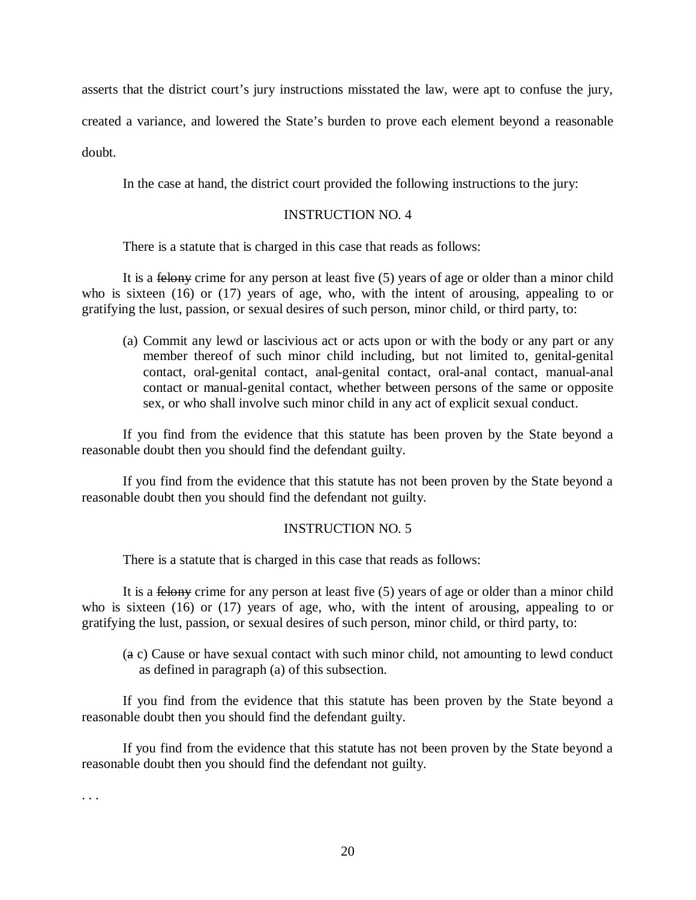asserts that the district court's jury instructions misstated the law, were apt to confuse the jury, created a variance, and lowered the State's burden to prove each element beyond a reasonable doubt.

In the case at hand, the district court provided the following instructions to the jury:

INSTRUCTION NO. 4

There is a statute that is charged in this case that reads as follows:

> It is a ~~felony~~ crime for any person at least five (5) years of age or older than a minor child who is sixteen (16) or (17) years of age, who, with the intent of arousing, appealing to or gratifying the lust, passion, or sexual desires of such person, minor child, or third party, to:
>
> (a) Commit any lewd or lascivious act or acts upon or with the body or any part or any member thereof of such minor child including, but not limited to, genital-genital contact, oral-genital contact, anal-genital contact, oral-anal contact, manual-anal contact or manual-genital contact, whether between persons of the same or opposite sex, or who shall involve such minor child in any act of explicit sexual conduct.
>
> If you find from the evidence that this statute has been proven by the State beyond a reasonable doubt then you should find the defendant guilty.
>
> If you find from the evidence that this statute has not been proven by the State beyond a reasonable doubt then you should find the defendant not guilty.

INSTRUCTION NO. 5

There is a statute that is charged in this case that reads as follows:

> It is a ~~felony~~ crime for any person at least five (5) years of age or older than a minor child who is sixteen (16) or (17) years of age, who, with the intent of arousing, appealing to or gratifying the lust, passion, or sexual desires of such person, minor child, or third party, to:
>
> (~~a~~ c) Cause or have sexual contact with such minor child, not amounting to lewd conduct as defined in paragraph (a) of this subsection.
>
> If you find from the evidence that this statute has been proven by the State beyond a reasonable doubt then you should find the defendant guilty.
>
> If you find from the evidence that this statute has not been proven by the State beyond a reasonable doubt then you should find the defendant not guilty.

. . .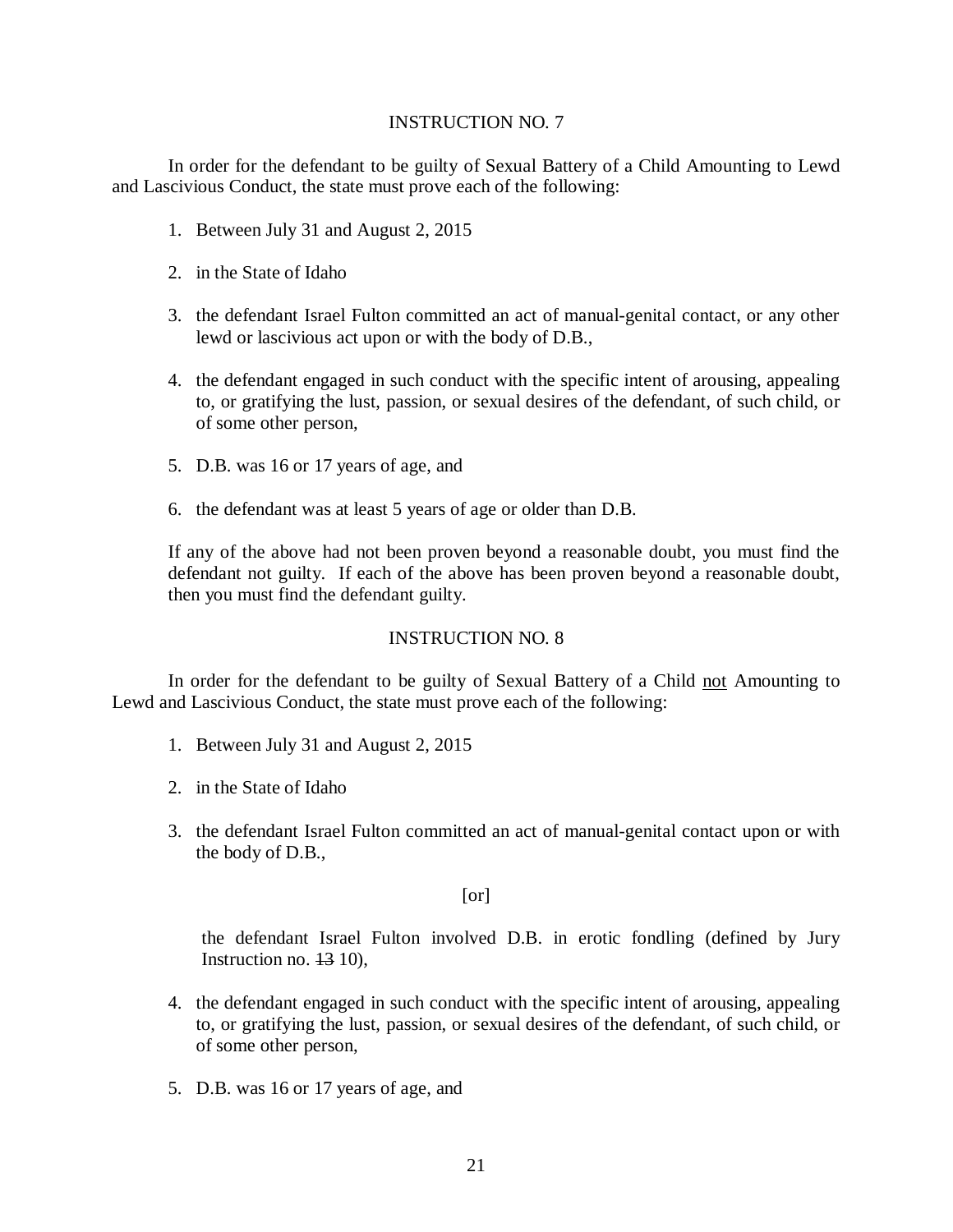INSTRUCTION NO. 7

In order for the defendant to be guilty of Sexual Battery of a Child Amounting to Lewd and Lascivious Conduct, the state must prove each of the following:

1. Between July 31 and August 2, 2015
2. in the State of Idaho
3. the defendant Israel Fulton committed an act of manual-genital contact, or any other lewd or lascivious act upon or with the body of D.B.,
4. the defendant engaged in such conduct with the specific intent of arousing, appealing to, or gratifying the lust, passion, or sexual desires of the defendant, of such child, or of some other person,
5. D.B. was 16 or 17 years of age, and
6. the defendant was at least 5 years of age or older than D.B.

If any of the above had not been proven beyond a reasonable doubt, you must find the defendant not guilty. If each of the above has been proven beyond a reasonable doubt, then you must find the defendant guilty.

INSTRUCTION NO. 8

In order for the defendant to be guilty of Sexual Battery of a Child <u>not</u> Amounting to Lewd and Lascivious Conduct, the state must prove each of the following:

1. Between July 31 and August 2, 2015
2. in the State of Idaho
3. the defendant Israel Fulton committed an act of manual-genital contact upon or with the body of D.B.,

   [or]

   the defendant Israel Fulton involved D.B. in erotic fondling (defined by Jury Instruction no. ~~13~~ 10),
4. the defendant engaged in such conduct with the specific intent of arousing, appealing to, or gratifying the lust, passion, or sexual desires of the defendant, of such child, or of some other person,
5. D.B. was 16 or 17 years of age, and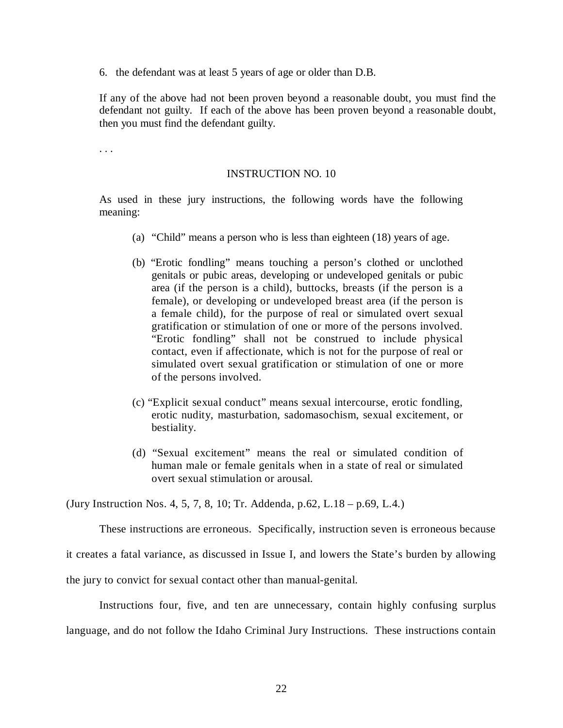6. the defendant was at least 5 years of age or older than D.B.

If any of the above had not been proven beyond a reasonable doubt, you must find the defendant not guilty. If each of the above has been proven beyond a reasonable doubt, then you must find the defendant guilty.

. . .

INSTRUCTION NO. 10

As used in these jury instructions, the following words have the following meaning:

(a) "Child" means a person who is less than eighteen (18) years of age.

(b) "Erotic fondling" means touching a person's clothed or unclothed genitals or pubic areas, developing or undeveloped genitals or pubic area (if the person is a child), buttocks, breasts (if the person is a female), or developing or undeveloped breast area (if the person is a female child), for the purpose of real or simulated overt sexual gratification or stimulation of one or more of the persons involved. "Erotic fondling" shall not be construed to include physical contact, even if affectionate, which is not for the purpose of real or simulated overt sexual gratification or stimulation of one or more of the persons involved.

(c) "Explicit sexual conduct" means sexual intercourse, erotic fondling, erotic nudity, masturbation, sadomasochism, sexual excitement, or bestiality.

(d) "Sexual excitement" means the real or simulated condition of human male or female genitals when in a state of real or simulated overt sexual stimulation or arousal.

(Jury Instruction Nos. 4, 5, 7, 8, 10; Tr. Addenda, p.62, L.18 – p.69, L.4.)

These instructions are erroneous. Specifically, instruction seven is erroneous because it creates a fatal variance, as discussed in Issue I, and lowers the State's burden by allowing the jury to convict for sexual contact other than manual-genital.

Instructions four, five, and ten are unnecessary, contain highly confusing surplus language, and do not follow the Idaho Criminal Jury Instructions. These instructions contain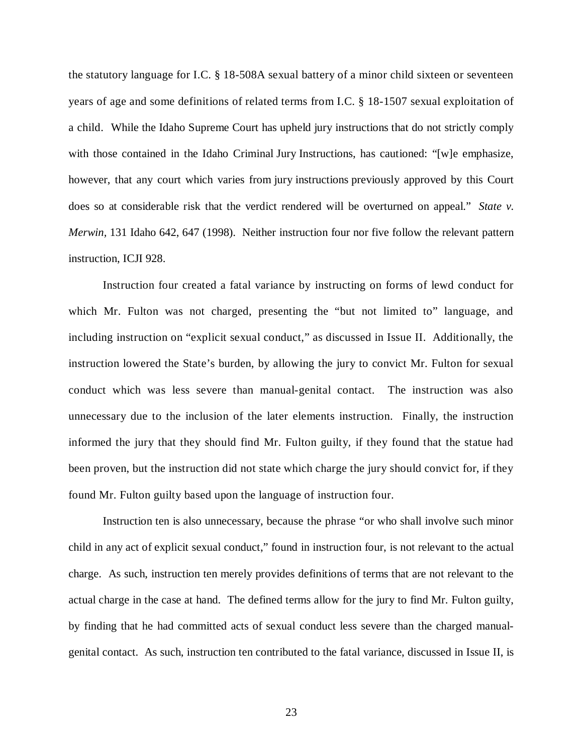the statutory language for I.C. § 18-508A sexual battery of a minor child sixteen or seventeen years of age and some definitions of related terms from I.C. § 18-1507 sexual exploitation of a child. While the Idaho Supreme Court has upheld jury instructions that do not strictly comply with those contained in the Idaho Criminal Jury Instructions, has cautioned: "[w]e emphasize, however, that any court which varies from jury instructions previously approved by this Court does so at considerable risk that the verdict rendered will be overturned on appeal." *State v. Merwin*, 131 Idaho 642, 647 (1998). Neither instruction four nor five follow the relevant pattern instruction, ICJI 928.

Instruction four created a fatal variance by instructing on forms of lewd conduct for which Mr. Fulton was not charged, presenting the "but not limited to" language, and including instruction on "explicit sexual conduct," as discussed in Issue II. Additionally, the instruction lowered the State's burden, by allowing the jury to convict Mr. Fulton for sexual conduct which was less severe than manual-genital contact. The instruction was also unnecessary due to the inclusion of the later elements instruction. Finally, the instruction informed the jury that they should find Mr. Fulton guilty, if they found that the statue had been proven, but the instruction did not state which charge the jury should convict for, if they found Mr. Fulton guilty based upon the language of instruction four.

Instruction ten is also unnecessary, because the phrase "or who shall involve such minor child in any act of explicit sexual conduct," found in instruction four, is not relevant to the actual charge. As such, instruction ten merely provides definitions of terms that are not relevant to the actual charge in the case at hand. The defined terms allow for the jury to find Mr. Fulton guilty, by finding that he had committed acts of sexual conduct less severe than the charged manual-genital contact. As such, instruction ten contributed to the fatal variance, discussed in Issue II, is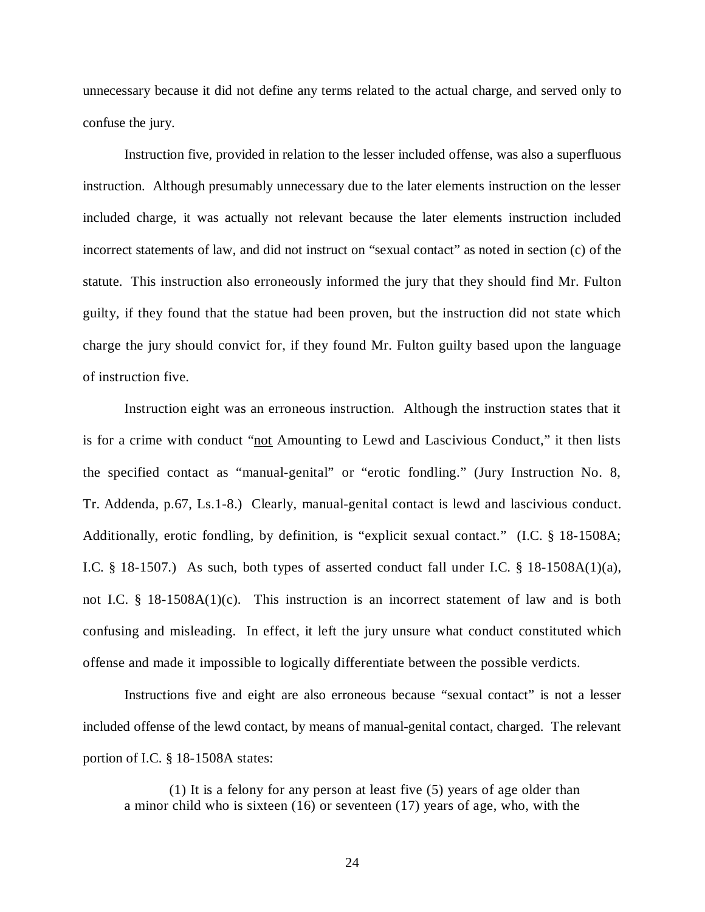unnecessary because it did not define any terms related to the actual charge, and served only to confuse the jury.

Instruction five, provided in relation to the lesser included offense, was also a superfluous instruction. Although presumably unnecessary due to the later elements instruction on the lesser included charge, it was actually not relevant because the later elements instruction included incorrect statements of law, and did not instruct on "sexual contact" as noted in section (c) of the statute. This instruction also erroneously informed the jury that they should find Mr. Fulton guilty, if they found that the statue had been proven, but the instruction did not state which charge the jury should convict for, if they found Mr. Fulton guilty based upon the language of instruction five.

Instruction eight was an erroneous instruction. Although the instruction states that it is for a crime with conduct "<u>not</u> Amounting to Lewd and Lascivious Conduct," it then lists the specified contact as "manual-genital" or "erotic fondling." (Jury Instruction No. 8, Tr. Addenda, p.67, Ls.1-8.) Clearly, manual-genital contact is lewd and lascivious conduct. Additionally, erotic fondling, by definition, is "explicit sexual contact." (I.C. § 18-1508A; I.C. § 18-1507.) As such, both types of asserted conduct fall under I.C. § 18-1508A(1)(a), not I.C. § 18-1508A(1)(c). This instruction is an incorrect statement of law and is both confusing and misleading. In effect, it left the jury unsure what conduct constituted which offense and made it impossible to logically differentiate between the possible verdicts.

Instructions five and eight are also erroneous because "sexual contact" is not a lesser included offense of the lewd contact, by means of manual-genital contact, charged. The relevant portion of I.C. § 18-1508A states:

> (1) It is a felony for any person at least five (5) years of age older than a minor child who is sixteen (16) or seventeen (17) years of age, who, with the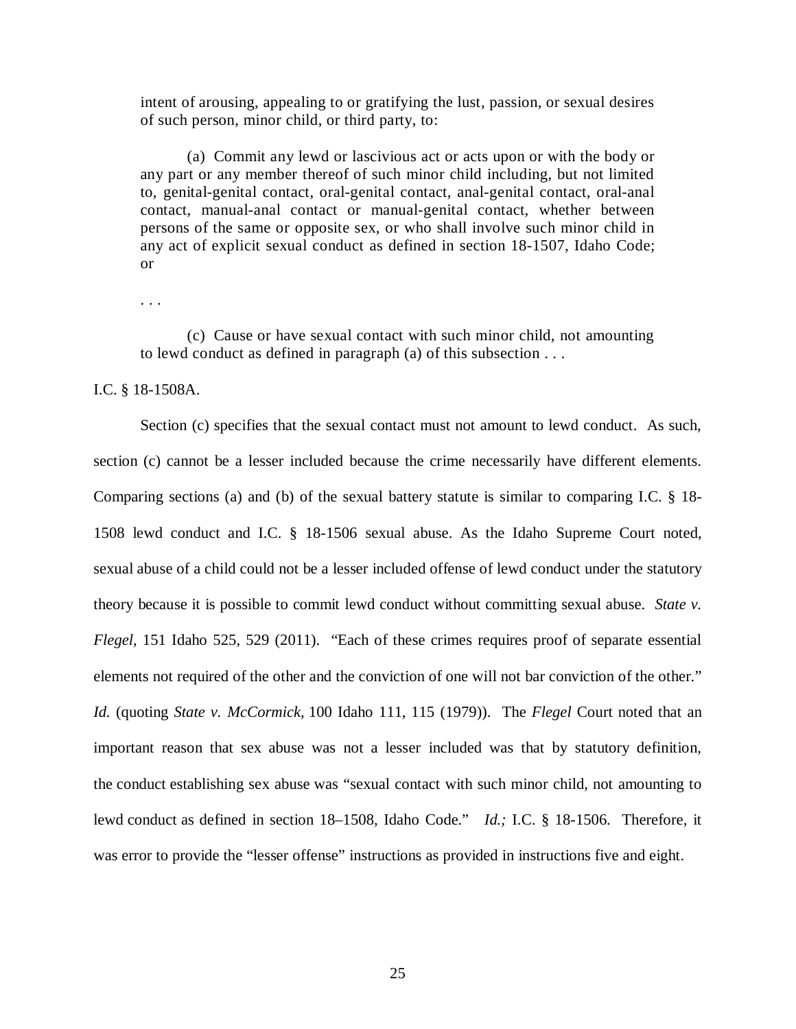> intent of arousing, appealing to or gratifying the lust, passion, or sexual desires of such person, minor child, or third party, to:
>
> (a) Commit any lewd or lascivious act or acts upon or with the body or any part or any member thereof of such minor child including, but not limited to, genital-genital contact, oral-genital contact, anal-genital contact, oral-anal contact, manual-anal contact or manual-genital contact, whether between persons of the same or opposite sex, or who shall involve such minor child in any act of explicit sexual conduct as defined in section 18-1507, Idaho Code; or
>
> . . .
>
> (c) Cause or have sexual contact with such minor child, not amounting to lewd conduct as defined in paragraph (a) of this subsection . . .

I.C. § 18-1508A.

Section (c) specifies that the sexual contact must not amount to lewd conduct. As such, section (c) cannot be a lesser included because the crime necessarily have different elements. Comparing sections (a) and (b) of the sexual battery statute is similar to comparing I.C. § 18-1508 lewd conduct and I.C. § 18-1506 sexual abuse. As the Idaho Supreme Court noted, sexual abuse of a child could not be a lesser included offense of lewd conduct under the statutory theory because it is possible to commit lewd conduct without committing sexual abuse. *State v. Flegel*, 151 Idaho 525, 529 (2011). "Each of these crimes requires proof of separate essential elements not required of the other and the conviction of one will not bar conviction of the other." *Id.* (quoting *State v. McCormick*, 100 Idaho 111, 115 (1979)). The *Flegel* Court noted that an important reason that sex abuse was not a lesser included was that by statutory definition, the conduct establishing sex abuse was "sexual contact with such minor child, not amounting to lewd conduct as defined in section 18–1508, Idaho Code." *Id.;* I.C. § 18-1506. Therefore, it was error to provide the "lesser offense" instructions as provided in instructions five and eight.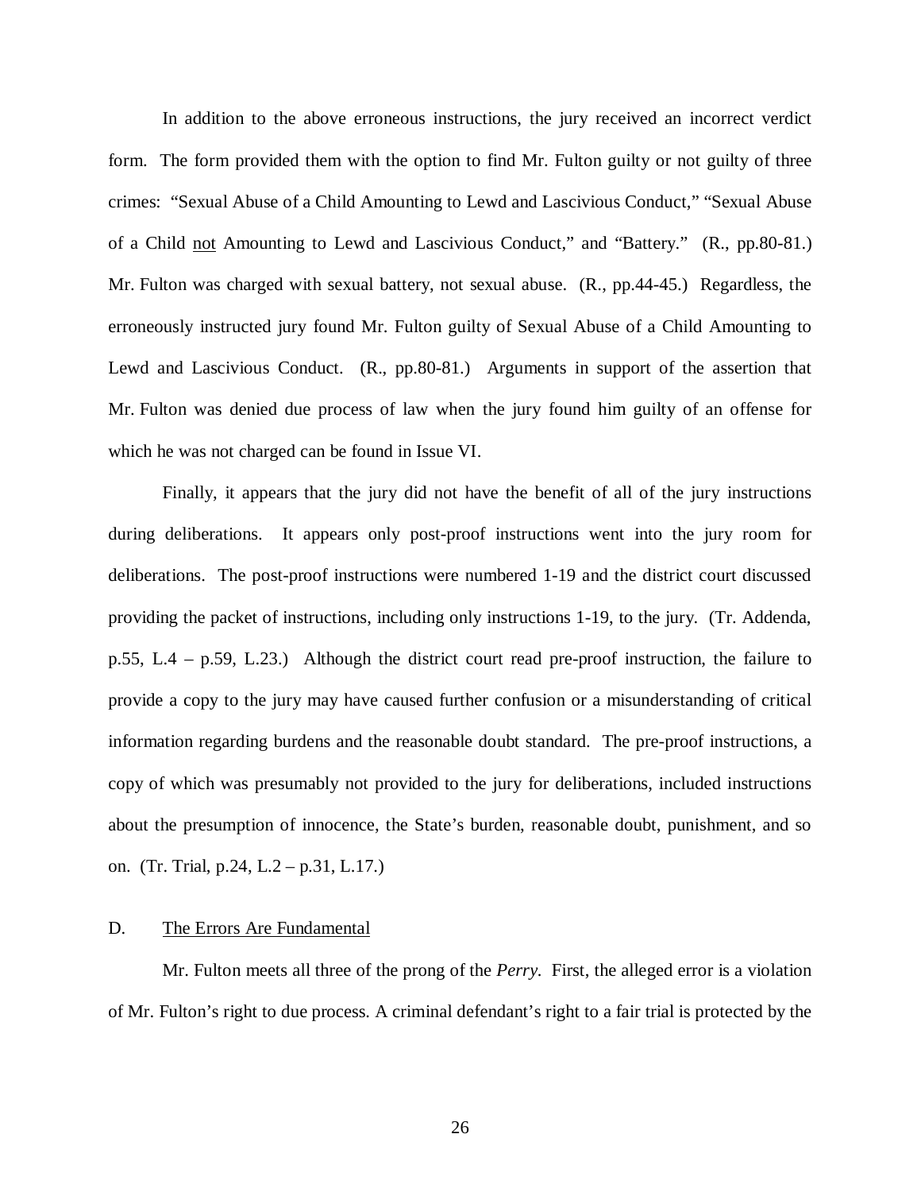In addition to the above erroneous instructions, the jury received an incorrect verdict form. The form provided them with the option to find Mr. Fulton guilty or not guilty of three crimes: "Sexual Abuse of a Child Amounting to Lewd and Lascivious Conduct," "Sexual Abuse of a Child not Amounting to Lewd and Lascivious Conduct," and "Battery." (R., pp.80-81.) Mr. Fulton was charged with sexual battery, not sexual abuse. (R., pp.44-45.) Regardless, the erroneously instructed jury found Mr. Fulton guilty of Sexual Abuse of a Child Amounting to Lewd and Lascivious Conduct. (R., pp.80-81.) Arguments in support of the assertion that Mr. Fulton was denied due process of law when the jury found him guilty of an offense for which he was not charged can be found in Issue VI.

Finally, it appears that the jury did not have the benefit of all of the jury instructions during deliberations. It appears only post-proof instructions went into the jury room for deliberations. The post-proof instructions were numbered 1-19 and the district court discussed providing the packet of instructions, including only instructions 1-19, to the jury. (Tr. Addenda, p.55, L.4 – p.59, L.23.) Although the district court read pre-proof instruction, the failure to provide a copy to the jury may have caused further confusion or a misunderstanding of critical information regarding burdens and the reasonable doubt standard. The pre-proof instructions, a copy of which was presumably not provided to the jury for deliberations, included instructions about the presumption of innocence, the State's burden, reasonable doubt, punishment, and so on. (Tr. Trial, p.24, L.2 – p.31, L.17.)

## D. The Errors Are Fundamental

Mr. Fulton meets all three of the prong of the *Perry*. First, the alleged error is a violation of Mr. Fulton's right to due process. A criminal defendant's right to a fair trial is protected by the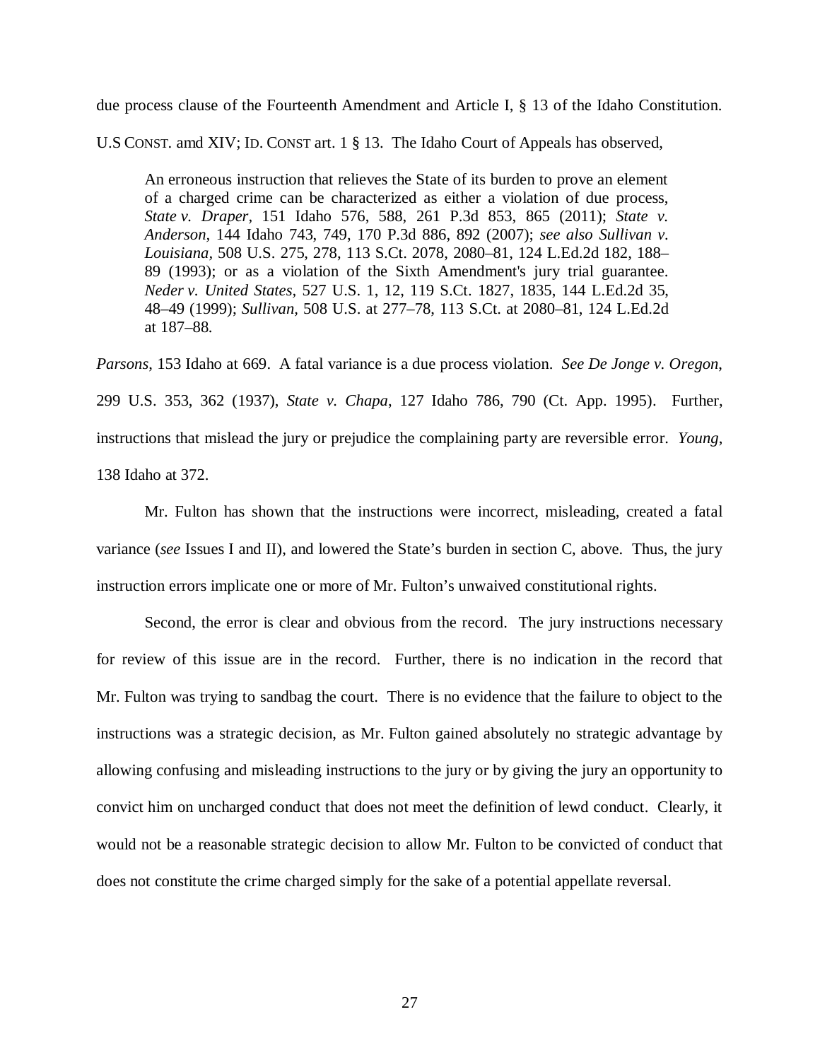due process clause of the Fourteenth Amendment and Article I, § 13 of the Idaho Constitution. U.S CONST. amd XIV; ID. CONST art. 1 § 13. The Idaho Court of Appeals has observed,

> An erroneous instruction that relieves the State of its burden to prove an element of a charged crime can be characterized as either a violation of due process, *State v. Draper*, 151 Idaho 576, 588, 261 P.3d 853, 865 (2011); *State v. Anderson*, 144 Idaho 743, 749, 170 P.3d 886, 892 (2007); *see also Sullivan v. Louisiana*, 508 U.S. 275, 278, 113 S.Ct. 2078, 2080–81, 124 L.Ed.2d 182, 188–89 (1993); or as a violation of the Sixth Amendment's jury trial guarantee. *Neder v. United States*, 527 U.S. 1, 12, 119 S.Ct. 1827, 1835, 144 L.Ed.2d 35, 48–49 (1999); *Sullivan*, 508 U.S. at 277–78, 113 S.Ct. at 2080–81, 124 L.Ed.2d at 187–88.

*Parsons*, 153 Idaho at 669. A fatal variance is a due process violation. *See De Jonge v. Oregon*, 299 U.S. 353, 362 (1937), *State v. Chapa*, 127 Idaho 786, 790 (Ct. App. 1995). Further, instructions that mislead the jury or prejudice the complaining party are reversible error. *Young*, 138 Idaho at 372.

Mr. Fulton has shown that the instructions were incorrect, misleading, created a fatal variance (*see* Issues I and II), and lowered the State's burden in section C, above. Thus, the jury instruction errors implicate one or more of Mr. Fulton's unwaived constitutional rights.

Second, the error is clear and obvious from the record. The jury instructions necessary for review of this issue are in the record. Further, there is no indication in the record that Mr. Fulton was trying to sandbag the court. There is no evidence that the failure to object to the instructions was a strategic decision, as Mr. Fulton gained absolutely no strategic advantage by allowing confusing and misleading instructions to the jury or by giving the jury an opportunity to convict him on uncharged conduct that does not meet the definition of lewd conduct. Clearly, it would not be a reasonable strategic decision to allow Mr. Fulton to be convicted of conduct that does not constitute the crime charged simply for the sake of a potential appellate reversal.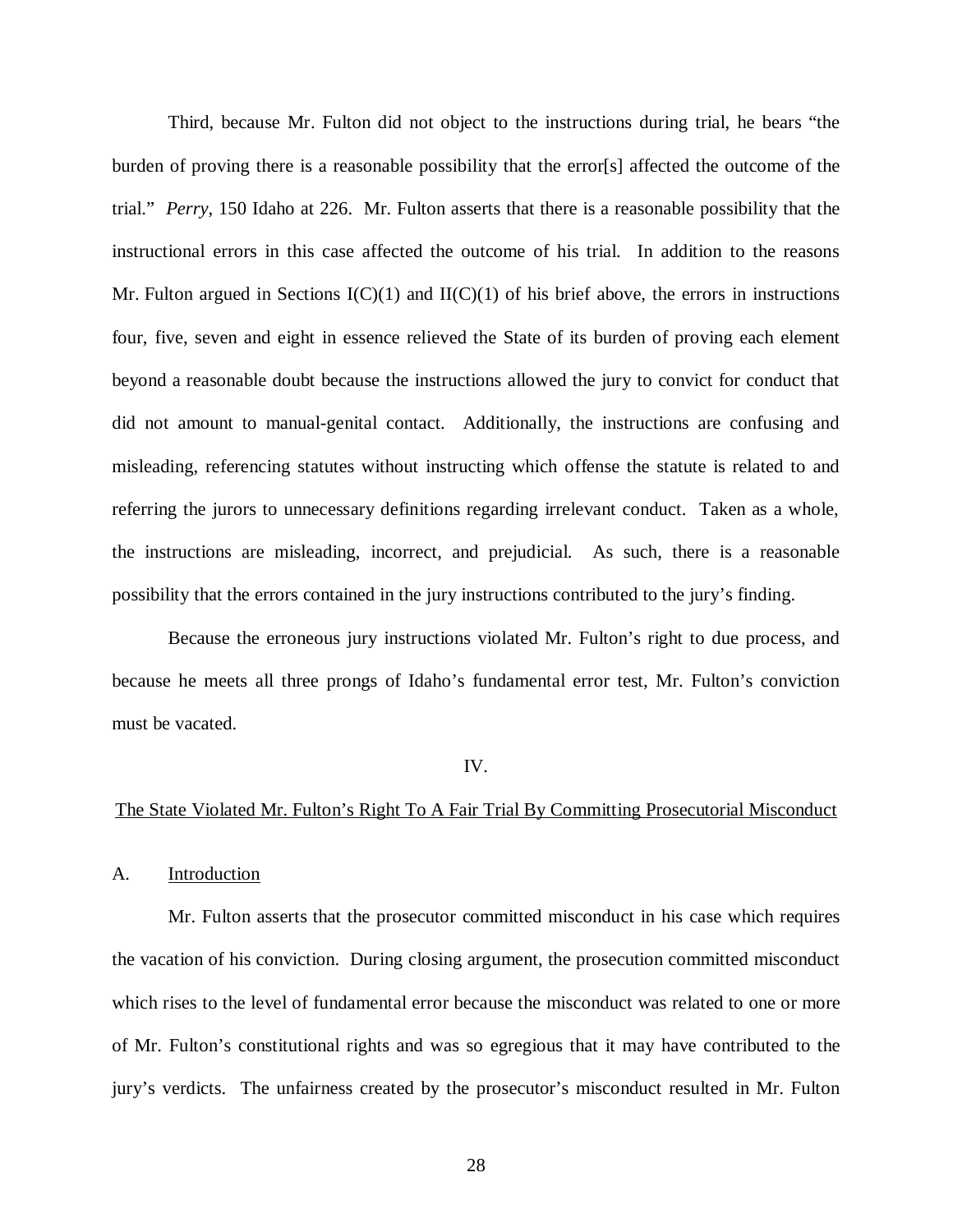Third, because Mr. Fulton did not object to the instructions during trial, he bears "the burden of proving there is a reasonable possibility that the error[s] affected the outcome of the trial." *Perry*, 150 Idaho at 226. Mr. Fulton asserts that there is a reasonable possibility that the instructional errors in this case affected the outcome of his trial. In addition to the reasons Mr. Fulton argued in Sections I(C)(1) and II(C)(1) of his brief above, the errors in instructions four, five, seven and eight in essence relieved the State of its burden of proving each element beyond a reasonable doubt because the instructions allowed the jury to convict for conduct that did not amount to manual-genital contact. Additionally, the instructions are confusing and misleading, referencing statutes without instructing which offense the statute is related to and referring the jurors to unnecessary definitions regarding irrelevant conduct. Taken as a whole, the instructions are misleading, incorrect, and prejudicial. As such, there is a reasonable possibility that the errors contained in the jury instructions contributed to the jury's finding.

Because the erroneous jury instructions violated Mr. Fulton's right to due process, and because he meets all three prongs of Idaho's fundamental error test, Mr. Fulton's conviction must be vacated.

## IV.

## <u>The State Violated Mr. Fulton's Right To A Fair Trial By Committing Prosecutorial Misconduct</u>

### A. <u>Introduction</u>

Mr. Fulton asserts that the prosecutor committed misconduct in his case which requires the vacation of his conviction. During closing argument, the prosecution committed misconduct which rises to the level of fundamental error because the misconduct was related to one or more of Mr. Fulton's constitutional rights and was so egregious that it may have contributed to the jury's verdicts. The unfairness created by the prosecutor's misconduct resulted in Mr. Fulton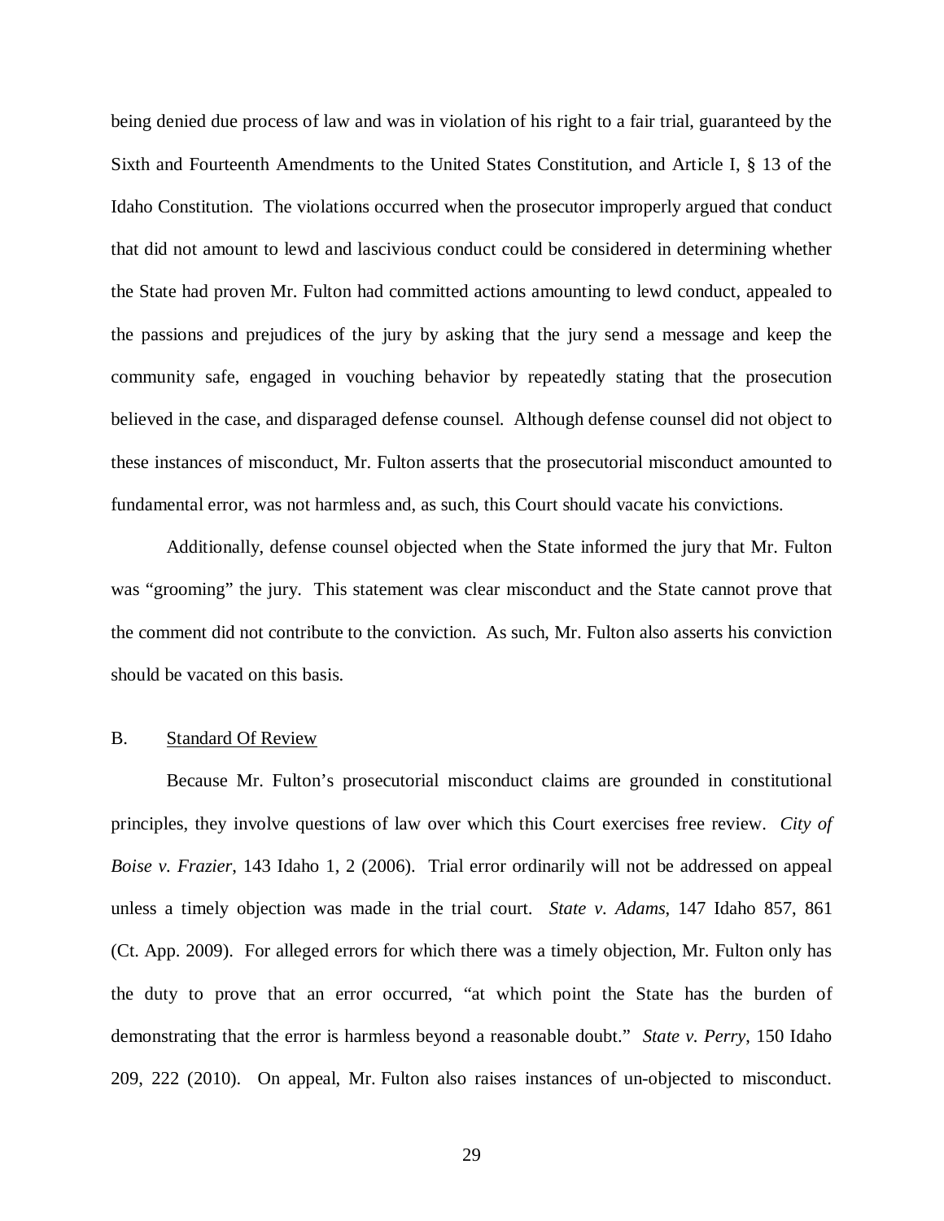being denied due process of law and was in violation of his right to a fair trial, guaranteed by the Sixth and Fourteenth Amendments to the United States Constitution, and Article I, § 13 of the Idaho Constitution. The violations occurred when the prosecutor improperly argued that conduct that did not amount to lewd and lascivious conduct could be considered in determining whether the State had proven Mr. Fulton had committed actions amounting to lewd conduct, appealed to the passions and prejudices of the jury by asking that the jury send a message and keep the community safe, engaged in vouching behavior by repeatedly stating that the prosecution believed in the case, and disparaged defense counsel. Although defense counsel did not object to these instances of misconduct, Mr. Fulton asserts that the prosecutorial misconduct amounted to fundamental error, was not harmless and, as such, this Court should vacate his convictions.

Additionally, defense counsel objected when the State informed the jury that Mr. Fulton was "grooming" the jury. This statement was clear misconduct and the State cannot prove that the comment did not contribute to the conviction. As such, Mr. Fulton also asserts his conviction should be vacated on this basis.

### B. Standard Of Review

Because Mr. Fulton's prosecutorial misconduct claims are grounded in constitutional principles, they involve questions of law over which this Court exercises free review. *City of Boise v. Frazier*, 143 Idaho 1, 2 (2006). Trial error ordinarily will not be addressed on appeal unless a timely objection was made in the trial court. *State v. Adams*, 147 Idaho 857, 861 (Ct. App. 2009). For alleged errors for which there was a timely objection, Mr. Fulton only has the duty to prove that an error occurred, "at which point the State has the burden of demonstrating that the error is harmless beyond a reasonable doubt." *State v. Perry*, 150 Idaho 209, 222 (2010). On appeal, Mr. Fulton also raises instances of un-objected to misconduct.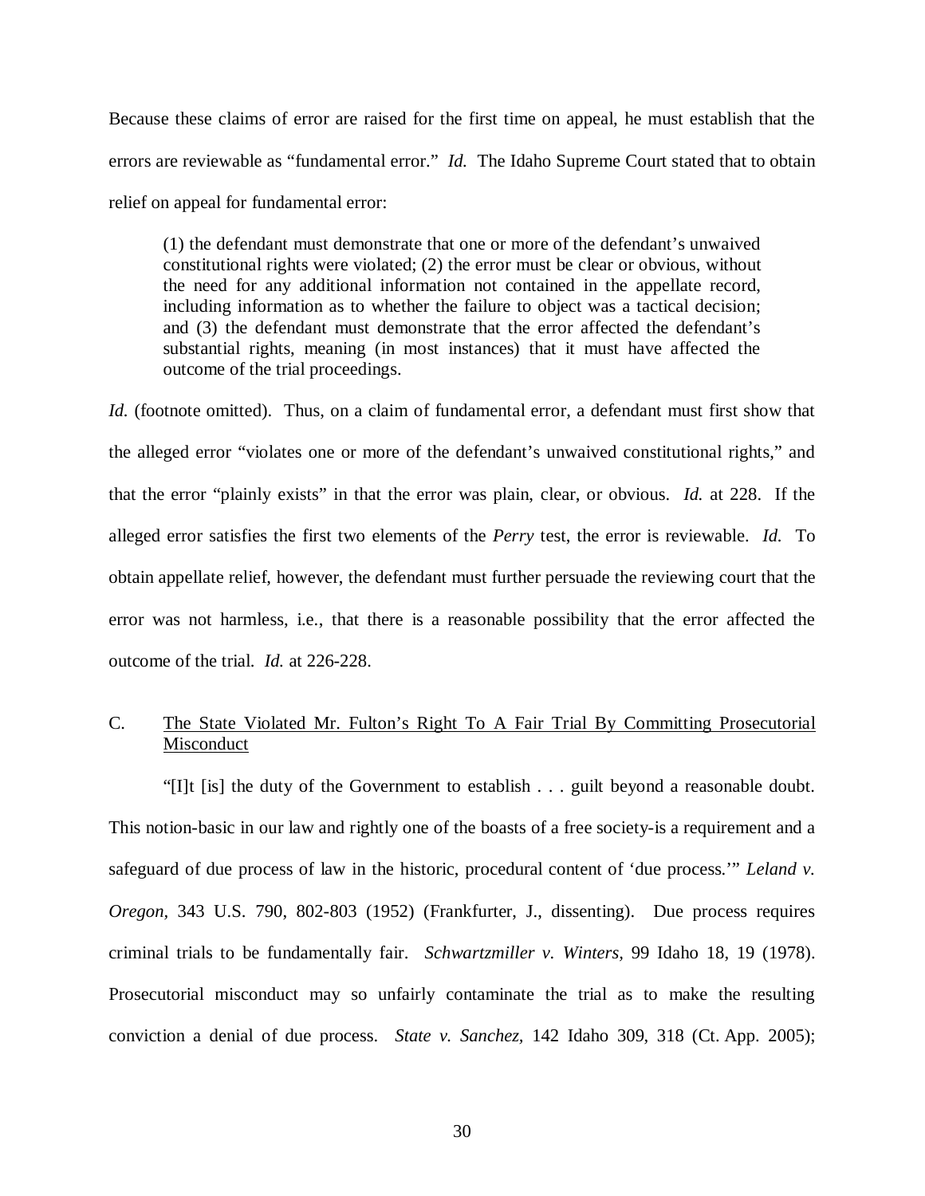Because these claims of error are raised for the first time on appeal, he must establish that the errors are reviewable as "fundamental error." *Id.* The Idaho Supreme Court stated that to obtain relief on appeal for fundamental error:

> (1) the defendant must demonstrate that one or more of the defendant's unwaived constitutional rights were violated; (2) the error must be clear or obvious, without the need for any additional information not contained in the appellate record, including information as to whether the failure to object was a tactical decision; and (3) the defendant must demonstrate that the error affected the defendant's substantial rights, meaning (in most instances) that it must have affected the outcome of the trial proceedings.

*Id.* (footnote omitted). Thus, on a claim of fundamental error, a defendant must first show that the alleged error "violates one or more of the defendant's unwaived constitutional rights," and that the error "plainly exists" in that the error was plain, clear, or obvious. *Id.* at 228. If the alleged error satisfies the first two elements of the *Perry* test, the error is reviewable. *Id.* To obtain appellate relief, however, the defendant must further persuade the reviewing court that the error was not harmless, i.e., that there is a reasonable possibility that the error affected the outcome of the trial. *Id.* at 226-228.

### C. <u>The State Violated Mr. Fulton's Right To A Fair Trial By Committing Prosecutorial Misconduct</u>

"[I]t [is] the duty of the Government to establish . . . guilt beyond a reasonable doubt. This notion-basic in our law and rightly one of the boasts of a free society-is a requirement and a safeguard of due process of law in the historic, procedural content of 'due process.'" *Leland v. Oregon*, 343 U.S. 790, 802-803 (1952) (Frankfurter, J., dissenting). Due process requires criminal trials to be fundamentally fair. *Schwartzmiller v. Winters*, 99 Idaho 18, 19 (1978). Prosecutorial misconduct may so unfairly contaminate the trial as to make the resulting conviction a denial of due process. *State v. Sanchez*, 142 Idaho 309, 318 (Ct. App. 2005);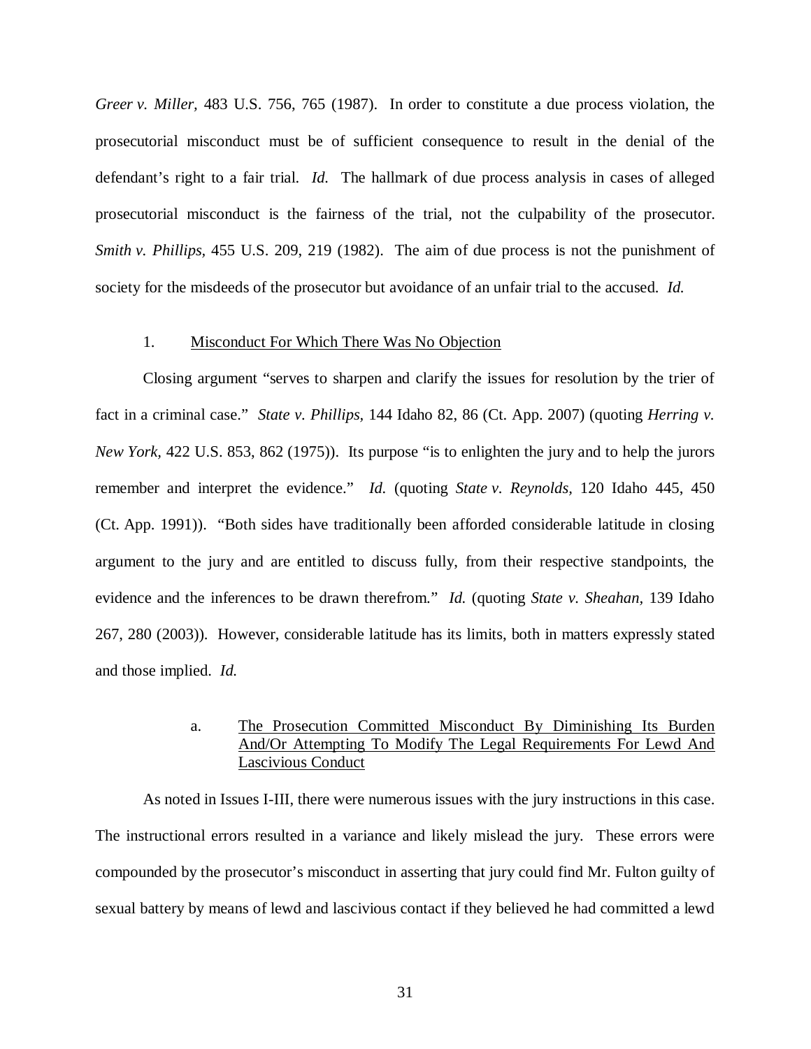*Greer v. Miller,* 483 U.S. 756, 765 (1987). In order to constitute a due process violation, the prosecutorial misconduct must be of sufficient consequence to result in the denial of the defendant's right to a fair trial. *Id.* The hallmark of due process analysis in cases of alleged prosecutorial misconduct is the fairness of the trial, not the culpability of the prosecutor. *Smith v. Phillips,* 455 U.S. 209, 219 (1982). The aim of due process is not the punishment of society for the misdeeds of the prosecutor but avoidance of an unfair trial to the accused. *Id.*

1. Misconduct For Which There Was No Objection

Closing argument "serves to sharpen and clarify the issues for resolution by the trier of fact in a criminal case." *State v. Phillips,* 144 Idaho 82, 86 (Ct. App. 2007) (quoting *Herring v. New York,* 422 U.S. 853, 862 (1975)). Its purpose "is to enlighten the jury and to help the jurors remember and interpret the evidence." *Id.* (quoting *State v. Reynolds,* 120 Idaho 445, 450 (Ct. App. 1991)). "Both sides have traditionally been afforded considerable latitude in closing argument to the jury and are entitled to discuss fully, from their respective standpoints, the evidence and the inferences to be drawn therefrom." *Id.* (quoting *State v. Sheahan,* 139 Idaho 267, 280 (2003)). However, considerable latitude has its limits, both in matters expressly stated and those implied. *Id.*

a. The Prosecution Committed Misconduct By Diminishing Its Burden And/Or Attempting To Modify The Legal Requirements For Lewd And Lascivious Conduct

As noted in Issues I-III, there were numerous issues with the jury instructions in this case. The instructional errors resulted in a variance and likely mislead the jury. These errors were compounded by the prosecutor's misconduct in asserting that jury could find Mr. Fulton guilty of sexual battery by means of lewd and lascivious contact if they believed he had committed a lewd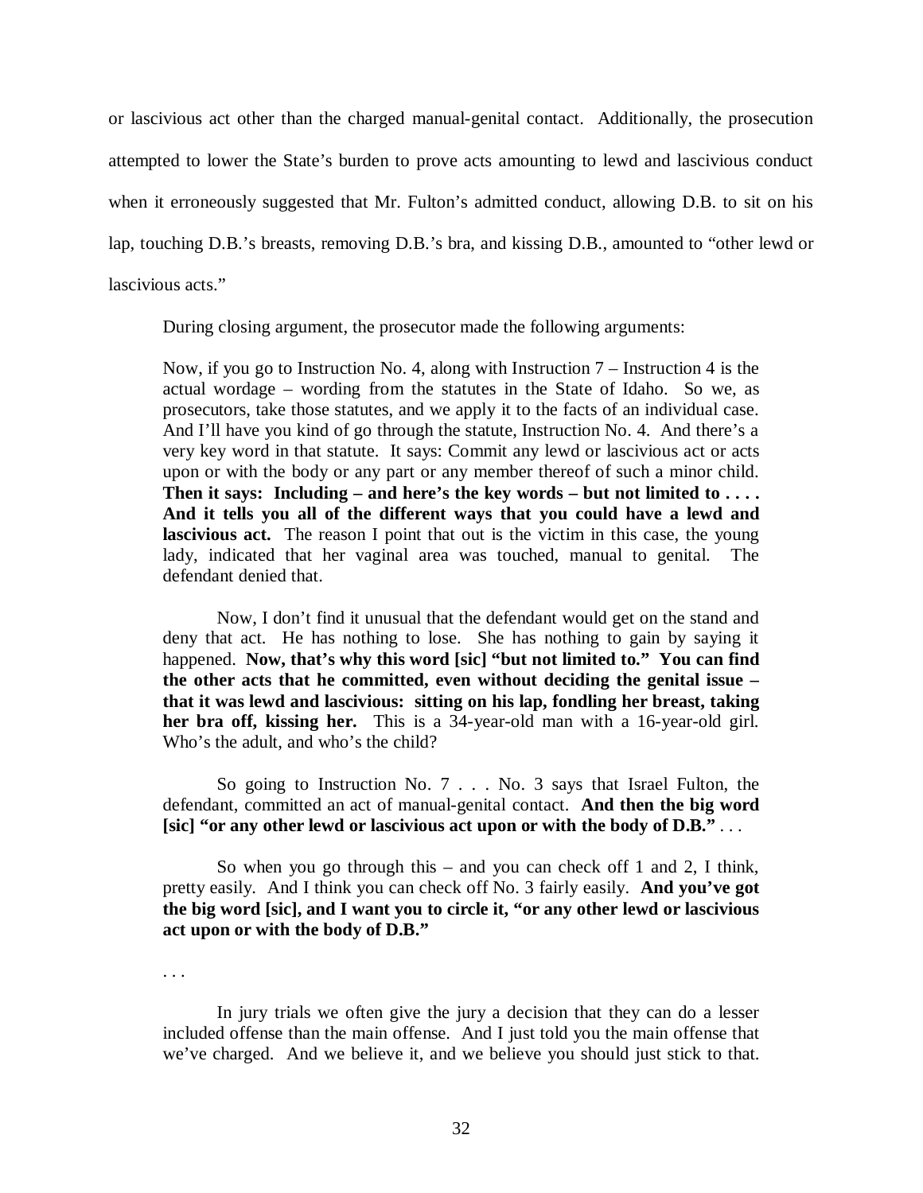or lascivious act other than the charged manual-genital contact. Additionally, the prosecution attempted to lower the State's burden to prove acts amounting to lewd and lascivious conduct when it erroneously suggested that Mr. Fulton's admitted conduct, allowing D.B. to sit on his lap, touching D.B.'s breasts, removing D.B.'s bra, and kissing D.B., amounted to "other lewd or lascivious acts."

During closing argument, the prosecutor made the following arguments:

> Now, if you go to Instruction No. 4, along with Instruction 7 – Instruction 4 is the actual wordage – wording from the statutes in the State of Idaho. So we, as prosecutors, take those statutes, and we apply it to the facts of an individual case. And I'll have you kind of go through the statute, Instruction No. 4. And there's a very key word in that statute. It says: Commit any lewd or lascivious act or acts upon or with the body or any part or any member thereof of such a minor child. **Then it says: Including – and here's the key words – but not limited to . . . . And it tells you all of the different ways that you could have a lewd and lascivious act.** The reason I point that out is the victim in this case, the young lady, indicated that her vaginal area was touched, manual to genital. The defendant denied that.
>
> Now, I don't find it unusual that the defendant would get on the stand and deny that act. He has nothing to lose. She has nothing to gain by saying it happened. **Now, that's why this word [sic] "but not limited to." You can find the other acts that he committed, even without deciding the genital issue – that it was lewd and lascivious: sitting on his lap, fondling her breast, taking her bra off, kissing her.** This is a 34-year-old man with a 16-year-old girl. Who's the adult, and who's the child?
>
> So going to Instruction No. 7 . . . No. 3 says that Israel Fulton, the defendant, committed an act of manual-genital contact. **And then the big word [sic] "or any other lewd or lascivious act upon or with the body of D.B."** . . .
>
> So when you go through this – and you can check off 1 and 2, I think, pretty easily. And I think you can check off No. 3 fairly easily. **And you've got the big word [sic], and I want you to circle it, "or any other lewd or lascivious act upon or with the body of D.B."**
>
> . . .
>
> In jury trials we often give the jury a decision that they can do a lesser included offense than the main offense. And I just told you the main offense that we've charged. And we believe it, and we believe you should just stick to that.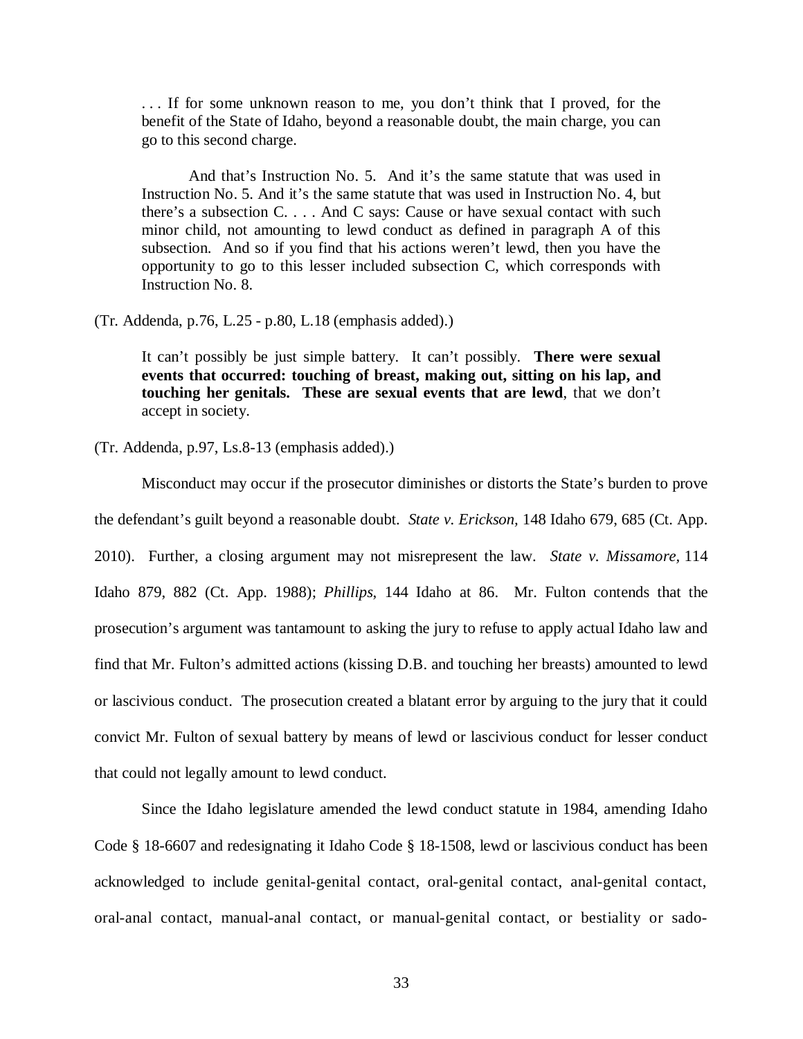> . . . If for some unknown reason to me, you don't think that I proved, for the benefit of the State of Idaho, beyond a reasonable doubt, the main charge, you can go to this second charge.
>
> And that's Instruction No. 5. And it's the same statute that was used in Instruction No. 5. And it's the same statute that was used in Instruction No. 4, but there's a subsection C. . . . And C says: Cause or have sexual contact with such minor child, not amounting to lewd conduct as defined in paragraph A of this subsection. And so if you find that his actions weren't lewd, then you have the opportunity to go to this lesser included subsection C, which corresponds with Instruction No. 8.

(Tr. Addenda, p.76, L.25 - p.80, L.18 (emphasis added).)

> It can't possibly be just simple battery. It can't possibly. **There were sexual events that occurred: touching of breast, making out, sitting on his lap, and touching her genitals. These are sexual events that are lewd**, that we don't accept in society.

(Tr. Addenda, p.97, Ls.8-13 (emphasis added).)

Misconduct may occur if the prosecutor diminishes or distorts the State's burden to prove the defendant's guilt beyond a reasonable doubt. *State v. Erickson*, 148 Idaho 679, 685 (Ct. App. 2010). Further, a closing argument may not misrepresent the law. *State v. Missamore*, 114 Idaho 879, 882 (Ct. App. 1988); *Phillips*, 144 Idaho at 86. Mr. Fulton contends that the prosecution's argument was tantamount to asking the jury to refuse to apply actual Idaho law and find that Mr. Fulton's admitted actions (kissing D.B. and touching her breasts) amounted to lewd or lascivious conduct. The prosecution created a blatant error by arguing to the jury that it could convict Mr. Fulton of sexual battery by means of lewd or lascivious conduct for lesser conduct that could not legally amount to lewd conduct.

Since the Idaho legislature amended the lewd conduct statute in 1984, amending Idaho Code § 18-6607 and redesignating it Idaho Code § 18-1508, lewd or lascivious conduct has been acknowledged to include genital-genital contact, oral-genital contact, anal-genital contact, oral-anal contact, manual-anal contact, or manual-genital contact, or bestiality or sado-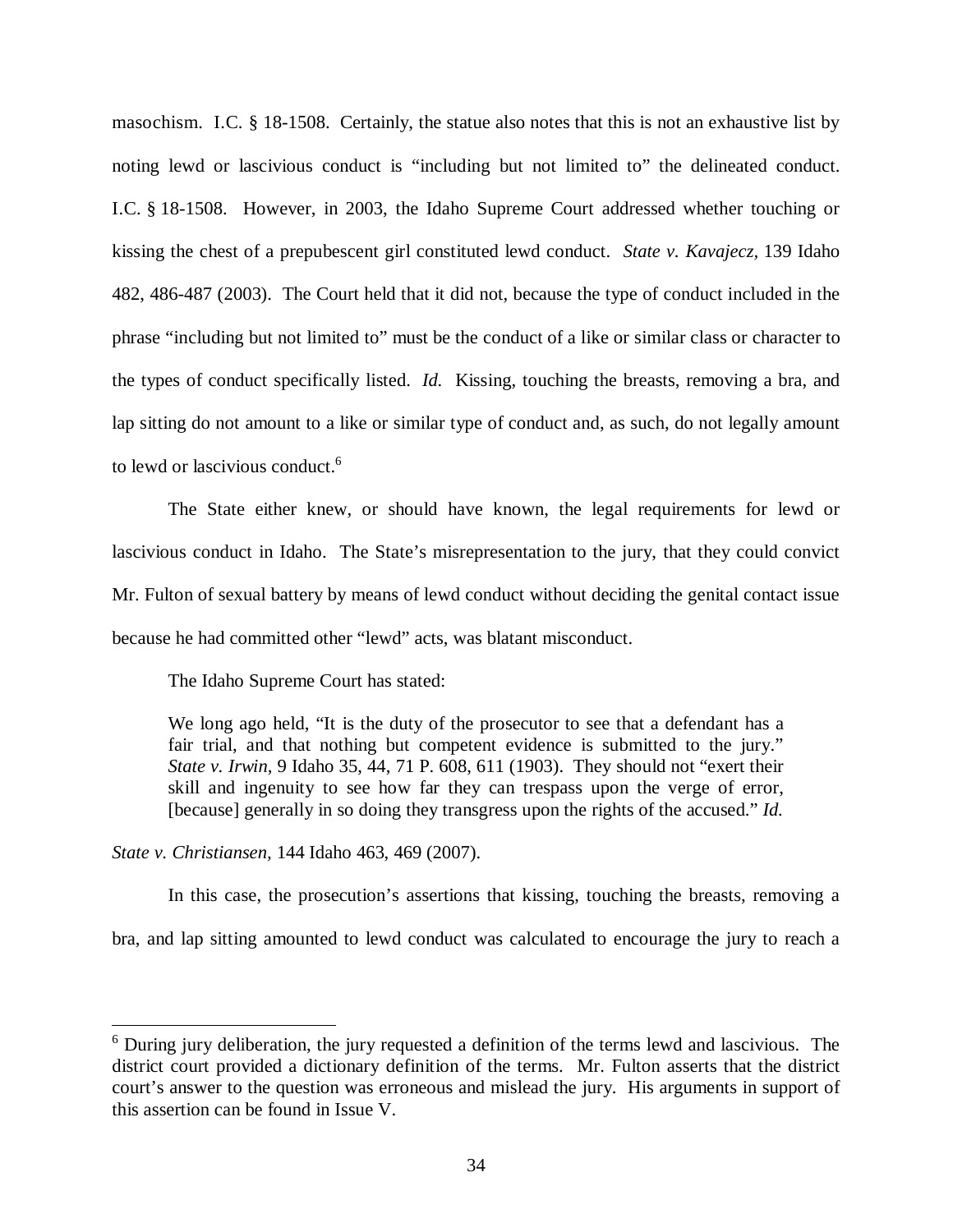masochism. I.C. § 18-1508. Certainly, the statue also notes that this is not an exhaustive list by noting lewd or lascivious conduct is "including but not limited to" the delineated conduct. I.C. § 18-1508. However, in 2003, the Idaho Supreme Court addressed whether touching or kissing the chest of a prepubescent girl constituted lewd conduct. *State v. Kavajecz,* 139 Idaho 482, 486-487 (2003). The Court held that it did not, because the type of conduct included in the phrase "including but not limited to" must be the conduct of a like or similar class or character to the types of conduct specifically listed. *Id.* Kissing, touching the breasts, removing a bra, and lap sitting do not amount to a like or similar type of conduct and, as such, do not legally amount to lewd or lascivious conduct.[6]

The State either knew, or should have known, the legal requirements for lewd or lascivious conduct in Idaho. The State's misrepresentation to the jury, that they could convict Mr. Fulton of sexual battery by means of lewd conduct without deciding the genital contact issue because he had committed other "lewd" acts, was blatant misconduct.

The Idaho Supreme Court has stated:

> We long ago held, "It is the duty of the prosecutor to see that a defendant has a fair trial, and that nothing but competent evidence is submitted to the jury." *State v. Irwin,* 9 Idaho 35, 44, 71 P. 608, 611 (1903). They should not "exert their skill and ingenuity to see how far they can trespass upon the verge of error, [because] generally in so doing they transgress upon the rights of the accused." *Id.*

*State v. Christiansen,* 144 Idaho 463, 469 (2007).

In this case, the prosecution's assertions that kissing, touching the breasts, removing a bra, and lap sitting amounted to lewd conduct was calculated to encourage the jury to reach a

---

[6] During jury deliberation, the jury requested a definition of the terms lewd and lascivious. The district court provided a dictionary definition of the terms. Mr. Fulton asserts that the district court's answer to the question was erroneous and mislead the jury. His arguments in support of this assertion can be found in Issue V.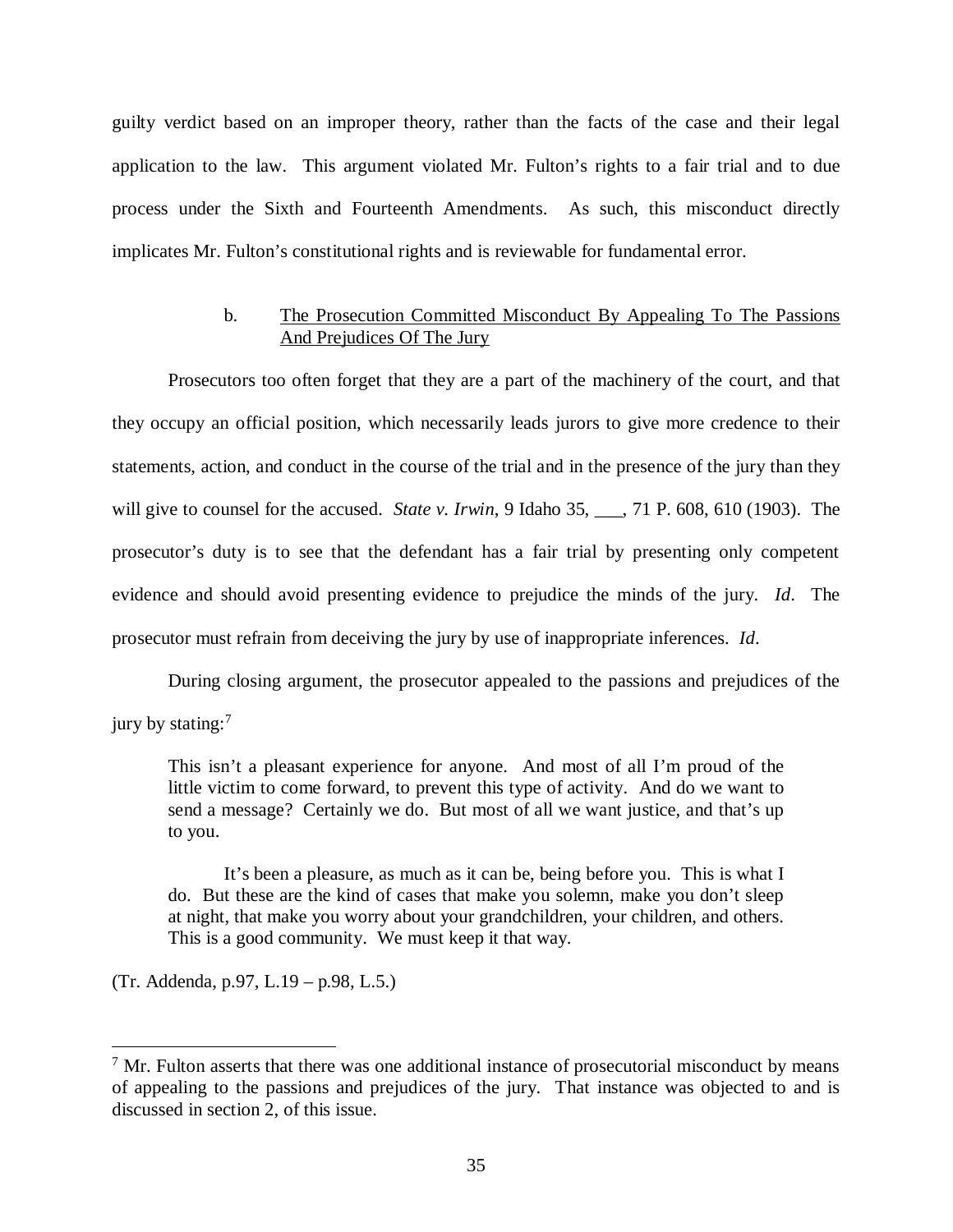guilty verdict based on an improper theory, rather than the facts of the case and their legal application to the law. This argument violated Mr. Fulton's rights to a fair trial and to due process under the Sixth and Fourteenth Amendments. As such, this misconduct directly implicates Mr. Fulton's constitutional rights and is reviewable for fundamental error.

#### b. The Prosecution Committed Misconduct By Appealing To The Passions And Prejudices Of The Jury

Prosecutors too often forget that they are a part of the machinery of the court, and that they occupy an official position, which necessarily leads jurors to give more credence to their statements, action, and conduct in the course of the trial and in the presence of the jury than they will give to counsel for the accused. *State v. Irwin*, 9 Idaho 35, ___, 71 P. 608, 610 (1903). The prosecutor's duty is to see that the defendant has a fair trial by presenting only competent evidence and should avoid presenting evidence to prejudice the minds of the jury. *Id*. The prosecutor must refrain from deceiving the jury by use of inappropriate inferences. *Id*.

During closing argument, the prosecutor appealed to the passions and prejudices of the jury by stating:[7]

> This isn't a pleasant experience for anyone. And most of all I'm proud of the little victim to come forward, to prevent this type of activity. And do we want to send a message? Certainly we do. But most of all we want justice, and that's up to you.
>
> It's been a pleasure, as much as it can be, being before you. This is what I do. But these are the kind of cases that make you solemn, make you don't sleep at night, that make you worry about your grandchildren, your children, and others. This is a good community. We must keep it that way.

(Tr. Addenda, p.97, L.19 – p.98, L.5.)

---

[7] Mr. Fulton asserts that there was one additional instance of prosecutorial misconduct by means of appealing to the passions and prejudices of the jury. That instance was objected to and is discussed in section 2, of this issue.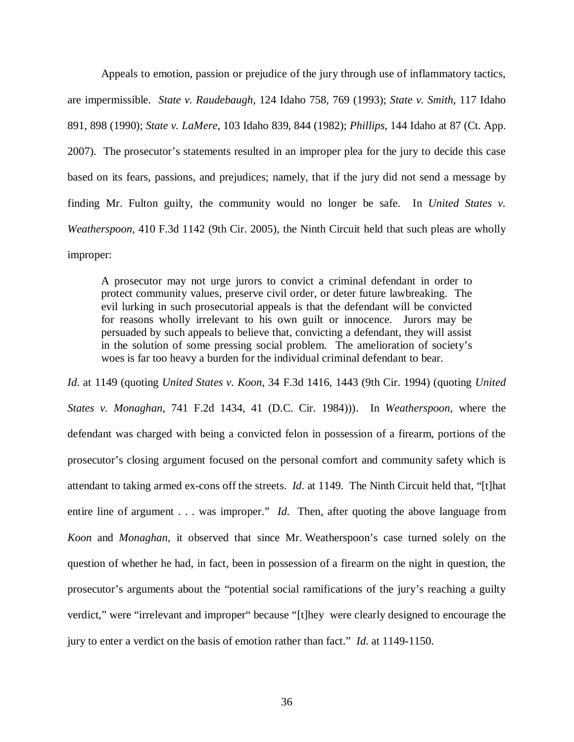Appeals to emotion, passion or prejudice of the jury through use of inflammatory tactics, are impermissible. *State v. Raudebaugh*, 124 Idaho 758, 769 (1993); *State v. Smith*, 117 Idaho 891, 898 (1990); *State v. LaMere*, 103 Idaho 839, 844 (1982); *Phillips*, 144 Idaho at 87 (Ct. App. 2007). The prosecutor's statements resulted in an improper plea for the jury to decide this case based on its fears, passions, and prejudices; namely, that if the jury did not send a message by finding Mr. Fulton guilty, the community would no longer be safe. In *United States v. Weatherspoon*, 410 F.3d 1142 (9th Cir. 2005), the Ninth Circuit held that such pleas are wholly improper:

> A prosecutor may not urge jurors to convict a criminal defendant in order to protect community values, preserve civil order, or deter future lawbreaking. The evil lurking in such prosecutorial appeals is that the defendant will be convicted for reasons wholly irrelevant to his own guilt or innocence. Jurors may be persuaded by such appeals to believe that, convicting a defendant, they will assist in the solution of some pressing social problem. The amelioration of society's woes is far too heavy a burden for the individual criminal defendant to bear.

*Id*. at 1149 (quoting *United States v. Koon*, 34 F.3d 1416, 1443 (9th Cir. 1994) (quoting *United States v. Monaghan*, 741 F.2d 1434, 41 (D.C. Cir. 1984))). In *Weatherspoon*, where the defendant was charged with being a convicted felon in possession of a firearm, portions of the prosecutor's closing argument focused on the personal comfort and community safety which is attendant to taking armed ex-cons off the streets. *Id*. at 1149. The Ninth Circuit held that, "[t]hat entire line of argument . . . was improper." *Id*. Then, after quoting the above language from *Koon* and *Monaghan*, it observed that since Mr. Weatherspoon's case turned solely on the question of whether he had, in fact, been in possession of a firearm on the night in question, the prosecutor's arguments about the "potential social ramifications of the jury's reaching a guilty verdict," were "irrelevant and improper" because "[t]hey were clearly designed to encourage the jury to enter a verdict on the basis of emotion rather than fact." *Id*. at 1149-1150.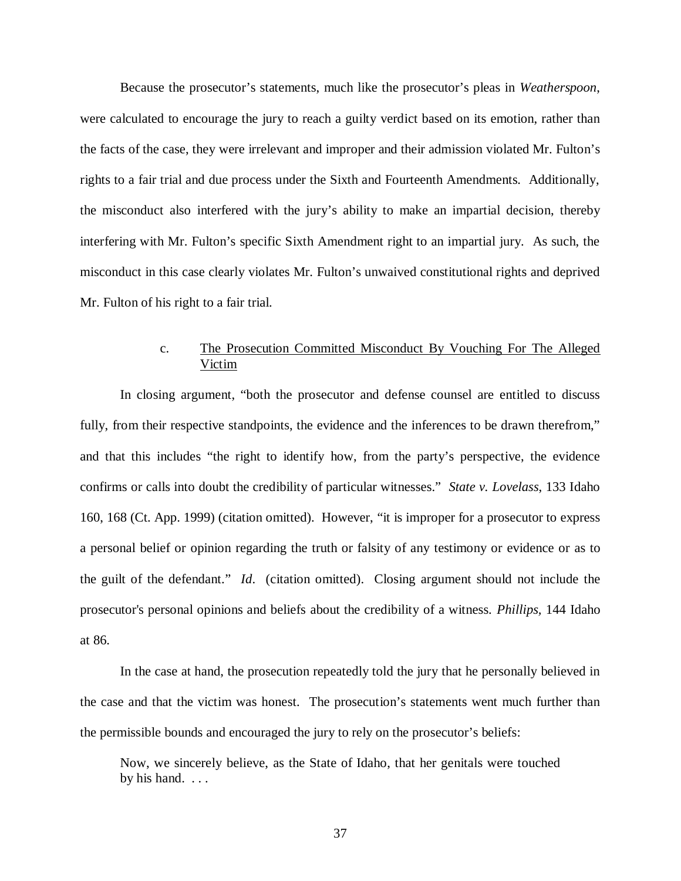Because the prosecutor's statements, much like the prosecutor's pleas in *Weatherspoon*, were calculated to encourage the jury to reach a guilty verdict based on its emotion, rather than the facts of the case, they were irrelevant and improper and their admission violated Mr. Fulton's rights to a fair trial and due process under the Sixth and Fourteenth Amendments. Additionally, the misconduct also interfered with the jury's ability to make an impartial decision, thereby interfering with Mr. Fulton's specific Sixth Amendment right to an impartial jury. As such, the misconduct in this case clearly violates Mr. Fulton's unwaived constitutional rights and deprived Mr. Fulton of his right to a fair trial.

c. <u>The Prosecution Committed Misconduct By Vouching For The Alleged Victim</u>

In closing argument, "both the prosecutor and defense counsel are entitled to discuss fully, from their respective standpoints, the evidence and the inferences to be drawn therefrom," and that this includes "the right to identify how, from the party's perspective, the evidence confirms or calls into doubt the credibility of particular witnesses." *State v. Lovelass*, 133 Idaho 160, 168 (Ct. App. 1999) (citation omitted). However, "it is improper for a prosecutor to express a personal belief or opinion regarding the truth or falsity of any testimony or evidence or as to the guilt of the defendant." *Id*. (citation omitted). Closing argument should not include the prosecutor's personal opinions and beliefs about the credibility of a witness. *Phillips*, 144 Idaho at 86.

In the case at hand, the prosecution repeatedly told the jury that he personally believed in the case and that the victim was honest. The prosecution's statements went much further than the permissible bounds and encouraged the jury to rely on the prosecutor's beliefs:

> Now, we sincerely believe, as the State of Idaho, that her genitals were touched by his hand. . . .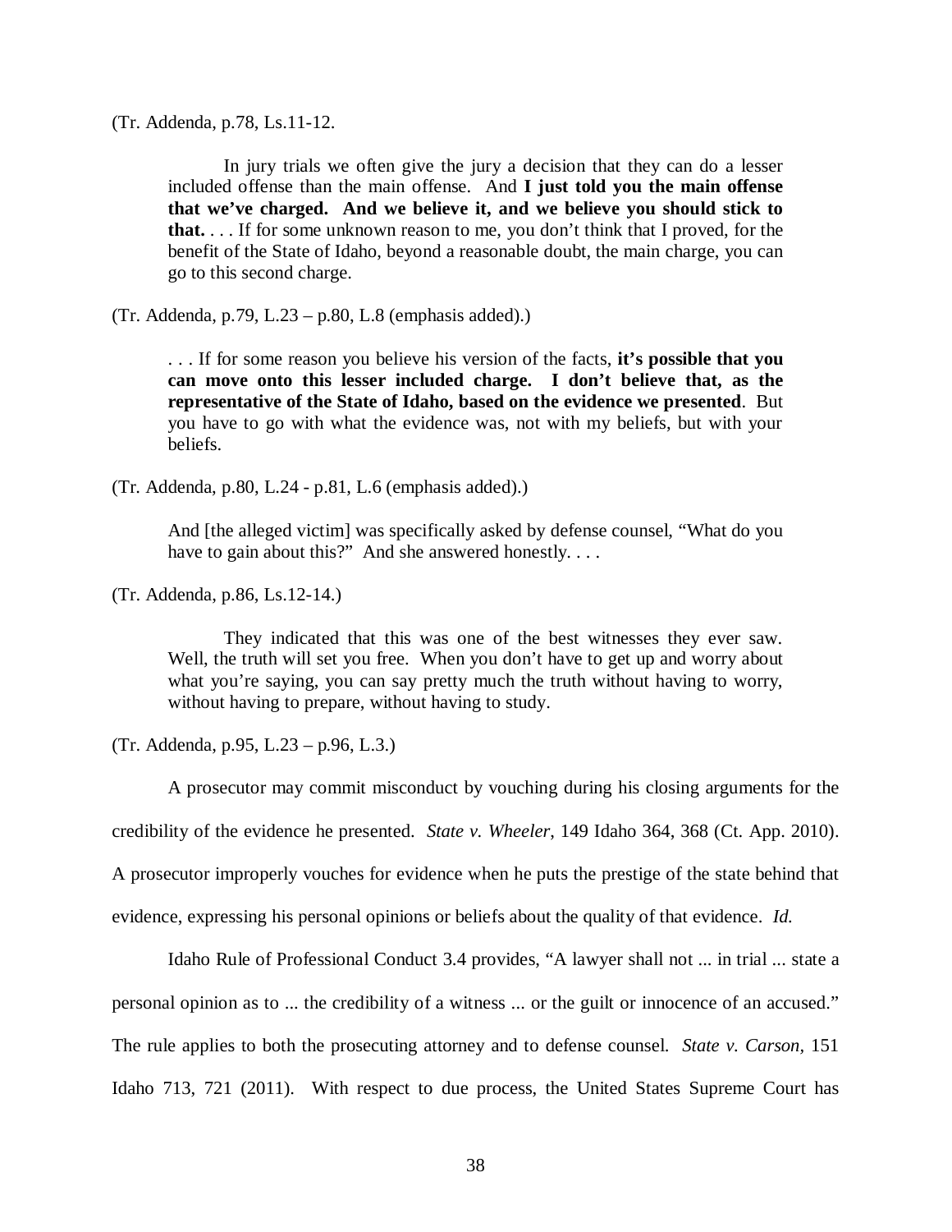(Tr. Addenda, p.78, Ls.11-12.

> In jury trials we often give the jury a decision that they can do a lesser included offense than the main offense. And **I just told you the main offense that we've charged. And we believe it, and we believe you should stick to that.** . . . If for some unknown reason to me, you don't think that I proved, for the benefit of the State of Idaho, beyond a reasonable doubt, the main charge, you can go to this second charge.

(Tr. Addenda, p.79, L.23 – p.80, L.8 (emphasis added).)

> . . . If for some reason you believe his version of the facts, **it's possible that you can move onto this lesser included charge. I don't believe that, as the representative of the State of Idaho, based on the evidence we presented**. But you have to go with what the evidence was, not with my beliefs, but with your beliefs.

(Tr. Addenda, p.80, L.24 - p.81, L.6 (emphasis added).)

> And [the alleged victim] was specifically asked by defense counsel, "What do you have to gain about this?" And she answered honestly. . . .

(Tr. Addenda, p.86, Ls.12-14.)

> They indicated that this was one of the best witnesses they ever saw. Well, the truth will set you free. When you don't have to get up and worry about what you're saying, you can say pretty much the truth without having to worry, without having to prepare, without having to study.

(Tr. Addenda, p.95, L.23 – p.96, L.3.)

A prosecutor may commit misconduct by vouching during his closing arguments for the credibility of the evidence he presented. *State v. Wheeler*, 149 Idaho 364, 368 (Ct. App. 2010). A prosecutor improperly vouches for evidence when he puts the prestige of the state behind that evidence, expressing his personal opinions or beliefs about the quality of that evidence. *Id.*

Idaho Rule of Professional Conduct 3.4 provides, "A lawyer shall not ... in trial ... state a personal opinion as to ... the credibility of a witness ... or the guilt or innocence of an accused." The rule applies to both the prosecuting attorney and to defense counsel. *State v. Carson,* 151 Idaho 713, 721 (2011). With respect to due process, the United States Supreme Court has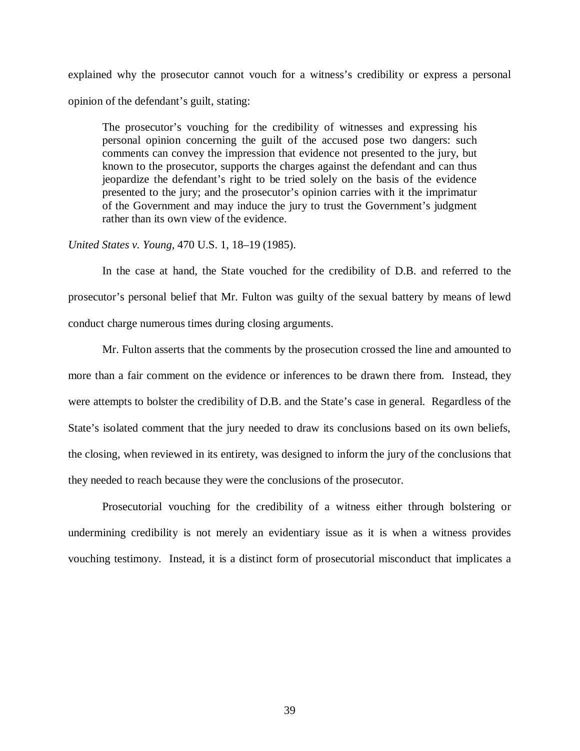explained why the prosecutor cannot vouch for a witness's credibility or express a personal opinion of the defendant's guilt, stating:

> The prosecutor's vouching for the credibility of witnesses and expressing his personal opinion concerning the guilt of the accused pose two dangers: such comments can convey the impression that evidence not presented to the jury, but known to the prosecutor, supports the charges against the defendant and can thus jeopardize the defendant's right to be tried solely on the basis of the evidence presented to the jury; and the prosecutor's opinion carries with it the imprimatur of the Government and may induce the jury to trust the Government's judgment rather than its own view of the evidence.

*United States v. Young*, 470 U.S. 1, 18–19 (1985).

In the case at hand, the State vouched for the credibility of D.B. and referred to the prosecutor's personal belief that Mr. Fulton was guilty of the sexual battery by means of lewd conduct charge numerous times during closing arguments.

Mr. Fulton asserts that the comments by the prosecution crossed the line and amounted to more than a fair comment on the evidence or inferences to be drawn there from. Instead, they were attempts to bolster the credibility of D.B. and the State's case in general. Regardless of the State's isolated comment that the jury needed to draw its conclusions based on its own beliefs, the closing, when reviewed in its entirety, was designed to inform the jury of the conclusions that they needed to reach because they were the conclusions of the prosecutor.

Prosecutorial vouching for the credibility of a witness either through bolstering or undermining credibility is not merely an evidentiary issue as it is when a witness provides vouching testimony. Instead, it is a distinct form of prosecutorial misconduct that implicates a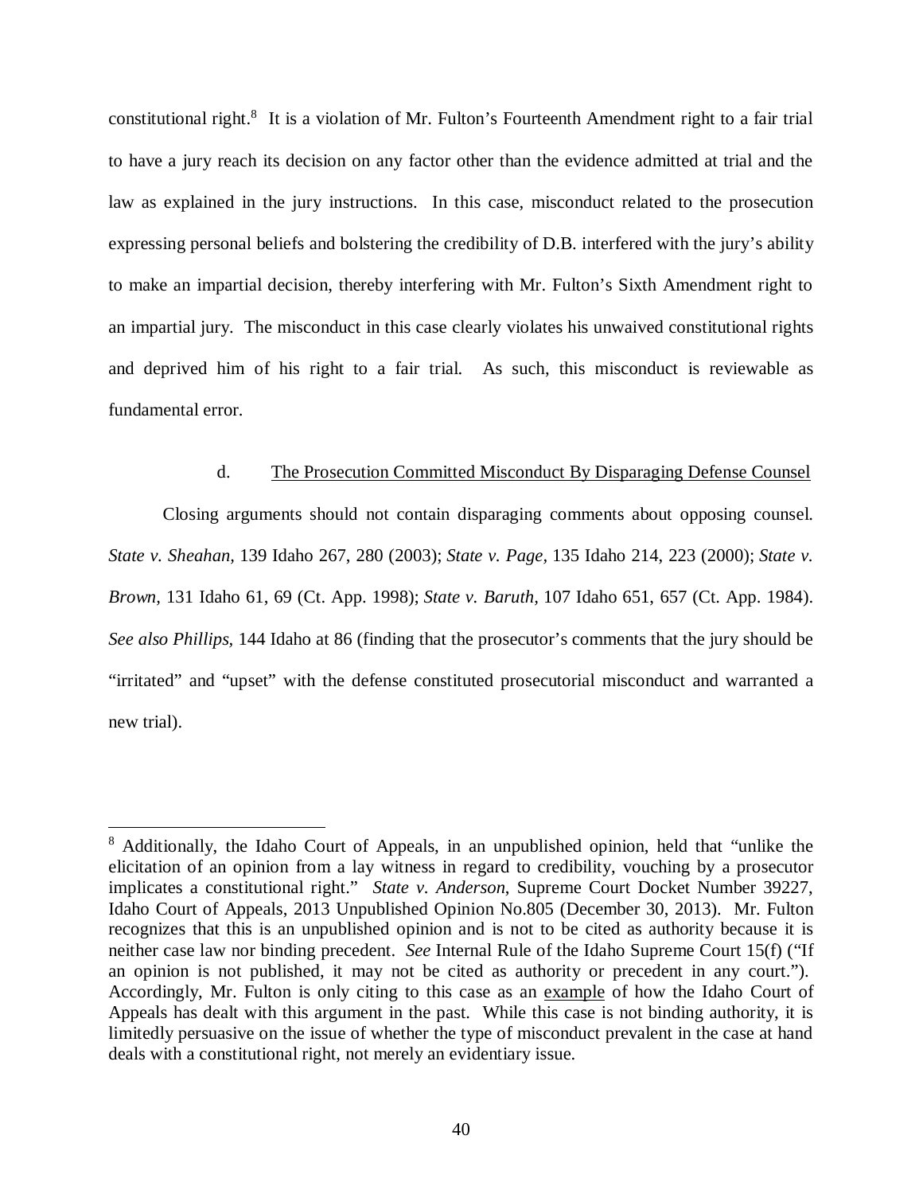constitutional right.[8] It is a violation of Mr. Fulton's Fourteenth Amendment right to a fair trial to have a jury reach its decision on any factor other than the evidence admitted at trial and the law as explained in the jury instructions. In this case, misconduct related to the prosecution expressing personal beliefs and bolstering the credibility of D.B. interfered with the jury's ability to make an impartial decision, thereby interfering with Mr. Fulton's Sixth Amendment right to an impartial jury. The misconduct in this case clearly violates his unwaived constitutional rights and deprived him of his right to a fair trial. As such, this misconduct is reviewable as fundamental error.

d. <u>The Prosecution Committed Misconduct By Disparaging Defense Counsel</u>

Closing arguments should not contain disparaging comments about opposing counsel. *State v. Sheahan,* 139 Idaho 267, 280 (2003); *State v. Page,* 135 Idaho 214, 223 (2000); *State v. Brown,* 131 Idaho 61, 69 (Ct. App. 1998); *State v. Baruth,* 107 Idaho 651, 657 (Ct. App. 1984). *See also Phillips,* 144 Idaho at 86 (finding that the prosecutor's comments that the jury should be "irritated" and "upset" with the defense constituted prosecutorial misconduct and warranted a new trial).

---

[8] Additionally, the Idaho Court of Appeals, in an unpublished opinion, held that "unlike the elicitation of an opinion from a lay witness in regard to credibility, vouching by a prosecutor implicates a constitutional right." *State v. Anderson*, Supreme Court Docket Number 39227, Idaho Court of Appeals, 2013 Unpublished Opinion No.805 (December 30, 2013). Mr. Fulton recognizes that this is an unpublished opinion and is not to be cited as authority because it is neither case law nor binding precedent. *See* Internal Rule of the Idaho Supreme Court 15(f) ("If an opinion is not published, it may not be cited as authority or precedent in any court."). Accordingly, Mr. Fulton is only citing to this case as an <u>example</u> of how the Idaho Court of Appeals has dealt with this argument in the past. While this case is not binding authority, it is limitedly persuasive on the issue of whether the type of misconduct prevalent in the case at hand deals with a constitutional right, not merely an evidentiary issue.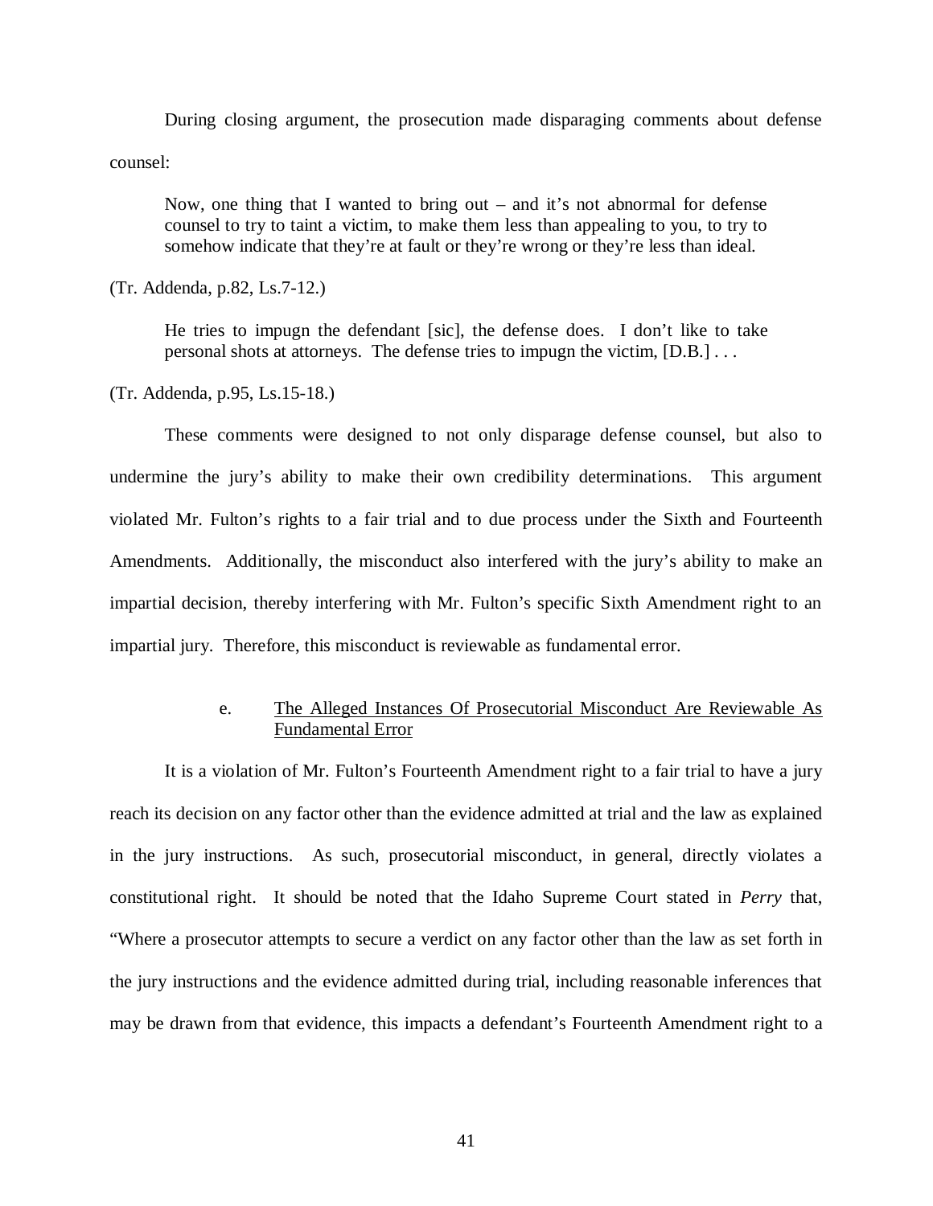During closing argument, the prosecution made disparaging comments about defense counsel:

> Now, one thing that I wanted to bring out – and it's not abnormal for defense counsel to try to taint a victim, to make them less than appealing to you, to try to somehow indicate that they're at fault or they're wrong or they're less than ideal.

(Tr. Addenda, p.82, Ls.7-12.)

> He tries to impugn the defendant [sic], the defense does. I don't like to take personal shots at attorneys. The defense tries to impugn the victim, [D.B.] . . .

(Tr. Addenda, p.95, Ls.15-18.)

These comments were designed to not only disparage defense counsel, but also to undermine the jury's ability to make their own credibility determinations. This argument violated Mr. Fulton's rights to a fair trial and to due process under the Sixth and Fourteenth Amendments. Additionally, the misconduct also interfered with the jury's ability to make an impartial decision, thereby interfering with Mr. Fulton's specific Sixth Amendment right to an impartial jury. Therefore, this misconduct is reviewable as fundamental error.

#### e. <u>The Alleged Instances Of Prosecutorial Misconduct Are Reviewable As Fundamental Error</u>

It is a violation of Mr. Fulton's Fourteenth Amendment right to a fair trial to have a jury reach its decision on any factor other than the evidence admitted at trial and the law as explained in the jury instructions. As such, prosecutorial misconduct, in general, directly violates a constitutional right. It should be noted that the Idaho Supreme Court stated in *Perry* that, "Where a prosecutor attempts to secure a verdict on any factor other than the law as set forth in the jury instructions and the evidence admitted during trial, including reasonable inferences that may be drawn from that evidence, this impacts a defendant's Fourteenth Amendment right to a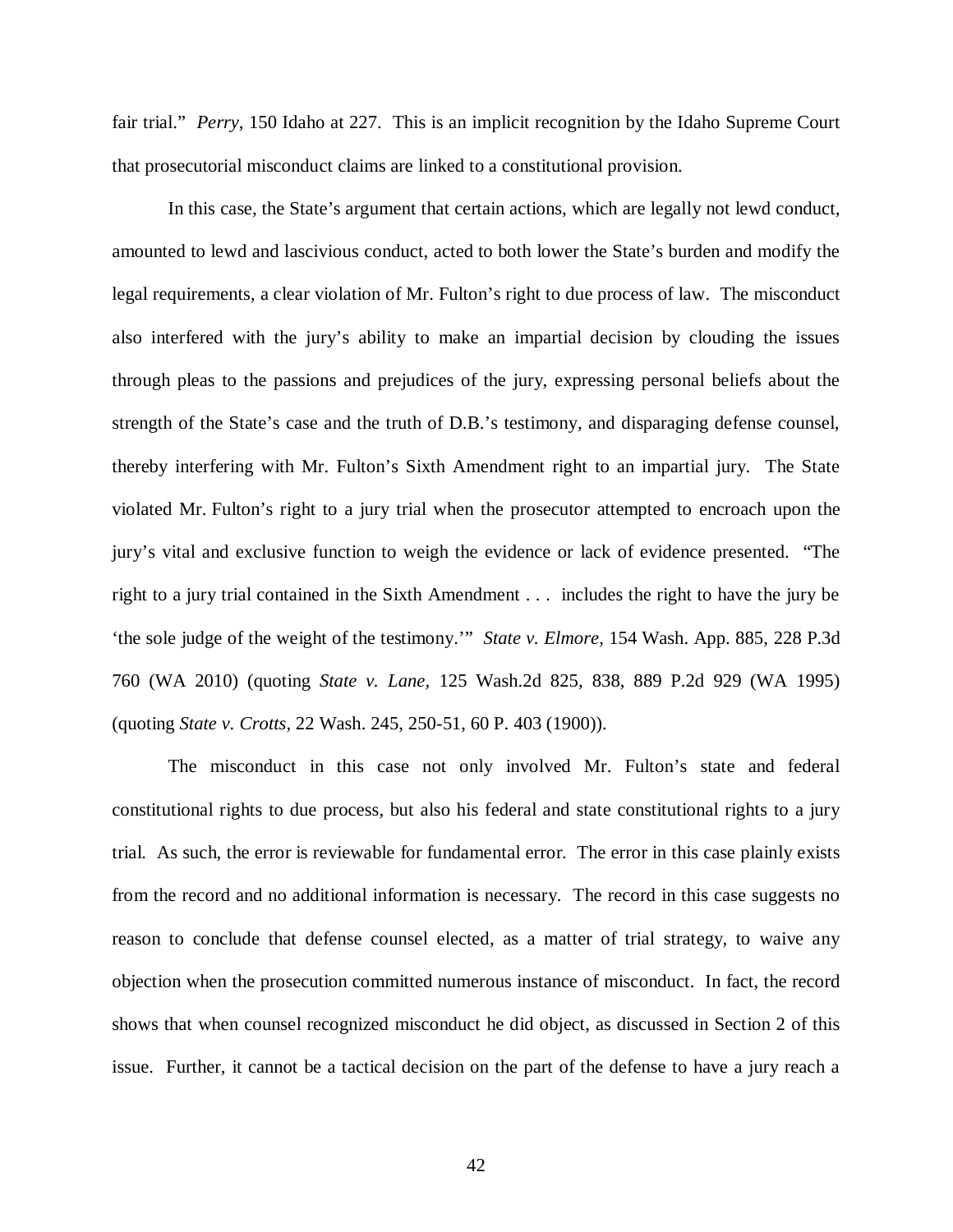fair trial." *Perry*, 150 Idaho at 227. This is an implicit recognition by the Idaho Supreme Court that prosecutorial misconduct claims are linked to a constitutional provision.

In this case, the State's argument that certain actions, which are legally not lewd conduct, amounted to lewd and lascivious conduct, acted to both lower the State's burden and modify the legal requirements, a clear violation of Mr. Fulton's right to due process of law. The misconduct also interfered with the jury's ability to make an impartial decision by clouding the issues through pleas to the passions and prejudices of the jury, expressing personal beliefs about the strength of the State's case and the truth of D.B.'s testimony, and disparaging defense counsel, thereby interfering with Mr. Fulton's Sixth Amendment right to an impartial jury. The State violated Mr. Fulton's right to a jury trial when the prosecutor attempted to encroach upon the jury's vital and exclusive function to weigh the evidence or lack of evidence presented. "The right to a jury trial contained in the Sixth Amendment . . . includes the right to have the jury be 'the sole judge of the weight of the testimony.'" *State v. Elmore*, 154 Wash. App. 885, 228 P.3d 760 (WA 2010) (quoting *State v. Lane*, 125 Wash.2d 825, 838, 889 P.2d 929 (WA 1995) (quoting *State v. Crotts*, 22 Wash. 245, 250-51, 60 P. 403 (1900)).

The misconduct in this case not only involved Mr. Fulton's state and federal constitutional rights to due process, but also his federal and state constitutional rights to a jury trial. As such, the error is reviewable for fundamental error. The error in this case plainly exists from the record and no additional information is necessary. The record in this case suggests no reason to conclude that defense counsel elected, as a matter of trial strategy, to waive any objection when the prosecution committed numerous instance of misconduct. In fact, the record shows that when counsel recognized misconduct he did object, as discussed in Section 2 of this issue. Further, it cannot be a tactical decision on the part of the defense to have a jury reach a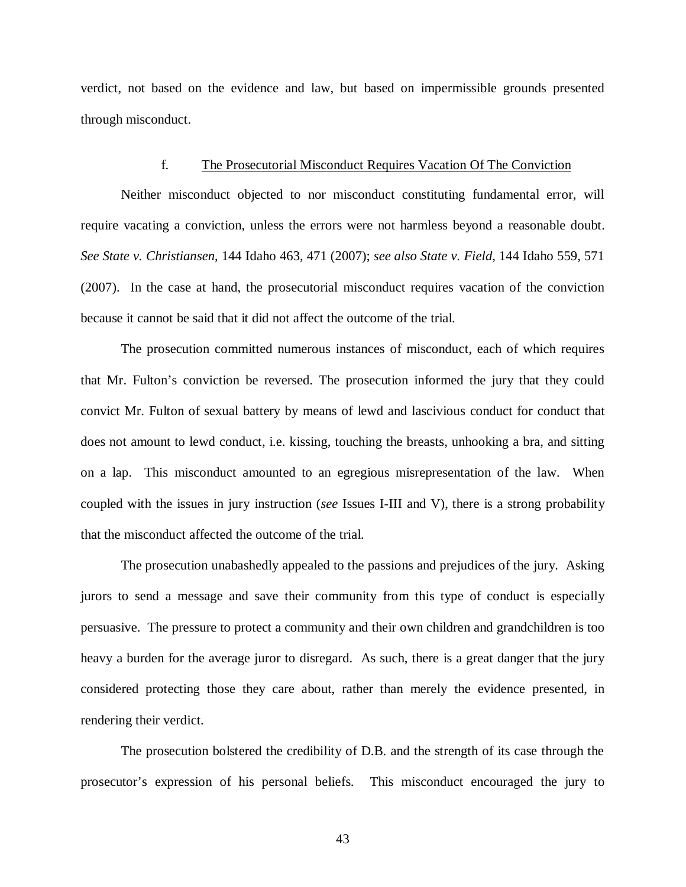verdict, not based on the evidence and law, but based on impermissible grounds presented through misconduct.

#### f. The Prosecutorial Misconduct Requires Vacation Of The Conviction

Neither misconduct objected to nor misconduct constituting fundamental error, will require vacating a conviction, unless the errors were not harmless beyond a reasonable doubt. *See State v. Christiansen*, 144 Idaho 463, 471 (2007); *see also State v. Field*, 144 Idaho 559, 571 (2007). In the case at hand, the prosecutorial misconduct requires vacation of the conviction because it cannot be said that it did not affect the outcome of the trial.

The prosecution committed numerous instances of misconduct, each of which requires that Mr. Fulton's conviction be reversed. The prosecution informed the jury that they could convict Mr. Fulton of sexual battery by means of lewd and lascivious conduct for conduct that does not amount to lewd conduct, i.e. kissing, touching the breasts, unhooking a bra, and sitting on a lap. This misconduct amounted to an egregious misrepresentation of the law. When coupled with the issues in jury instruction (*see* Issues I-III and V), there is a strong probability that the misconduct affected the outcome of the trial.

The prosecution unabashedly appealed to the passions and prejudices of the jury. Asking jurors to send a message and save their community from this type of conduct is especially persuasive. The pressure to protect a community and their own children and grandchildren is too heavy a burden for the average juror to disregard. As such, there is a great danger that the jury considered protecting those they care about, rather than merely the evidence presented, in rendering their verdict.

The prosecution bolstered the credibility of D.B. and the strength of its case through the prosecutor's expression of his personal beliefs. This misconduct encouraged the jury to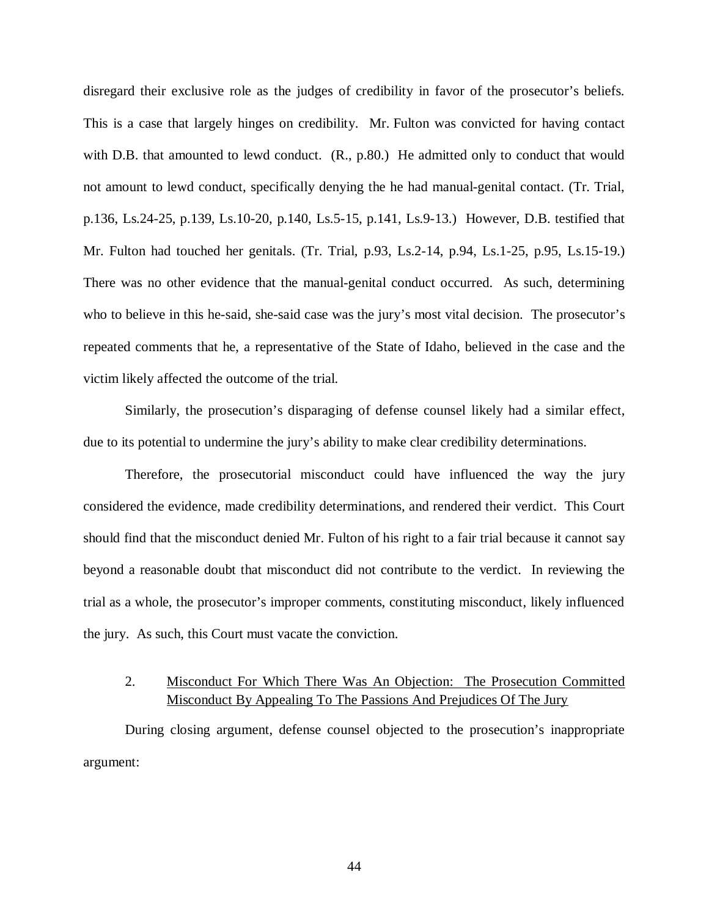disregard their exclusive role as the judges of credibility in favor of the prosecutor's beliefs. This is a case that largely hinges on credibility. Mr. Fulton was convicted for having contact with D.B. that amounted to lewd conduct. (R., p.80.) He admitted only to conduct that would not amount to lewd conduct, specifically denying the he had manual-genital contact. (Tr. Trial, p.136, Ls.24-25, p.139, Ls.10-20, p.140, Ls.5-15, p.141, Ls.9-13.) However, D.B. testified that Mr. Fulton had touched her genitals. (Tr. Trial, p.93, Ls.2-14, p.94, Ls.1-25, p.95, Ls.15-19.) There was no other evidence that the manual-genital conduct occurred. As such, determining who to believe in this he-said, she-said case was the jury's most vital decision. The prosecutor's repeated comments that he, a representative of the State of Idaho, believed in the case and the victim likely affected the outcome of the trial.

Similarly, the prosecution's disparaging of defense counsel likely had a similar effect, due to its potential to undermine the jury's ability to make clear credibility determinations.

Therefore, the prosecutorial misconduct could have influenced the way the jury considered the evidence, made credibility determinations, and rendered their verdict. This Court should find that the misconduct denied Mr. Fulton of his right to a fair trial because it cannot say beyond a reasonable doubt that misconduct did not contribute to the verdict. In reviewing the trial as a whole, the prosecutor's improper comments, constituting misconduct, likely influenced the jury. As such, this Court must vacate the conviction.

2. Misconduct For Which There Was An Objection: The Prosecution Committed Misconduct By Appealing To The Passions And Prejudices Of The Jury

During closing argument, defense counsel objected to the prosecution's inappropriate argument: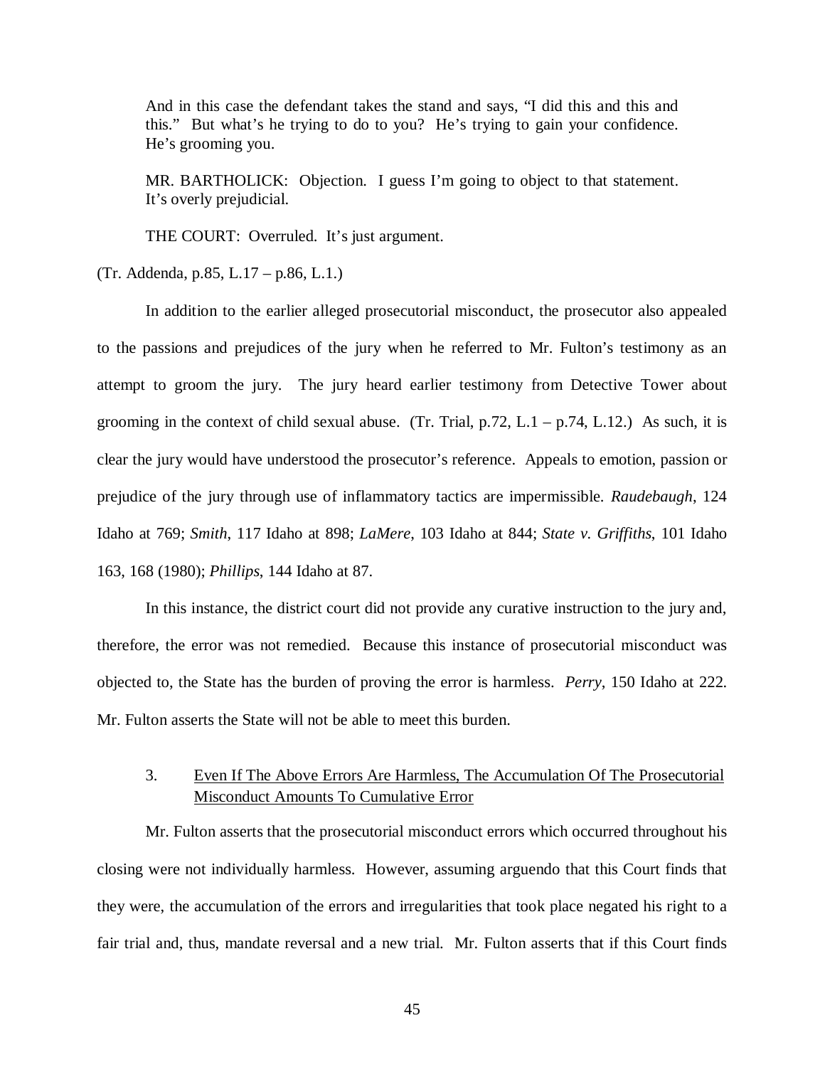> And in this case the defendant takes the stand and says, "I did this and this and this." But what's he trying to do to you? He's trying to gain your confidence. He's grooming you.
>
> MR. BARTHOLICK: Objection. I guess I'm going to object to that statement. It's overly prejudicial.
>
> THE COURT: Overruled. It's just argument.

(Tr. Addenda, p.85, L.17 – p.86, L.1.)

In addition to the earlier alleged prosecutorial misconduct, the prosecutor also appealed to the passions and prejudices of the jury when he referred to Mr. Fulton's testimony as an attempt to groom the jury. The jury heard earlier testimony from Detective Tower about grooming in the context of child sexual abuse. (Tr. Trial, p.72, L.1 – p.74, L.12.) As such, it is clear the jury would have understood the prosecutor's reference. Appeals to emotion, passion or prejudice of the jury through use of inflammatory tactics are impermissible. *Raudebaugh*, 124 Idaho at 769; *Smith*, 117 Idaho at 898; *LaMere*, 103 Idaho at 844; *State v. Griffiths*, 101 Idaho 163, 168 (1980); *Phillips*, 144 Idaho at 87.

In this instance, the district court did not provide any curative instruction to the jury and, therefore, the error was not remedied. Because this instance of prosecutorial misconduct was objected to, the State has the burden of proving the error is harmless. *Perry*, 150 Idaho at 222. Mr. Fulton asserts the State will not be able to meet this burden.

3. Even If The Above Errors Are Harmless, The Accumulation Of The Prosecutorial Misconduct Amounts To Cumulative Error

Mr. Fulton asserts that the prosecutorial misconduct errors which occurred throughout his closing were not individually harmless. However, assuming arguendo that this Court finds that they were, the accumulation of the errors and irregularities that took place negated his right to a fair trial and, thus, mandate reversal and a new trial. Mr. Fulton asserts that if this Court finds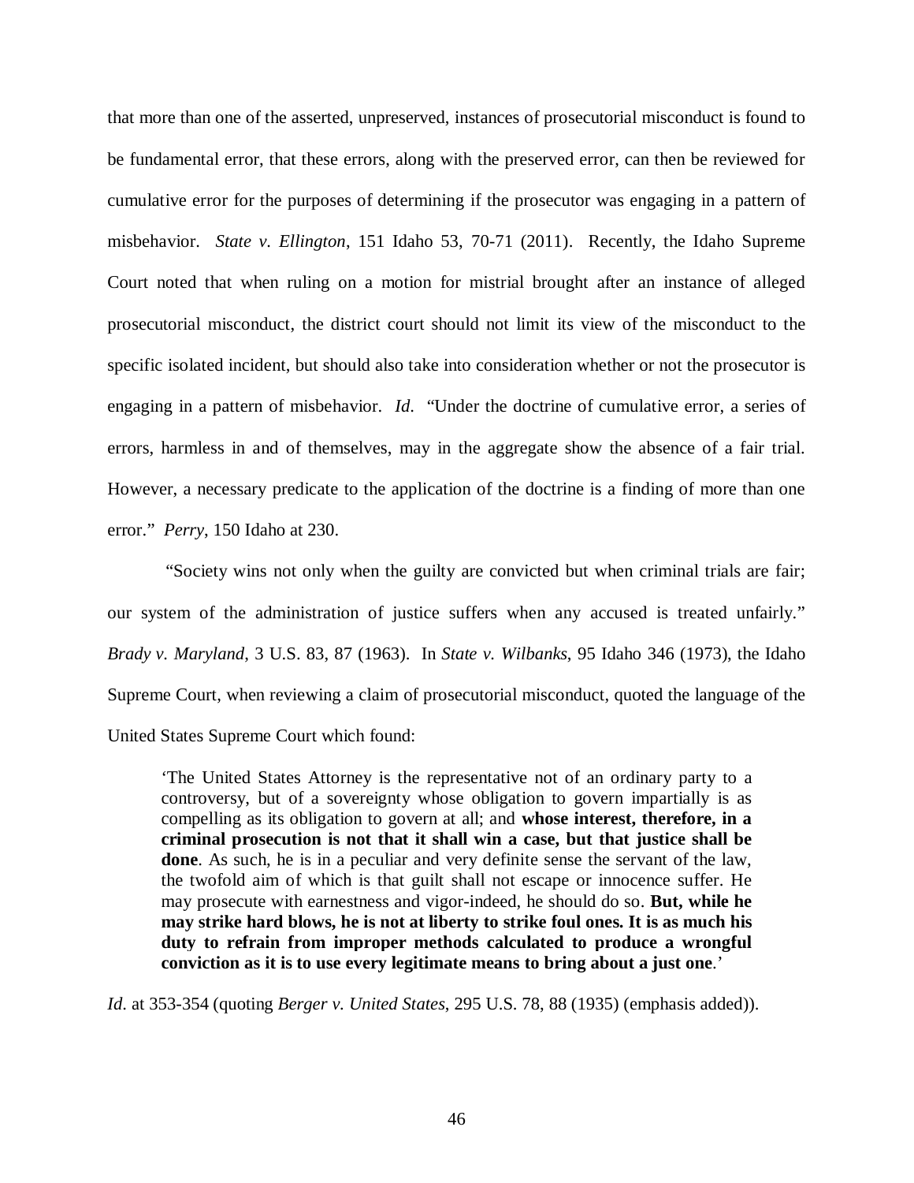that more than one of the asserted, unpreserved, instances of prosecutorial misconduct is found to be fundamental error, that these errors, along with the preserved error, can then be reviewed for cumulative error for the purposes of determining if the prosecutor was engaging in a pattern of misbehavior. *State v. Ellington*, 151 Idaho 53, 70-71 (2011). Recently, the Idaho Supreme Court noted that when ruling on a motion for mistrial brought after an instance of alleged prosecutorial misconduct, the district court should not limit its view of the misconduct to the specific isolated incident, but should also take into consideration whether or not the prosecutor is engaging in a pattern of misbehavior. *Id*. "Under the doctrine of cumulative error, a series of errors, harmless in and of themselves, may in the aggregate show the absence of a fair trial. However, a necessary predicate to the application of the doctrine is a finding of more than one error." *Perry*, 150 Idaho at 230.

"Society wins not only when the guilty are convicted but when criminal trials are fair; our system of the administration of justice suffers when any accused is treated unfairly." *Brady v. Maryland*, 3 U.S. 83, 87 (1963). In *State v. Wilbanks*, 95 Idaho 346 (1973), the Idaho Supreme Court, when reviewing a claim of prosecutorial misconduct, quoted the language of the United States Supreme Court which found:

> 'The United States Attorney is the representative not of an ordinary party to a controversy, but of a sovereignty whose obligation to govern impartially is as compelling as its obligation to govern at all; and **whose interest, therefore, in a criminal prosecution is not that it shall win a case, but that justice shall be done**. As such, he is in a peculiar and very definite sense the servant of the law, the twofold aim of which is that guilt shall not escape or innocence suffer. He may prosecute with earnestness and vigor-indeed, he should do so. **But, while he may strike hard blows, he is not at liberty to strike foul ones. It is as much his duty to refrain from improper methods calculated to produce a wrongful conviction as it is to use every legitimate means to bring about a just one**.'

*Id*. at 353-354 (quoting *Berger v. United States*, 295 U.S. 78, 88 (1935) (emphasis added)).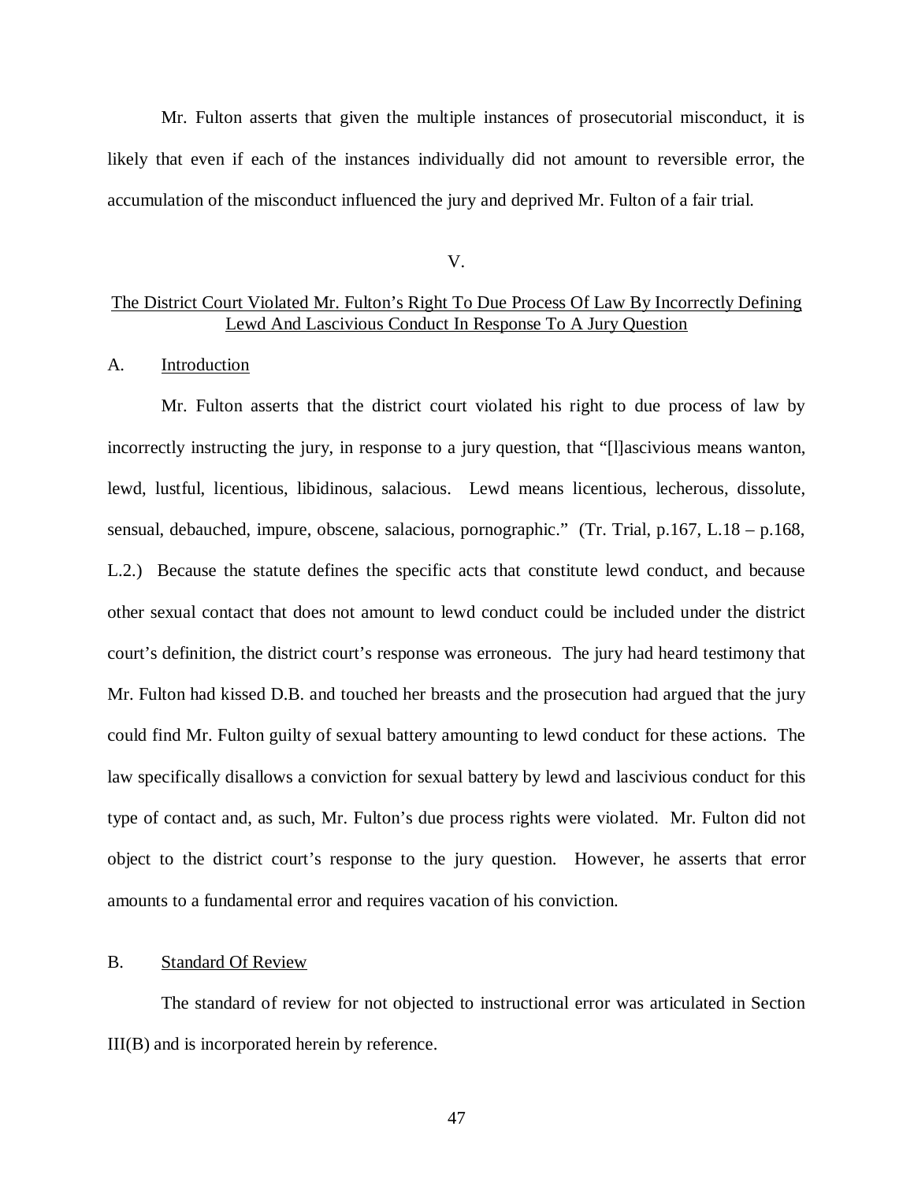Mr. Fulton asserts that given the multiple instances of prosecutorial misconduct, it is likely that even if each of the instances individually did not amount to reversible error, the accumulation of the misconduct influenced the jury and deprived Mr. Fulton of a fair trial.

## V.

## The District Court Violated Mr. Fulton's Right To Due Process Of Law By Incorrectly Defining Lewd And Lascivious Conduct In Response To A Jury Question

### A. Introduction

Mr. Fulton asserts that the district court violated his right to due process of law by incorrectly instructing the jury, in response to a jury question, that "[l]ascivious means wanton, lewd, lustful, licentious, libidinous, salacious. Lewd means licentious, lecherous, dissolute, sensual, debauched, impure, obscene, salacious, pornographic." (Tr. Trial, p.167, L.18 – p.168, L.2.) Because the statute defines the specific acts that constitute lewd conduct, and because other sexual contact that does not amount to lewd conduct could be included under the district court's definition, the district court's response was erroneous. The jury had heard testimony that Mr. Fulton had kissed D.B. and touched her breasts and the prosecution had argued that the jury could find Mr. Fulton guilty of sexual battery amounting to lewd conduct for these actions. The law specifically disallows a conviction for sexual battery by lewd and lascivious conduct for this type of contact and, as such, Mr. Fulton's due process rights were violated. Mr. Fulton did not object to the district court's response to the jury question. However, he asserts that error amounts to a fundamental error and requires vacation of his conviction.

### B. Standard Of Review

The standard of review for not objected to instructional error was articulated in Section III(B) and is incorporated herein by reference.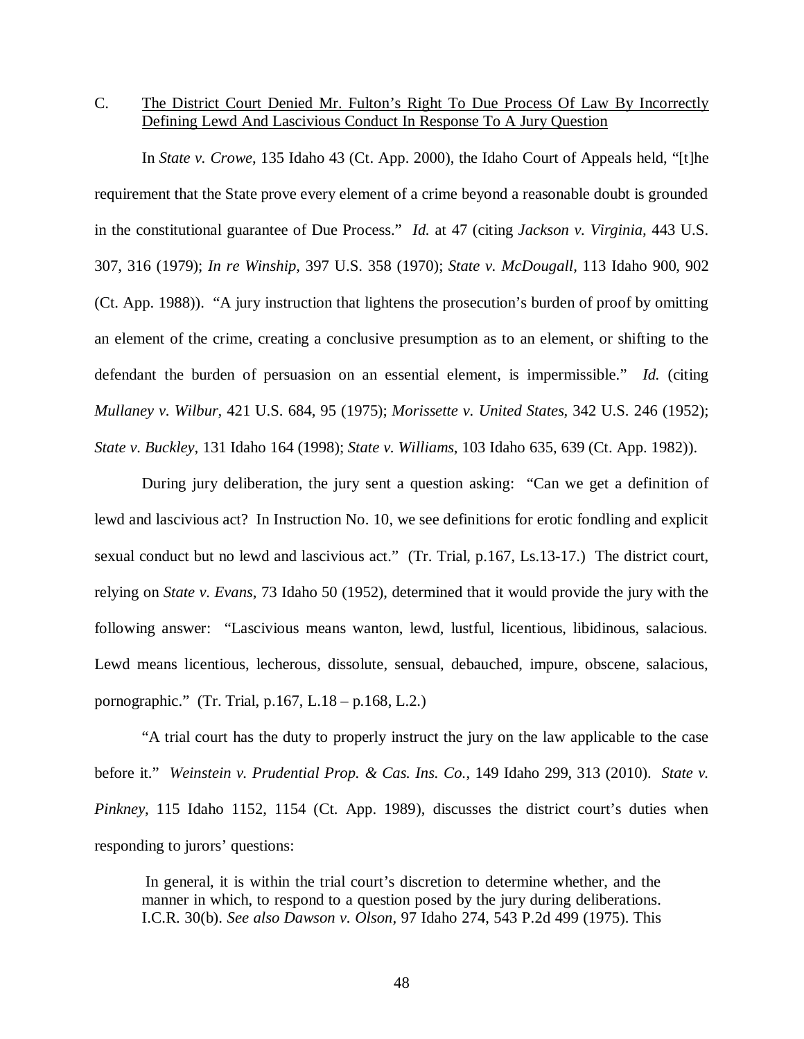C. <u>The District Court Denied Mr. Fulton's Right To Due Process Of Law By Incorrectly Defining Lewd And Lascivious Conduct In Response To A Jury Question</u>

In *State v. Crowe*, 135 Idaho 43 (Ct. App. 2000), the Idaho Court of Appeals held, "[t]he requirement that the State prove every element of a crime beyond a reasonable doubt is grounded in the constitutional guarantee of Due Process." *Id.* at 47 (citing *Jackson v. Virginia*, 443 U.S. 307, 316 (1979); *In re Winship*, 397 U.S. 358 (1970); *State v. McDougall*, 113 Idaho 900, 902 (Ct. App. 1988)). "A jury instruction that lightens the prosecution's burden of proof by omitting an element of the crime, creating a conclusive presumption as to an element, or shifting to the defendant the burden of persuasion on an essential element, is impermissible." *Id.* (citing *Mullaney v. Wilbur*, 421 U.S. 684, 95 (1975); *Morissette v. United States*, 342 U.S. 246 (1952); *State v. Buckley*, 131 Idaho 164 (1998); *State v. Williams*, 103 Idaho 635, 639 (Ct. App. 1982)).

During jury deliberation, the jury sent a question asking: "Can we get a definition of lewd and lascivious act? In Instruction No. 10, we see definitions for erotic fondling and explicit sexual conduct but no lewd and lascivious act." (Tr. Trial, p.167, Ls.13-17.) The district court, relying on *State v. Evans*, 73 Idaho 50 (1952), determined that it would provide the jury with the following answer: "Lascivious means wanton, lewd, lustful, licentious, libidinous, salacious. Lewd means licentious, lecherous, dissolute, sensual, debauched, impure, obscene, salacious, pornographic." (Tr. Trial, p.167, L.18 – p.168, L.2.)

"A trial court has the duty to properly instruct the jury on the law applicable to the case before it." *Weinstein v. Prudential Prop. & Cas. Ins. Co.*, 149 Idaho 299, 313 (2010). *State v. Pinkney*, 115 Idaho 1152, 1154 (Ct. App. 1989), discusses the district court's duties when responding to jurors' questions:

> In general, it is within the trial court's discretion to determine whether, and the manner in which, to respond to a question posed by the jury during deliberations. I.C.R. 30(b). *See also Dawson v. Olson*, 97 Idaho 274, 543 P.2d 499 (1975). This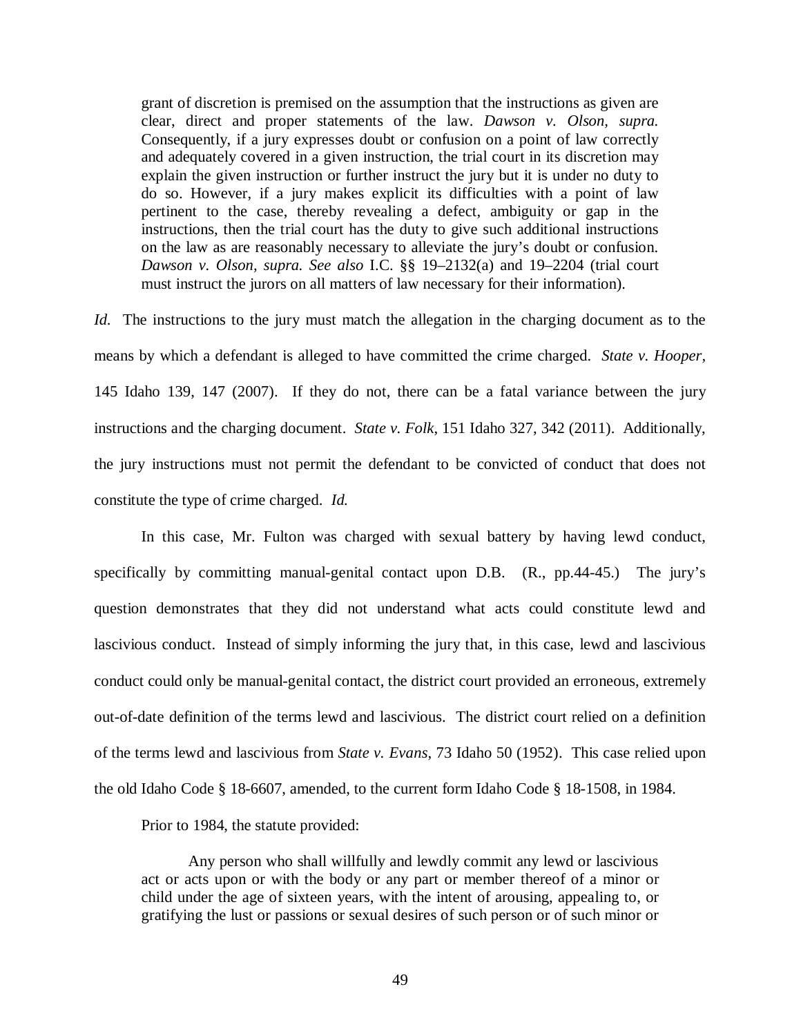> grant of discretion is premised on the assumption that the instructions as given are clear, direct and proper statements of the law. *Dawson v. Olson, supra.* Consequently, if a jury expresses doubt or confusion on a point of law correctly and adequately covered in a given instruction, the trial court in its discretion may explain the given instruction or further instruct the jury but it is under no duty to do so. However, if a jury makes explicit its difficulties with a point of law pertinent to the case, thereby revealing a defect, ambiguity or gap in the instructions, then the trial court has the duty to give such additional instructions on the law as are reasonably necessary to alleviate the jury's doubt or confusion. *Dawson v. Olson, supra. See also* I.C. §§ 19–2132(a) and 19–2204 (trial court must instruct the jurors on all matters of law necessary for their information).

*Id.* The instructions to the jury must match the allegation in the charging document as to the means by which a defendant is alleged to have committed the crime charged. *State v. Hooper,* 145 Idaho 139, 147 (2007). If they do not, there can be a fatal variance between the jury instructions and the charging document. *State v. Folk*, 151 Idaho 327, 342 (2011). Additionally, the jury instructions must not permit the defendant to be convicted of conduct that does not constitute the type of crime charged. *Id.*

In this case, Mr. Fulton was charged with sexual battery by having lewd conduct, specifically by committing manual-genital contact upon D.B. (R., pp.44-45.) The jury's question demonstrates that they did not understand what acts could constitute lewd and lascivious conduct. Instead of simply informing the jury that, in this case, lewd and lascivious conduct could only be manual-genital contact, the district court provided an erroneous, extremely out-of-date definition of the terms lewd and lascivious. The district court relied on a definition of the terms lewd and lascivious from *State v. Evans*, 73 Idaho 50 (1952). This case relied upon the old Idaho Code § 18-6607, amended, to the current form Idaho Code § 18-1508, in 1984.

Prior to 1984, the statute provided:

> Any person who shall willfully and lewdly commit any lewd or lascivious act or acts upon or with the body or any part or member thereof of a minor or child under the age of sixteen years, with the intent of arousing, appealing to, or gratifying the lust or passions or sexual desires of such person or of such minor or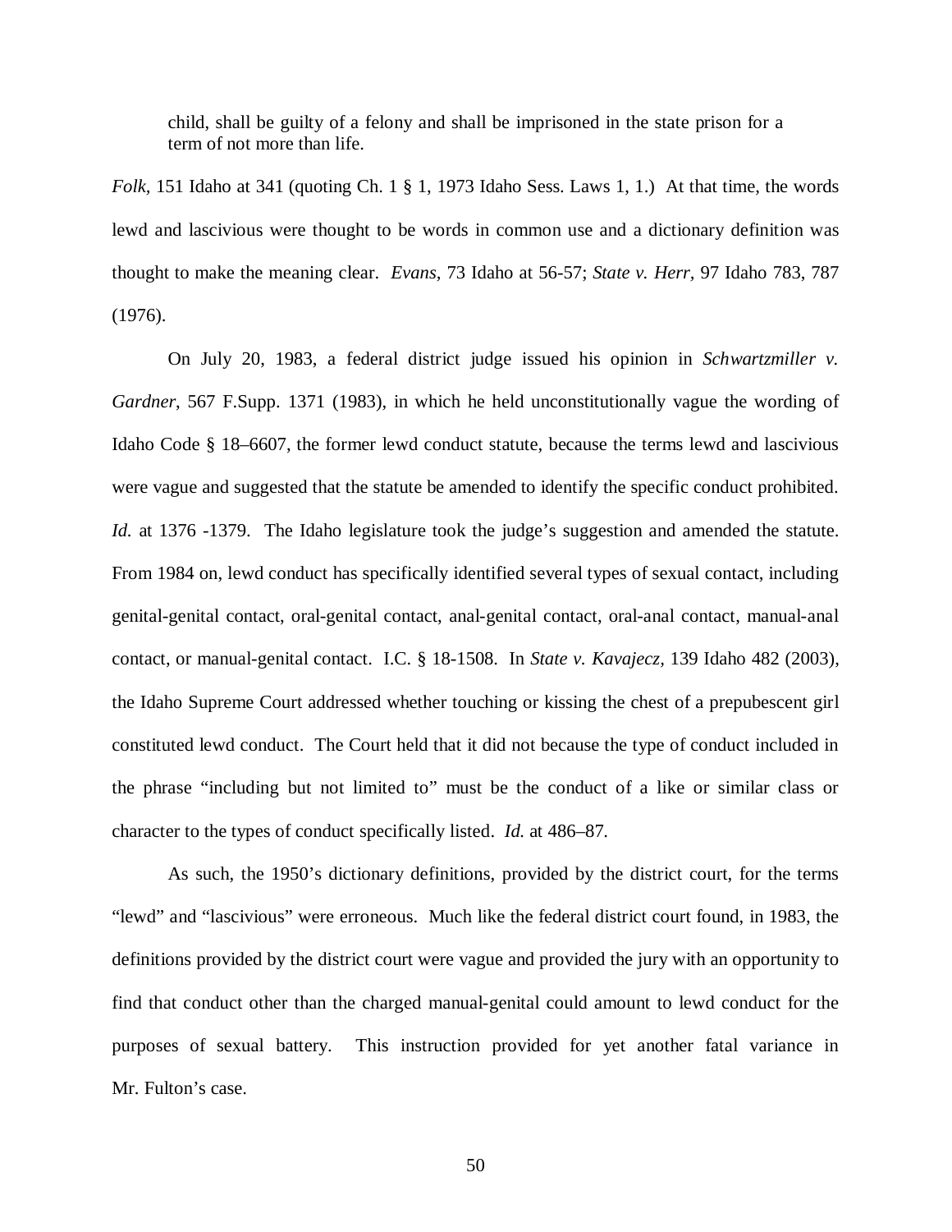> child, shall be guilty of a felony and shall be imprisoned in the state prison for a term of not more than life.

*Folk*, 151 Idaho at 341 (quoting Ch. 1 § 1, 1973 Idaho Sess. Laws 1, 1.) At that time, the words lewd and lascivious were thought to be words in common use and a dictionary definition was thought to make the meaning clear. *Evans*, 73 Idaho at 56-57; *State v. Herr*, 97 Idaho 783, 787 (1976).

On July 20, 1983, a federal district judge issued his opinion in *Schwartzmiller v. Gardner*, 567 F.Supp. 1371 (1983), in which he held unconstitutionally vague the wording of Idaho Code § 18–6607, the former lewd conduct statute, because the terms lewd and lascivious were vague and suggested that the statute be amended to identify the specific conduct prohibited. *Id.* at 1376 -1379. The Idaho legislature took the judge's suggestion and amended the statute. From 1984 on, lewd conduct has specifically identified several types of sexual contact, including genital-genital contact, oral-genital contact, anal-genital contact, oral-anal contact, manual-anal contact, or manual-genital contact. I.C. § 18-1508. In *State v. Kavajecz*, 139 Idaho 482 (2003), the Idaho Supreme Court addressed whether touching or kissing the chest of a prepubescent girl constituted lewd conduct. The Court held that it did not because the type of conduct included in the phrase "including but not limited to" must be the conduct of a like or similar class or character to the types of conduct specifically listed. *Id.* at 486–87.

As such, the 1950's dictionary definitions, provided by the district court, for the terms "lewd" and "lascivious" were erroneous. Much like the federal district court found, in 1983, the definitions provided by the district court were vague and provided the jury with an opportunity to find that conduct other than the charged manual-genital could amount to lewd conduct for the purposes of sexual battery. This instruction provided for yet another fatal variance in Mr. Fulton's case.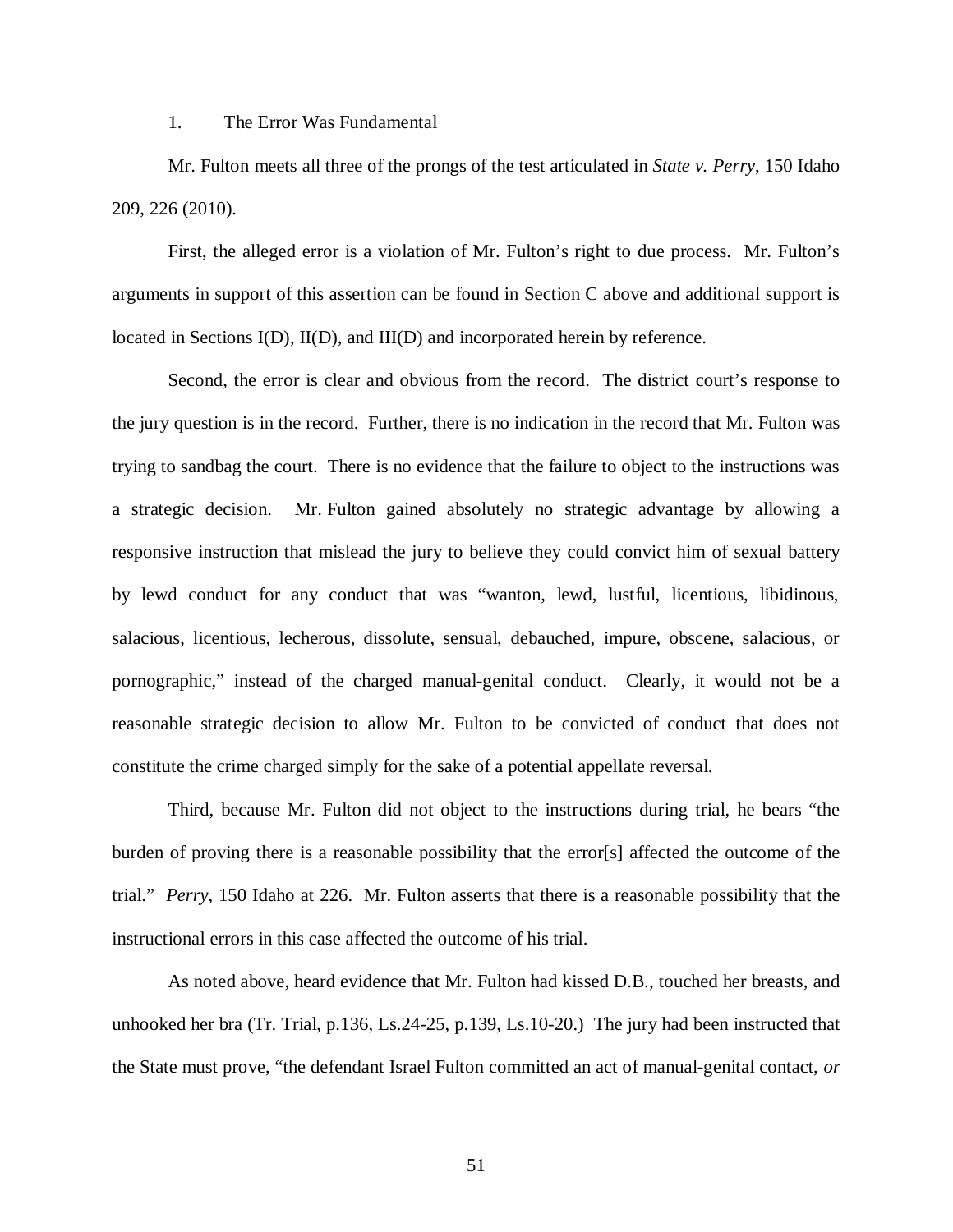### 1. <u>The Error Was Fundamental</u>

Mr. Fulton meets all three of the prongs of the test articulated in *State v. Perry*, 150 Idaho 209, 226 (2010).

First, the alleged error is a violation of Mr. Fulton's right to due process. Mr. Fulton's arguments in support of this assertion can be found in Section C above and additional support is located in Sections I(D), II(D), and III(D) and incorporated herein by reference.

Second, the error is clear and obvious from the record. The district court's response to the jury question is in the record. Further, there is no indication in the record that Mr. Fulton was trying to sandbag the court. There is no evidence that the failure to object to the instructions was a strategic decision. Mr. Fulton gained absolutely no strategic advantage by allowing a responsive instruction that mislead the jury to believe they could convict him of sexual battery by lewd conduct for any conduct that was "wanton, lewd, lustful, licentious, libidinous, salacious, licentious, lecherous, dissolute, sensual, debauched, impure, obscene, salacious, or pornographic," instead of the charged manual-genital conduct. Clearly, it would not be a reasonable strategic decision to allow Mr. Fulton to be convicted of conduct that does not constitute the crime charged simply for the sake of a potential appellate reversal.

Third, because Mr. Fulton did not object to the instructions during trial, he bears "the burden of proving there is a reasonable possibility that the error[s] affected the outcome of the trial." *Perry*, 150 Idaho at 226. Mr. Fulton asserts that there is a reasonable possibility that the instructional errors in this case affected the outcome of his trial.

As noted above, heard evidence that Mr. Fulton had kissed D.B., touched her breasts, and unhooked her bra (Tr. Trial, p.136, Ls.24-25, p.139, Ls.10-20.) The jury had been instructed that the State must prove, "the defendant Israel Fulton committed an act of manual-genital contact, *or*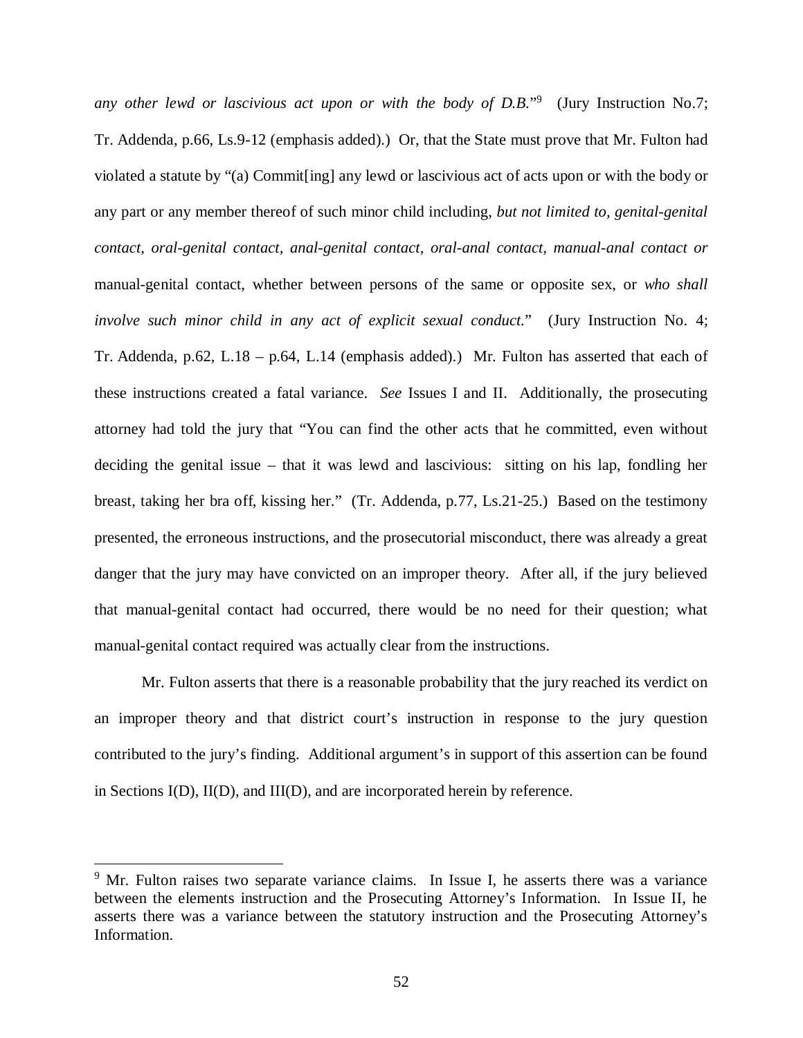*any other lewd or lascivious act upon or with the body of D.B.*"[9] (Jury Instruction No.7; Tr. Addenda, p.66, Ls.9-12 (emphasis added).) Or, that the State must prove that Mr. Fulton had violated a statute by "(a) Commit[ing] any lewd or lascivious act of acts upon or with the body or any part or any member thereof of such minor child including, *but not limited to, genital-genital contact, oral-genital contact, anal-genital contact, oral-anal contact, manual-anal contact or* manual-genital contact, whether between persons of the same or opposite sex, or *who shall involve such minor child in any act of explicit sexual conduct.*" (Jury Instruction No. 4; Tr. Addenda, p.62, L.18 – p.64, L.14 (emphasis added).) Mr. Fulton has asserted that each of these instructions created a fatal variance. *See* Issues I and II. Additionally, the prosecuting attorney had told the jury that "You can find the other acts that he committed, even without deciding the genital issue – that it was lewd and lascivious: sitting on his lap, fondling her breast, taking her bra off, kissing her." (Tr. Addenda, p.77, Ls.21-25.) Based on the testimony presented, the erroneous instructions, and the prosecutorial misconduct, there was already a great danger that the jury may have convicted on an improper theory. After all, if the jury believed that manual-genital contact had occurred, there would be no need for their question; what manual-genital contact required was actually clear from the instructions.

Mr. Fulton asserts that there is a reasonable probability that the jury reached its verdict on an improper theory and that district court's instruction in response to the jury question contributed to the jury's finding. Additional argument's in support of this assertion can be found in Sections I(D), II(D), and III(D), and are incorporated herein by reference.

---

[9] Mr. Fulton raises two separate variance claims. In Issue I, he asserts there was a variance between the elements instruction and the Prosecuting Attorney's Information. In Issue II, he asserts there was a variance between the statutory instruction and the Prosecuting Attorney's Information.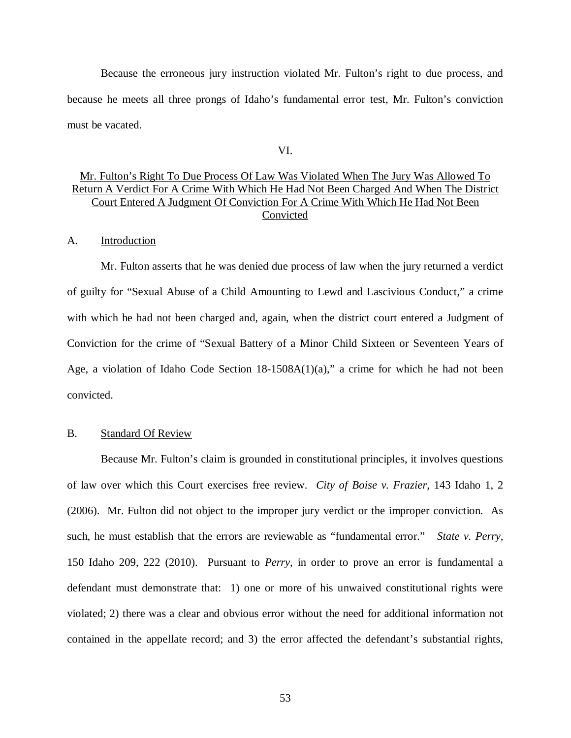Because the erroneous jury instruction violated Mr. Fulton's right to due process, and because he meets all three prongs of Idaho's fundamental error test, Mr. Fulton's conviction must be vacated.

## VI.

## Mr. Fulton's Right To Due Process Of Law Was Violated When The Jury Was Allowed To Return A Verdict For A Crime With Which He Had Not Been Charged And When The District Court Entered A Judgment Of Conviction For A Crime With Which He Had Not Been Convicted

### A. Introduction

Mr. Fulton asserts that he was denied due process of law when the jury returned a verdict of guilty for "Sexual Abuse of a Child Amounting to Lewd and Lascivious Conduct," a crime with which he had not been charged and, again, when the district court entered a Judgment of Conviction for the crime of "Sexual Battery of a Minor Child Sixteen or Seventeen Years of Age, a violation of Idaho Code Section 18-1508A(1)(a)," a crime for which he had not been convicted.

### B. Standard Of Review

Because Mr. Fulton's claim is grounded in constitutional principles, it involves questions of law over which this Court exercises free review. *City of Boise v. Frazier*, 143 Idaho 1, 2 (2006). Mr. Fulton did not object to the improper jury verdict or the improper conviction. As such, he must establish that the errors are reviewable as "fundamental error." *State v. Perry*, 150 Idaho 209, 222 (2010). Pursuant to *Perry*, in order to prove an error is fundamental a defendant must demonstrate that: 1) one or more of his unwaived constitutional rights were violated; 2) there was a clear and obvious error without the need for additional information not contained in the appellate record; and 3) the error affected the defendant's substantial rights,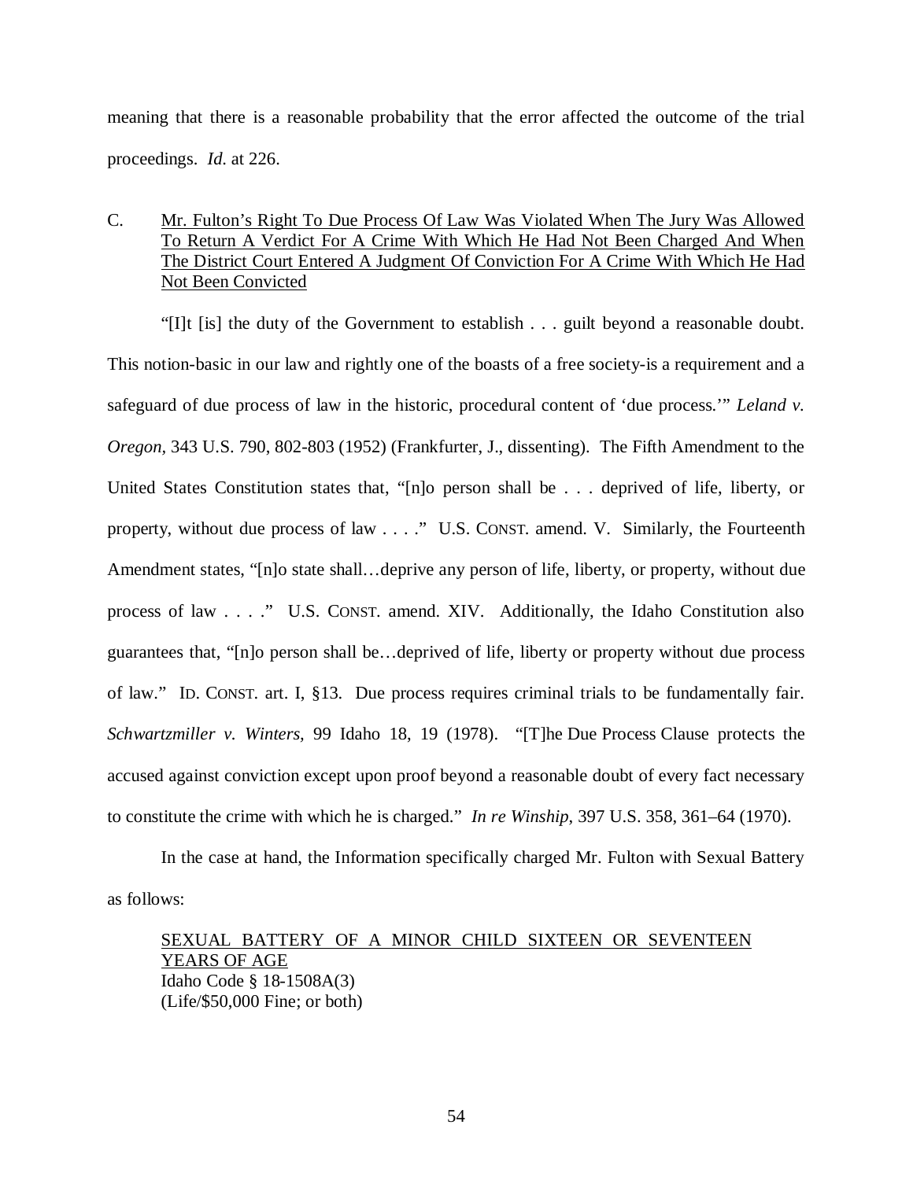meaning that there is a reasonable probability that the error affected the outcome of the trial proceedings. *Id.* at 226.

C. Mr. Fulton's Right To Due Process Of Law Was Violated When The Jury Was Allowed To Return A Verdict For A Crime With Which He Had Not Been Charged And When The District Court Entered A Judgment Of Conviction For A Crime With Which He Had Not Been Convicted

"[I]t [is] the duty of the Government to establish . . . guilt beyond a reasonable doubt. This notion-basic in our law and rightly one of the boasts of a free society-is a requirement and a safeguard of due process of law in the historic, procedural content of 'due process.'" *Leland v. Oregon,* 343 U.S. 790, 802-803 (1952) (Frankfurter, J., dissenting). The Fifth Amendment to the United States Constitution states that, "[n]o person shall be . . . deprived of life, liberty, or property, without due process of law . . . ." U.S. CONST. amend. V. Similarly, the Fourteenth Amendment states, "[n]o state shall…deprive any person of life, liberty, or property, without due process of law . . . ." U.S. CONST. amend. XIV. Additionally, the Idaho Constitution also guarantees that, "[n]o person shall be…deprived of life, liberty or property without due process of law." ID. CONST. art. I, §13. Due process requires criminal trials to be fundamentally fair. *Schwartzmiller v. Winters,* 99 Idaho 18, 19 (1978). "[T]he Due Process Clause protects the accused against conviction except upon proof beyond a reasonable doubt of every fact necessary to constitute the crime with which he is charged." *In re Winship*, 397 U.S. 358, 361–64 (1970).

In the case at hand, the Information specifically charged Mr. Fulton with Sexual Battery as follows:

> SEXUAL BATTERY OF A MINOR CHILD SIXTEEN OR SEVENTEEN YEARS OF AGE
> Idaho Code § 18-1508A(3)
> (Life/$50,000 Fine; or both)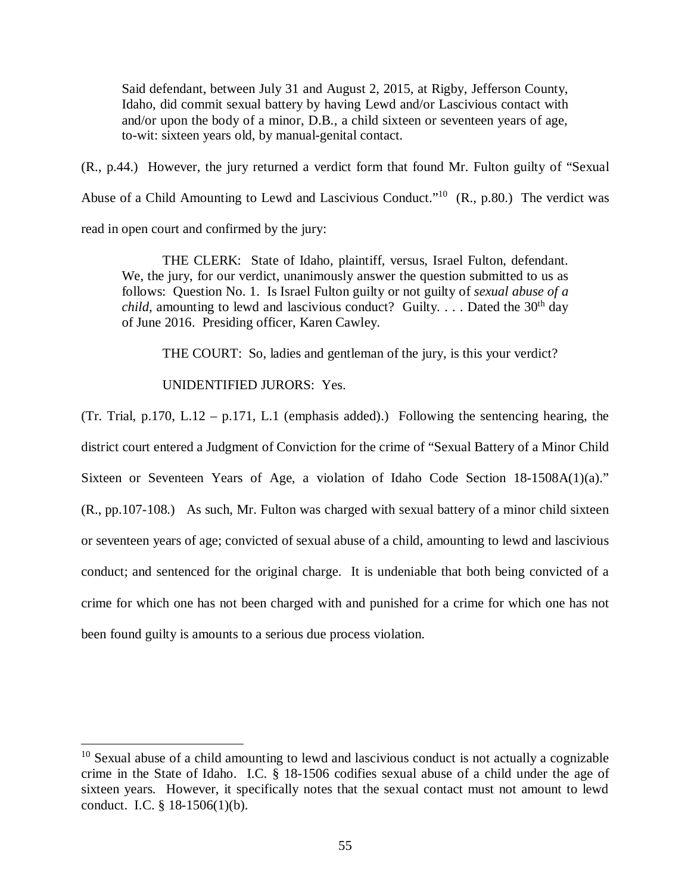> Said defendant, between July 31 and August 2, 2015, at Rigby, Jefferson County, Idaho, did commit sexual battery by having Lewd and/or Lascivious contact with and/or upon the body of a minor, D.B., a child sixteen or seventeen years of age, to-wit: sixteen years old, by manual-genital contact.

(R., p.44.) However, the jury returned a verdict form that found Mr. Fulton guilty of "Sexual Abuse of a Child Amounting to Lewd and Lascivious Conduct."[10] (R., p.80.) The verdict was read in open court and confirmed by the jury:

> THE CLERK: State of Idaho, plaintiff, versus, Israel Fulton, defendant. We, the jury, for our verdict, unanimously answer the question submitted to us as follows: Question No. 1. Is Israel Fulton guilty or not guilty of *sexual abuse of a child*, amounting to lewd and lascivious conduct? Guilty. . . . Dated the 30th day of June 2016. Presiding officer, Karen Cawley.
>
> THE COURT: So, ladies and gentleman of the jury, is this your verdict?
>
> UNIDENTIFIED JURORS: Yes.

(Tr. Trial, p.170, L.12 – p.171, L.1 (emphasis added).) Following the sentencing hearing, the district court entered a Judgment of Conviction for the crime of "Sexual Battery of a Minor Child Sixteen or Seventeen Years of Age, a violation of Idaho Code Section 18-1508A(1)(a)." (R., pp.107-108.) As such, Mr. Fulton was charged with sexual battery of a minor child sixteen or seventeen years of age; convicted of sexual abuse of a child, amounting to lewd and lascivious conduct; and sentenced for the original charge. It is undeniable that both being convicted of a crime for which one has not been charged with and punished for a crime for which one has not been found guilty is amounts to a serious due process violation.

---

[10] Sexual abuse of a child amounting to lewd and lascivious conduct is not actually a cognizable crime in the State of Idaho. I.C. § 18-1506 codifies sexual abuse of a child under the age of sixteen years. However, it specifically notes that the sexual contact must not amount to lewd conduct. I.C. § 18-1506(1)(b).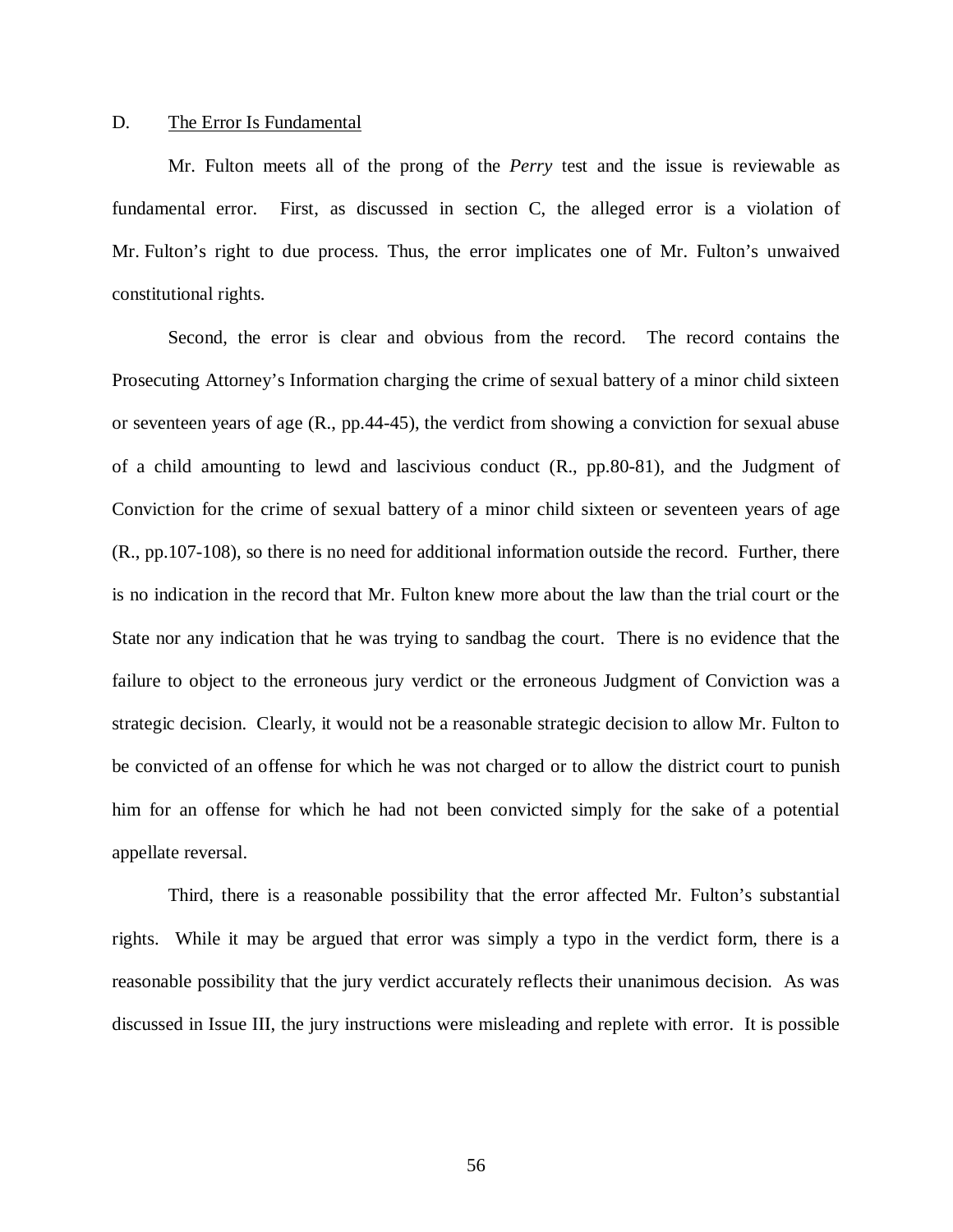### D. The Error Is Fundamental

Mr. Fulton meets all of the prong of the *Perry* test and the issue is reviewable as fundamental error. First, as discussed in section C, the alleged error is a violation of Mr. Fulton's right to due process. Thus, the error implicates one of Mr. Fulton's unwaived constitutional rights.

Second, the error is clear and obvious from the record. The record contains the Prosecuting Attorney's Information charging the crime of sexual battery of a minor child sixteen or seventeen years of age (R., pp.44-45), the verdict from showing a conviction for sexual abuse of a child amounting to lewd and lascivious conduct (R., pp.80-81), and the Judgment of Conviction for the crime of sexual battery of a minor child sixteen or seventeen years of age (R., pp.107-108), so there is no need for additional information outside the record. Further, there is no indication in the record that Mr. Fulton knew more about the law than the trial court or the State nor any indication that he was trying to sandbag the court. There is no evidence that the failure to object to the erroneous jury verdict or the erroneous Judgment of Conviction was a strategic decision. Clearly, it would not be a reasonable strategic decision to allow Mr. Fulton to be convicted of an offense for which he was not charged or to allow the district court to punish him for an offense for which he had not been convicted simply for the sake of a potential appellate reversal.

Third, there is a reasonable possibility that the error affected Mr. Fulton's substantial rights. While it may be argued that error was simply a typo in the verdict form, there is a reasonable possibility that the jury verdict accurately reflects their unanimous decision. As was discussed in Issue III, the jury instructions were misleading and replete with error. It is possible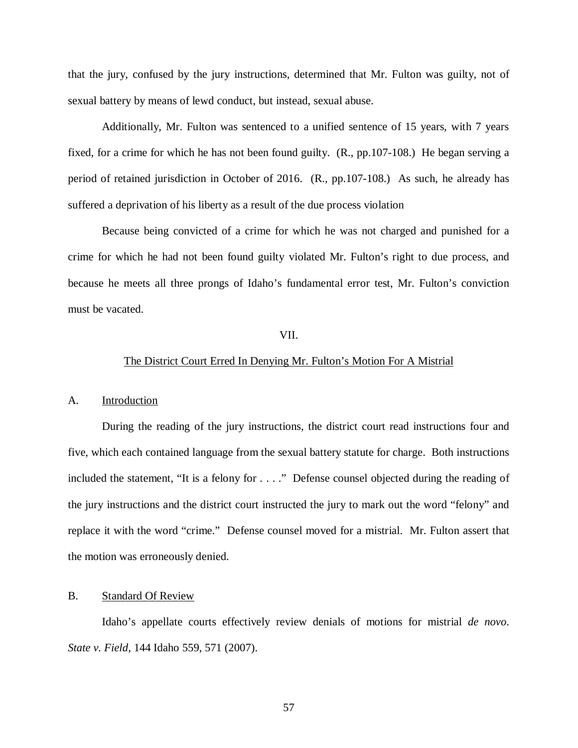that the jury, confused by the jury instructions, determined that Mr. Fulton was guilty, not of sexual battery by means of lewd conduct, but instead, sexual abuse.

Additionally, Mr. Fulton was sentenced to a unified sentence of 15 years, with 7 years fixed, for a crime for which he has not been found guilty. (R., pp.107-108.) He began serving a period of retained jurisdiction in October of 2016. (R., pp.107-108.) As such, he already has suffered a deprivation of his liberty as a result of the due process violation

Because being convicted of a crime for which he was not charged and punished for a crime for which he had not been found guilty violated Mr. Fulton's right to due process, and because he meets all three prongs of Idaho's fundamental error test, Mr. Fulton's conviction must be vacated.

## VII.

## The District Court Erred In Denying Mr. Fulton's Motion For A Mistrial

### A. Introduction

During the reading of the jury instructions, the district court read instructions four and five, which each contained language from the sexual battery statute for charge. Both instructions included the statement, "It is a felony for . . . ." Defense counsel objected during the reading of the jury instructions and the district court instructed the jury to mark out the word "felony" and replace it with the word "crime." Defense counsel moved for a mistrial. Mr. Fulton assert that the motion was erroneously denied.

### B. Standard Of Review

Idaho's appellate courts effectively review denials of motions for mistrial *de novo*. *State v. Field*, 144 Idaho 559, 571 (2007).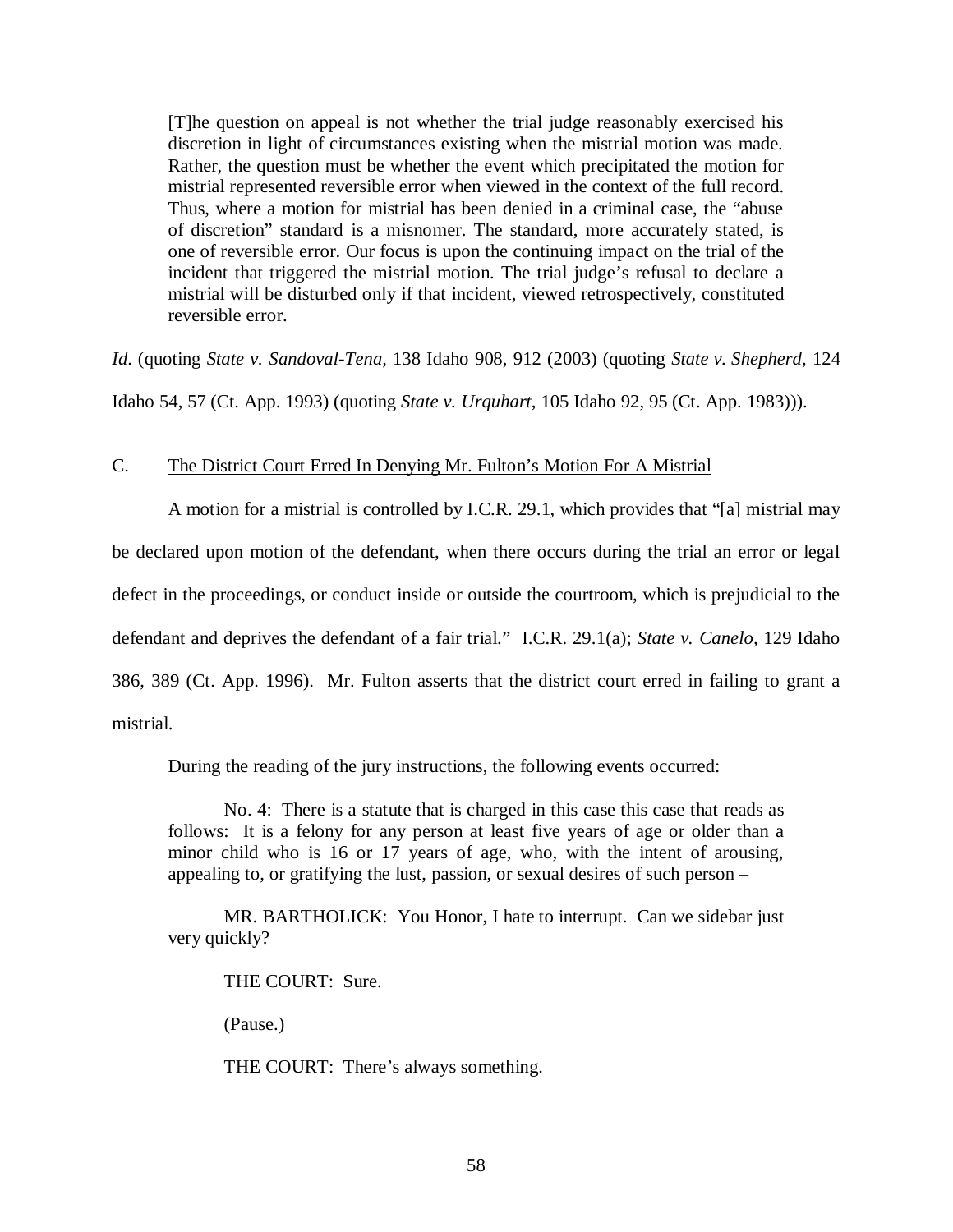> [T]he question on appeal is not whether the trial judge reasonably exercised his discretion in light of circumstances existing when the mistrial motion was made. Rather, the question must be whether the event which precipitated the motion for mistrial represented reversible error when viewed in the context of the full record. Thus, where a motion for mistrial has been denied in a criminal case, the "abuse of discretion" standard is a misnomer. The standard, more accurately stated, is one of reversible error. Our focus is upon the continuing impact on the trial of the incident that triggered the mistrial motion. The trial judge's refusal to declare a mistrial will be disturbed only if that incident, viewed retrospectively, constituted reversible error.

*Id*. (quoting *State v. Sandoval-Tena*, 138 Idaho 908, 912 (2003) (quoting *State v. Shepherd*, 124 Idaho 54, 57 (Ct. App. 1993) (quoting *State v. Urquhart*, 105 Idaho 92, 95 (Ct. App. 1983))).

C. <u>The District Court Erred In Denying Mr. Fulton's Motion For A Mistrial</u>

A motion for a mistrial is controlled by I.C.R. 29.1, which provides that "[a] mistrial may be declared upon motion of the defendant, when there occurs during the trial an error or legal defect in the proceedings, or conduct inside or outside the courtroom, which is prejudicial to the defendant and deprives the defendant of a fair trial." I.C.R. 29.1(a); *State v. Canelo*, 129 Idaho 386, 389 (Ct. App. 1996). Mr. Fulton asserts that the district court erred in failing to grant a mistrial.

During the reading of the jury instructions, the following events occurred:

> No. 4: There is a statute that is charged in this case this case that reads as follows: It is a felony for any person at least five years of age or older than a minor child who is 16 or 17 years of age, who, with the intent of arousing, appealing to, or gratifying the lust, passion, or sexual desires of such person –
>
> MR. BARTHOLICK: You Honor, I hate to interrupt. Can we sidebar just very quickly?
>
> THE COURT: Sure.
>
> (Pause.)
>
> THE COURT: There's always something.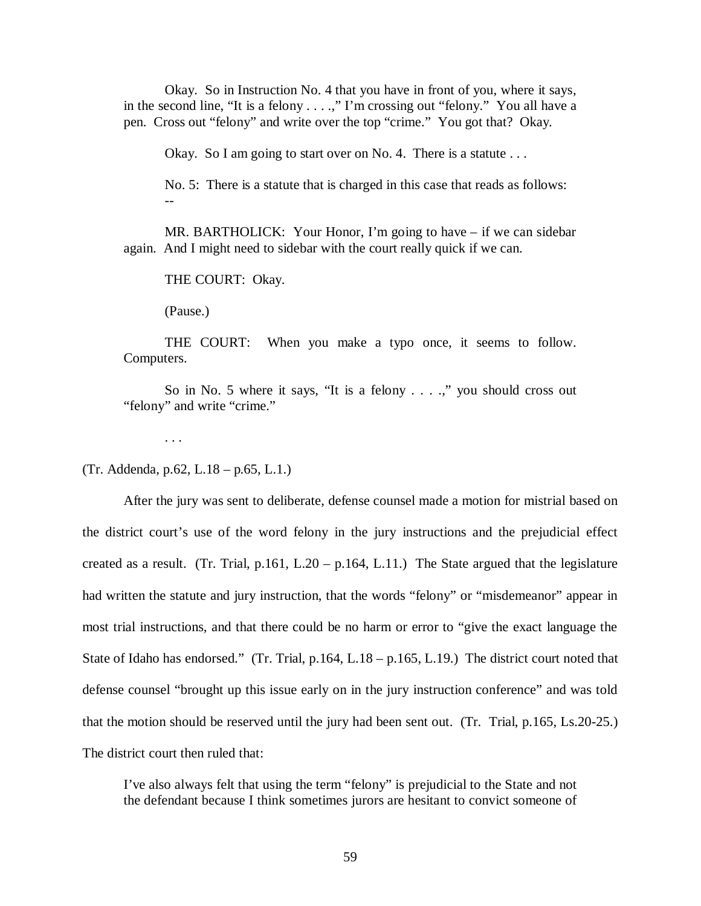Okay. So in Instruction No. 4 that you have in front of you, where it says, in the second line, "It is a felony . . . .," I'm crossing out "felony." You all have a pen. Cross out "felony" and write over the top "crime." You got that? Okay.

Okay. So I am going to start over on No. 4. There is a statute . . .

No. 5: There is a statute that is charged in this case that reads as follows: --

MR. BARTHOLICK: Your Honor, I'm going to have – if we can sidebar again. And I might need to sidebar with the court really quick if we can.

THE COURT: Okay.

(Pause.)

THE COURT: When you make a typo once, it seems to follow. Computers.

So in No. 5 where it says, "It is a felony . . . .," you should cross out "felony" and write "crime."

. . .

(Tr. Addenda, p.62, L.18 – p.65, L.1.)

After the jury was sent to deliberate, defense counsel made a motion for mistrial based on the district court's use of the word felony in the jury instructions and the prejudicial effect created as a result. (Tr. Trial, p.161, L.20 – p.164, L.11.) The State argued that the legislature had written the statute and jury instruction, that the words "felony" or "misdemeanor" appear in most trial instructions, and that there could be no harm or error to "give the exact language the State of Idaho has endorsed." (Tr. Trial, p.164, L.18 – p.165, L.19.) The district court noted that defense counsel "brought up this issue early on in the jury instruction conference" and was told that the motion should be reserved until the jury had been sent out. (Tr. Trial, p.165, Ls.20-25.) The district court then ruled that:

> I've also always felt that using the term "felony" is prejudicial to the State and not the defendant because I think sometimes jurors are hesitant to convict someone of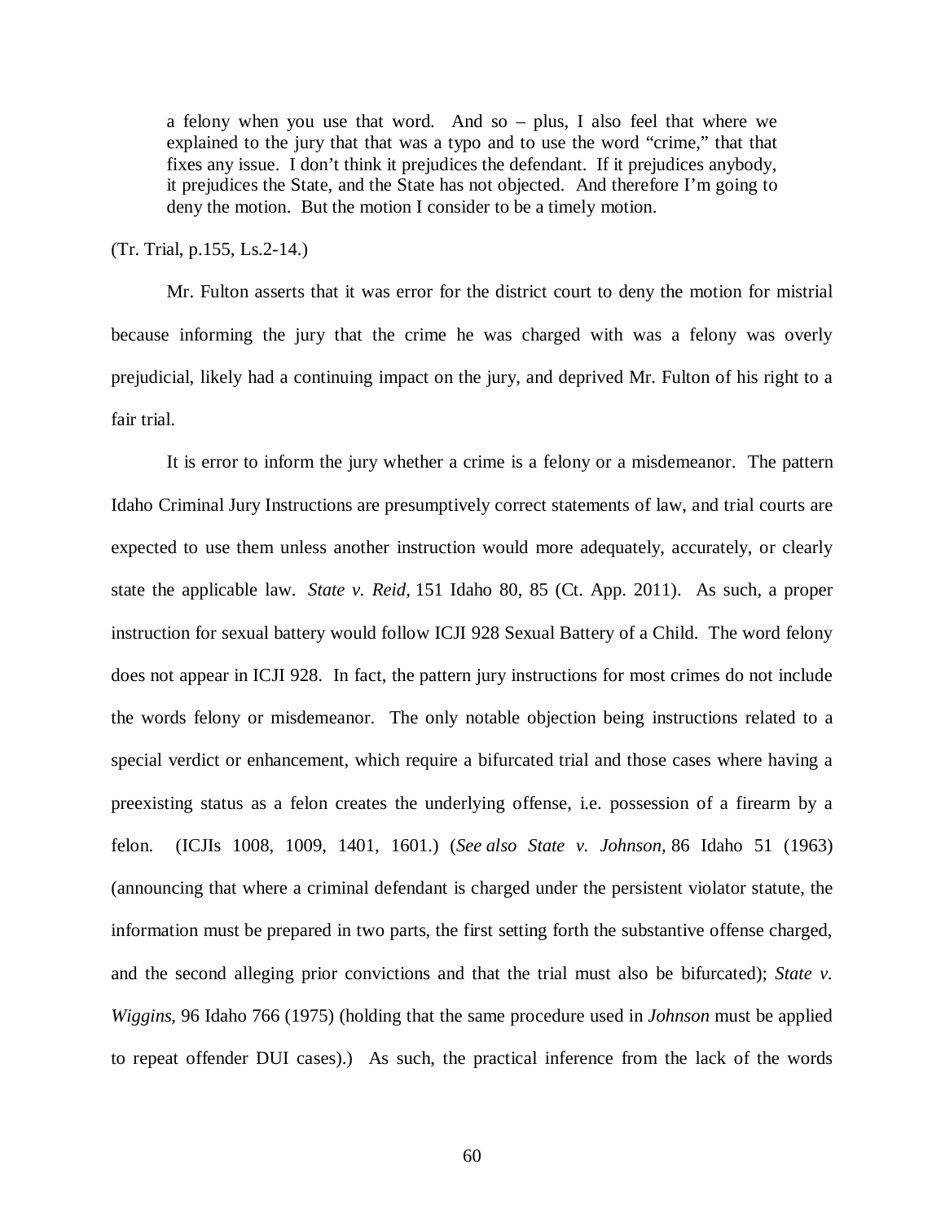> a felony when you use that word. And so – plus, I also feel that where we explained to the jury that that was a typo and to use the word "crime," that that fixes any issue. I don't think it prejudices the defendant. If it prejudices anybody, it prejudices the State, and the State has not objected. And therefore I'm going to deny the motion. But the motion I consider to be a timely motion.

(Tr. Trial, p.155, Ls.2-14.)

Mr. Fulton asserts that it was error for the district court to deny the motion for mistrial because informing the jury that the crime he was charged with was a felony was overly prejudicial, likely had a continuing impact on the jury, and deprived Mr. Fulton of his right to a fair trial.

It is error to inform the jury whether a crime is a felony or a misdemeanor. The pattern Idaho Criminal Jury Instructions are presumptively correct statements of law, and trial courts are expected to use them unless another instruction would more adequately, accurately, or clearly state the applicable law. *State v. Reid,* 151 Idaho 80, 85 (Ct. App. 2011). As such, a proper instruction for sexual battery would follow ICJI 928 Sexual Battery of a Child. The word felony does not appear in ICJI 928. In fact, the pattern jury instructions for most crimes do not include the words felony or misdemeanor. The only notable objection being instructions related to a special verdict or enhancement, which require a bifurcated trial and those cases where having a preexisting status as a felon creates the underlying offense, i.e. possession of a firearm by a felon. (ICJIs 1008, 1009, 1401, 1601.) (*See also State v. Johnson,* 86 Idaho 51 (1963) (announcing that where a criminal defendant is charged under the persistent violator statute, the information must be prepared in two parts, the first setting forth the substantive offense charged, and the second alleging prior convictions and that the trial must also be bifurcated); *State v. Wiggins*, 96 Idaho 766 (1975) (holding that the same procedure used in *Johnson* must be applied to repeat offender DUI cases).) As such, the practical inference from the lack of the words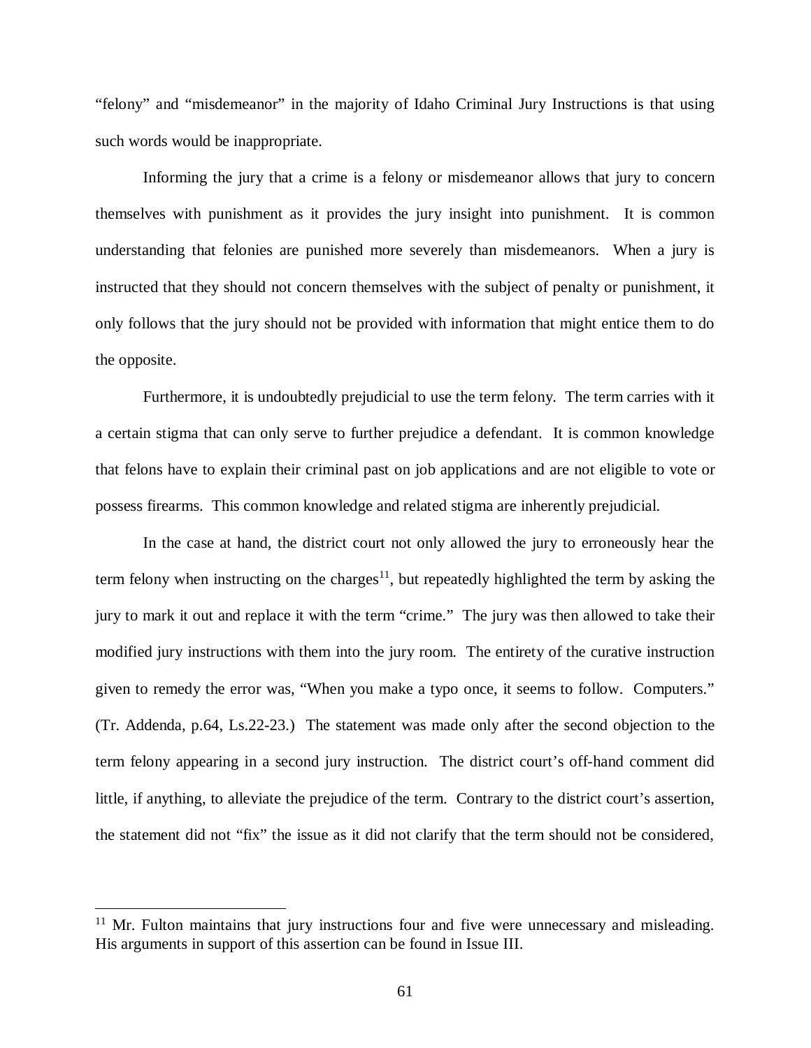"felony" and "misdemeanor" in the majority of Idaho Criminal Jury Instructions is that using such words would be inappropriate.

Informing the jury that a crime is a felony or misdemeanor allows that jury to concern themselves with punishment as it provides the jury insight into punishment. It is common understanding that felonies are punished more severely than misdemeanors. When a jury is instructed that they should not concern themselves with the subject of penalty or punishment, it only follows that the jury should not be provided with information that might entice them to do the opposite.

Furthermore, it is undoubtedly prejudicial to use the term felony. The term carries with it a certain stigma that can only serve to further prejudice a defendant. It is common knowledge that felons have to explain their criminal past on job applications and are not eligible to vote or possess firearms. This common knowledge and related stigma are inherently prejudicial.

In the case at hand, the district court not only allowed the jury to erroneously hear the term felony when instructing on the charges[11], but repeatedly highlighted the term by asking the jury to mark it out and replace it with the term "crime." The jury was then allowed to take their modified jury instructions with them into the jury room. The entirety of the curative instruction given to remedy the error was, "When you make a typo once, it seems to follow. Computers." (Tr. Addenda, p.64, Ls.22-23.) The statement was made only after the second objection to the term felony appearing in a second jury instruction. The district court's off-hand comment did little, if anything, to alleviate the prejudice of the term. Contrary to the district court's assertion, the statement did not "fix" the issue as it did not clarify that the term should not be considered,

---

[11] Mr. Fulton maintains that jury instructions four and five were unnecessary and misleading. His arguments in support of this assertion can be found in Issue III.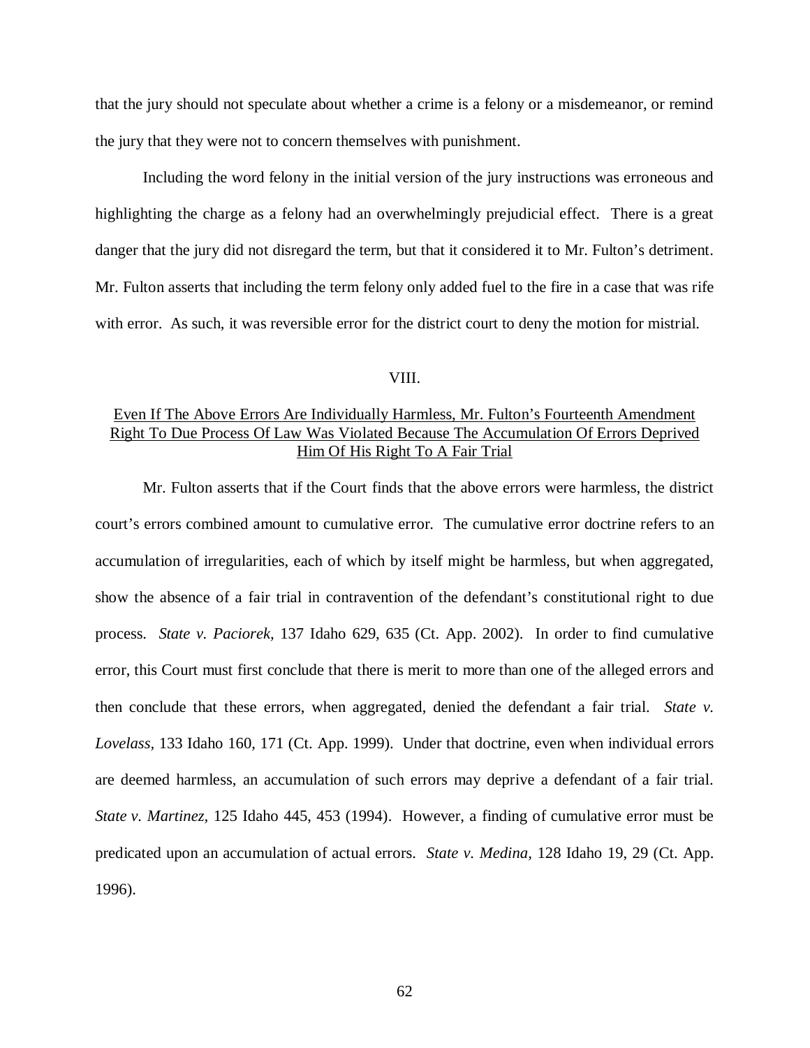that the jury should not speculate about whether a crime is a felony or a misdemeanor, or remind the jury that they were not to concern themselves with punishment.

Including the word felony in the initial version of the jury instructions was erroneous and highlighting the charge as a felony had an overwhelmingly prejudicial effect. There is a great danger that the jury did not disregard the term, but that it considered it to Mr. Fulton's detriment. Mr. Fulton asserts that including the term felony only added fuel to the fire in a case that was rife with error. As such, it was reversible error for the district court to deny the motion for mistrial.

VIII.

<u>Even If The Above Errors Are Individually Harmless, Mr. Fulton's Fourteenth Amendment Right To Due Process Of Law Was Violated Because The Accumulation Of Errors Deprived Him Of His Right To A Fair Trial</u>

Mr. Fulton asserts that if the Court finds that the above errors were harmless, the district court's errors combined amount to cumulative error. The cumulative error doctrine refers to an accumulation of irregularities, each of which by itself might be harmless, but when aggregated, show the absence of a fair trial in contravention of the defendant's constitutional right to due process. *State v. Paciorek,* 137 Idaho 629, 635 (Ct. App. 2002). In order to find cumulative error, this Court must first conclude that there is merit to more than one of the alleged errors and then conclude that these errors, when aggregated, denied the defendant a fair trial. *State v. Lovelass*, 133 Idaho 160, 171 (Ct. App. 1999). Under that doctrine, even when individual errors are deemed harmless, an accumulation of such errors may deprive a defendant of a fair trial. *State v. Martinez*, 125 Idaho 445, 453 (1994). However, a finding of cumulative error must be predicated upon an accumulation of actual errors. *State v. Medina,* 128 Idaho 19, 29 (Ct. App. 1996).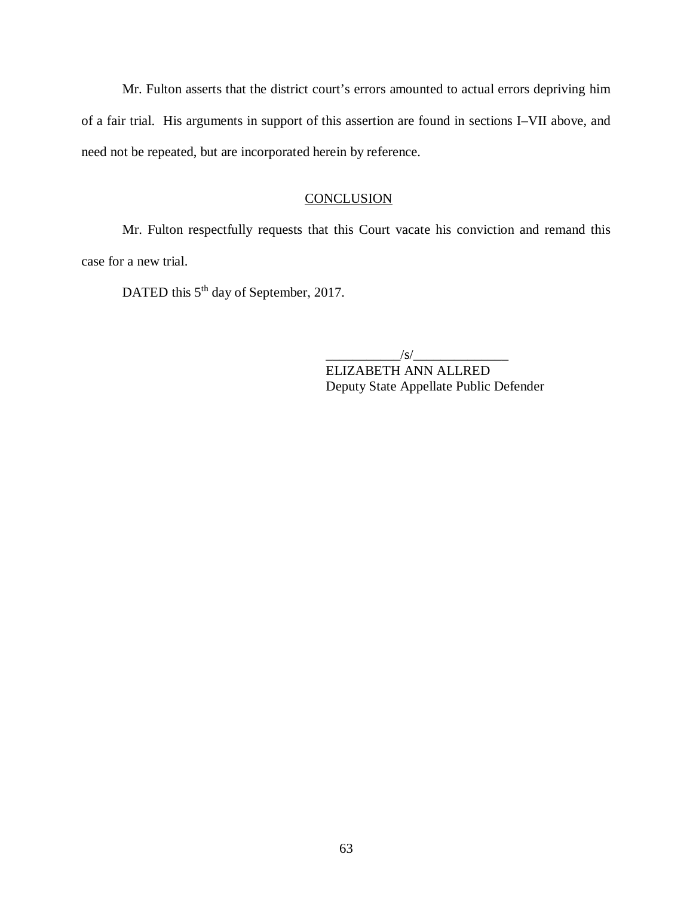Mr. Fulton asserts that the district court's errors amounted to actual errors depriving him of a fair trial. His arguments in support of this assertion are found in sections I–VII above, and need not be repeated, but are incorporated herein by reference.

## CONCLUSION

Mr. Fulton respectfully requests that this Court vacate his conviction and remand this case for a new trial.

DATED this 5th day of September, 2017.

___________/s/______________
ELIZABETH ANN ALLRED
Deputy State Appellate Public Defender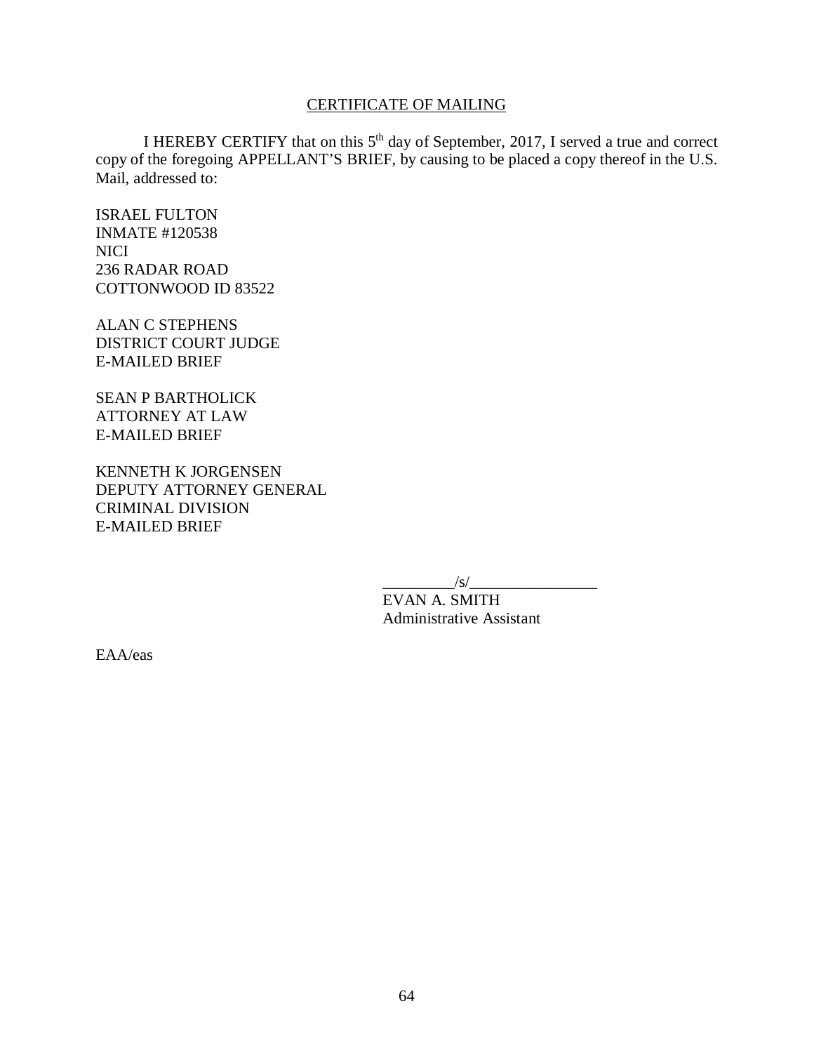## CERTIFICATE OF MAILING

I HEREBY CERTIFY that on this 5th day of September, 2017, I served a true and correct copy of the foregoing APPELLANT'S BRIEF, by causing to be placed a copy thereof in the U.S. Mail, addressed to:

ISRAEL FULTON
INMATE #120538
NICI
236 RADAR ROAD
COTTONWOOD ID 83522

ALAN C STEPHENS
DISTRICT COURT JUDGE
E-MAILED BRIEF

SEAN P BARTHOLICK
ATTORNEY AT LAW
E-MAILED BRIEF

KENNETH K JORGENSEN
DEPUTY ATTORNEY GENERAL
CRIMINAL DIVISION
E-MAILED BRIEF

_________/s/________________
EVAN A. SMITH
Administrative Assistant

EAA/eas